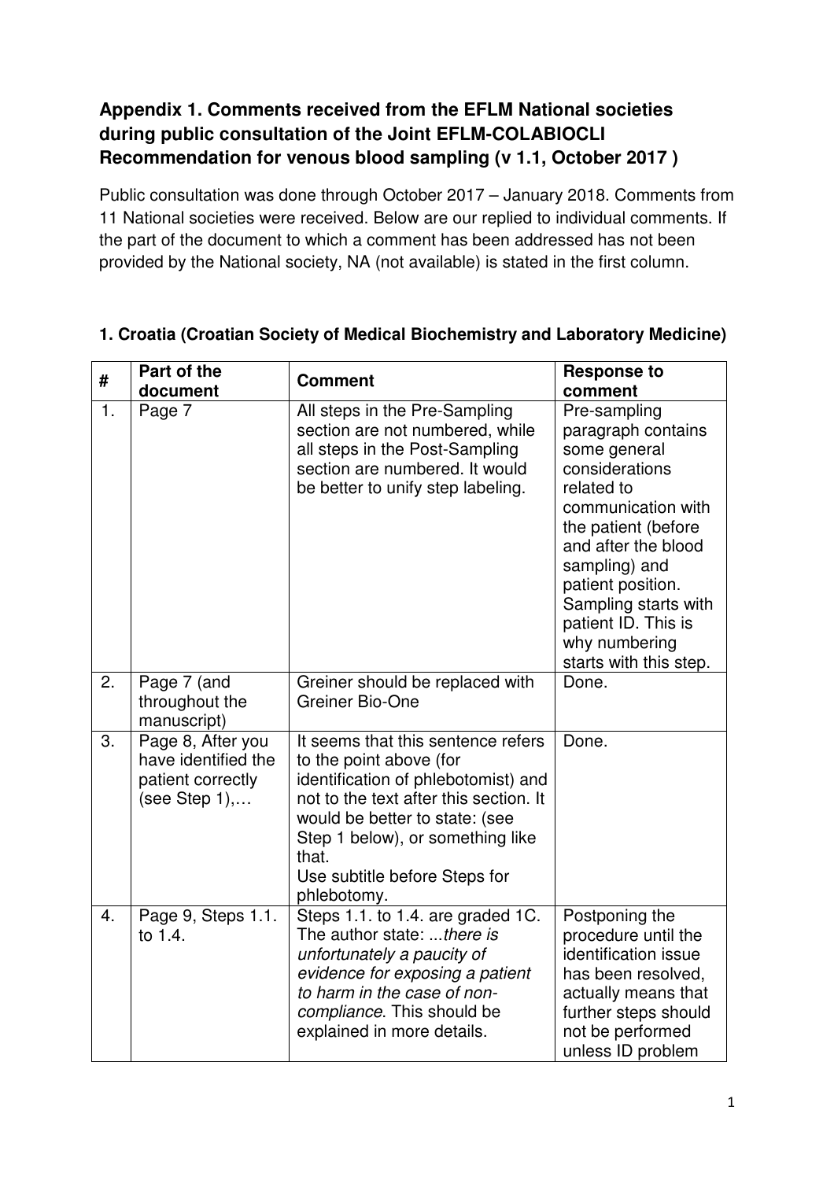**Appendix 1. Comments received from the EFLM National societies during public consultation of the Joint EFLM-COLABIOCLI Recommendation for venous blood sampling (v 1.1, October 2017 )**

Public consultation was done through October 2017 – January 2018. Comments from 11 National societies were received. Below are our replied to individual comments. If the part of the document to which a comment has been addressed has not been provided by the National society, NA (not available) is stated in the first column.

**1. Croatia (Croatian Society of Medical Biochemistry and Laboratory Medicine)**

| # | Part of the document | Comment | Response to comment |
|---|---|---|---|
| 1. | Page 7 | All steps in the Pre-Sampling section are not numbered, while all steps in the Post-Sampling section are numbered. It would be better to unify step labeling. | Pre-sampling paragraph contains some general considerations related to communication with the patient (before and after the blood sampling) and patient position. Sampling starts with patient ID. This is why numbering starts with this step. |
| 2. | Page 7 (and throughout the manuscript) | Greiner should be replaced with Greiner Bio-One | Done. |
| 3. | Page 8, After you have identified the patient correctly (see Step 1),… | It seems that this sentence refers to the point above (for identification of phlebotomist) and not to the text after this section. It would be better to state: (see Step 1 below), or something like that.<br>Use subtitle before Steps for phlebotomy. | Done. |
| 4. | Page 9, Steps 1.1. to 1.4. | Steps 1.1. to 1.4. are graded 1C. The author state: ...*there is unfortunately a paucity of evidence for exposing a patient to harm in the case of non-compliance*. This should be explained in more details. | Postponing the procedure until the identification issue has been resolved, actually means that further steps should not be performed unless ID problem |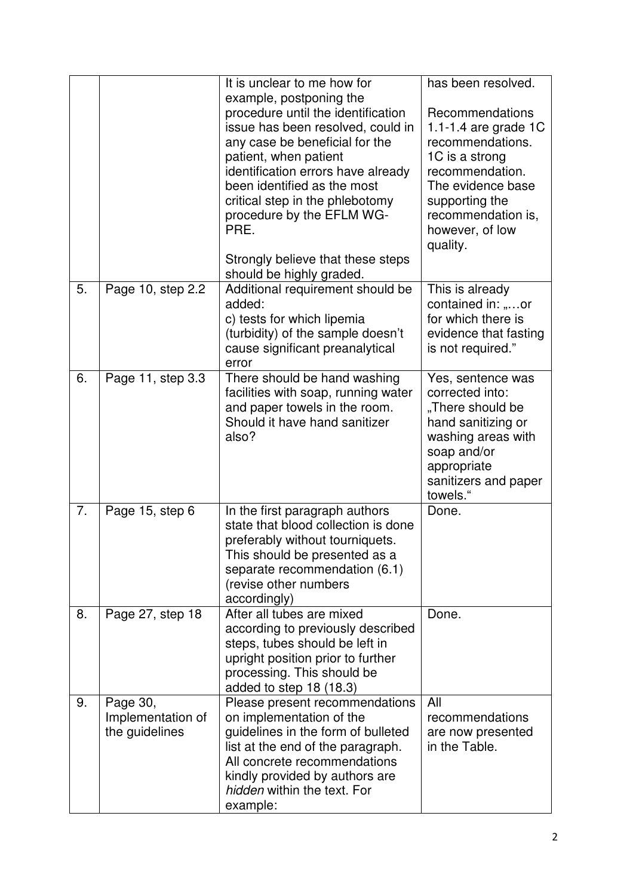| | | | |
|---|---|---|---|
| | | It is unclear to me how for example, postponing the procedure until the identification issue has been resolved, could in any case be beneficial for the patient, when patient identification errors have already been identified as the most critical step in the phlebotomy procedure by the EFLM WG-PRE.<br><br>Strongly believe that these steps should be highly graded. | has been resolved.<br><br>Recommendations 1.1-1.4 are grade 1C recommendations. 1C is a strong recommendation. The evidence base supporting the recommendation is, however, of low quality. |
| 5. | Page 10, step 2.2 | Additional requirement should be added:<br>c) tests for which lipemia (turbidity) of the sample doesn't cause significant preanalytical error | This is already contained in: „…or for which there is evidence that fasting is not required." |
| 6. | Page 11, step 3.3 | There should be hand washing facilities with soap, running water and paper towels in the room. Should it have hand sanitizer also? | Yes, sentence was corrected into: „There should be hand sanitizing or washing areas with soap and/or appropriate sanitizers and paper towels." |
| 7. | Page 15, step 6 | In the first paragraph authors state that blood collection is done preferably without tourniquets. This should be presented as a separate recommendation (6.1) (revise other numbers accordingly) | Done. |
| 8. | Page 27, step 18 | After all tubes are mixed according to previously described steps, tubes should be left in upright position prior to further processing. This should be added to step 18 (18.3) | Done. |
| 9. | Page 30, Implementation of the guidelines | Please present recommendations on implementation of the guidelines in the form of bulleted list at the end of the paragraph. All concrete recommendations kindly provided by authors are *hidden* within the text. For example: | All recommendations are now presented in the Table. |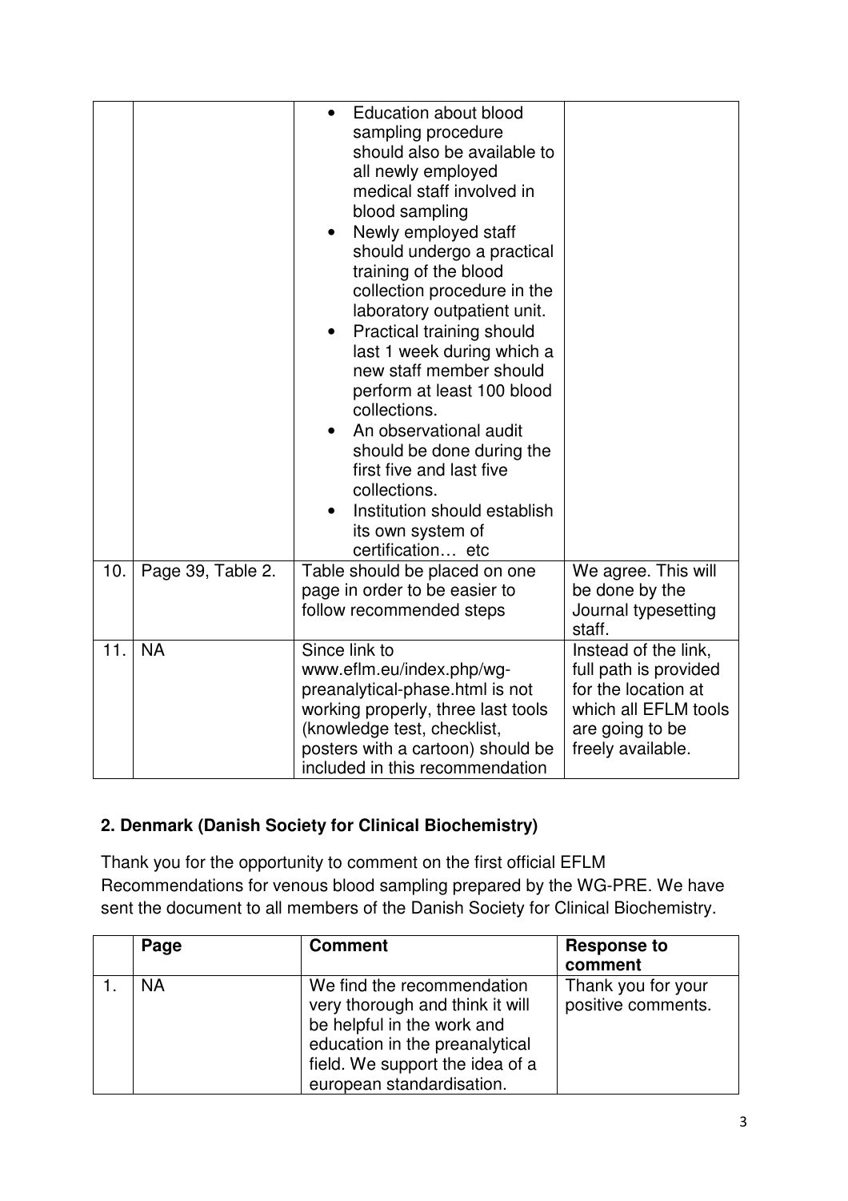|  |  |  |  |
|---|---|---|---|
|  |  | • Education about blood sampling procedure should also be available to all newly employed medical staff involved in blood sampling<br>• Newly employed staff should undergo a practical training of the blood collection procedure in the laboratory outpatient unit.<br>• Practical training should last 1 week during which a new staff member should perform at least 100 blood collections.<br>• An observational audit should be done during the first five and last five collections.<br>• Institution should establish its own system of certification… etc |  |
| 10. | Page 39, Table 2. | Table should be placed on one page in order to be easier to follow recommended steps | We agree. This will be done by the Journal typesetting staff. |
| 11. | NA | Since link to www.eflm.eu/index.php/wg-preanalytical-phase.html is not working properly, three last tools (knowledge test, checklist, posters with a cartoon) should be included in this recommendation | Instead of the link, full path is provided for the location at which all EFLM tools are going to be freely available. |

## 2. Denmark (Danish Society for Clinical Biochemistry)

Thank you for the opportunity to comment on the first official EFLM Recommendations for venous blood sampling prepared by the WG-PRE. We have sent the document to all members of the Danish Society for Clinical Biochemistry.

|  | Page | Comment | Response to comment |
|---|---|---|---|
| 1. | NA | We find the recommendation very thorough and think it will be helpful in the work and education in the preanalytical field. We support the idea of a european standardisation. | Thank you for your positive comments. |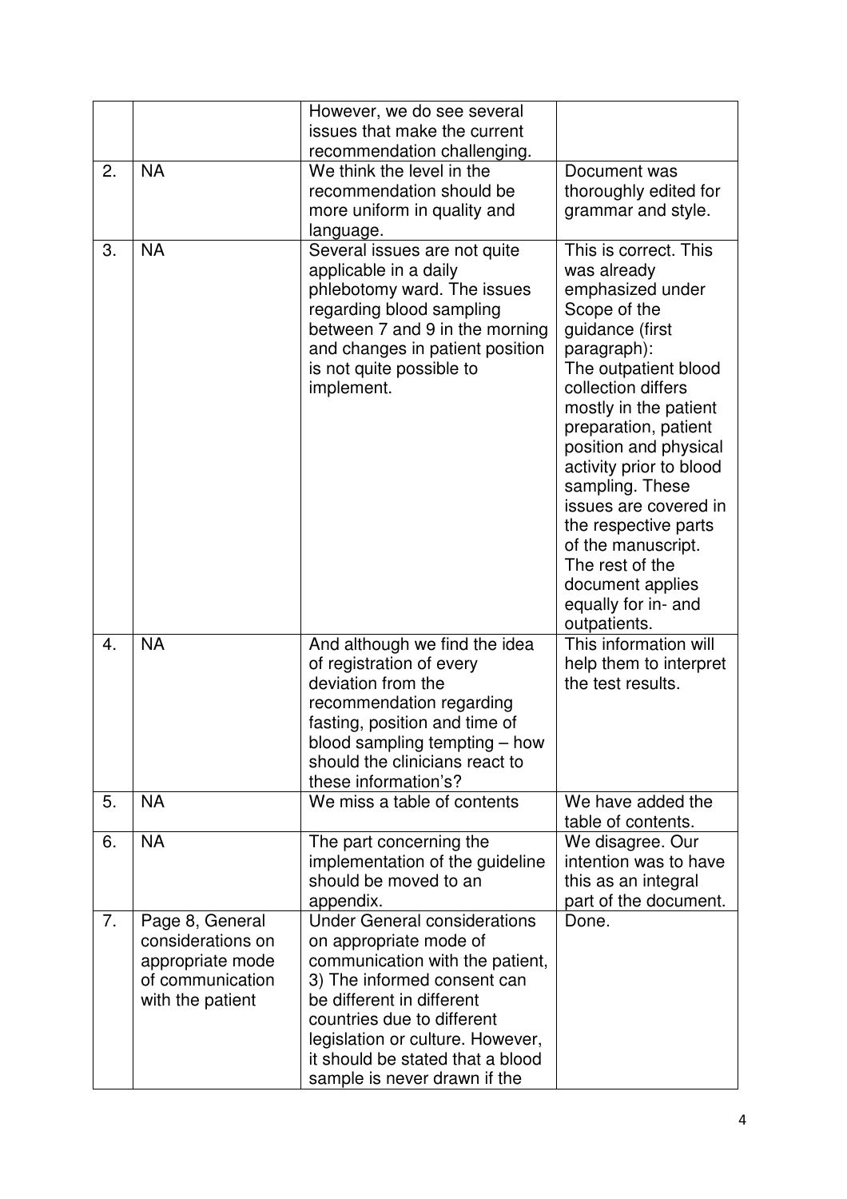|  |  |  |  |
|---|---|---|---|
|  |  | However, we do see several issues that make the current recommendation challenging. |  |
| 2. | NA | We think the level in the recommendation should be more uniform in quality and language. | Document was thoroughly edited for grammar and style. |
| 3. | NA | Several issues are not quite applicable in a daily phlebotomy ward. The issues regarding blood sampling between 7 and 9 in the morning and changes in patient position is not quite possible to implement. | This is correct. This was already emphasized under Scope of the guidance (first paragraph): The outpatient blood collection differs mostly in the patient preparation, patient position and physical activity prior to blood sampling. These issues are covered in the respective parts of the manuscript. The rest of the document applies equally for in- and outpatients. |
| 4. | NA | And although we find the idea of registration of every deviation from the recommendation regarding fasting, position and time of blood sampling tempting – how should the clinicians react to these information's? | This information will help them to interpret the test results. |
| 5. | NA | We miss a table of contents | We have added the table of contents. |
| 6. | NA | The part concerning the implementation of the guideline should be moved to an appendix. | We disagree. Our intention was to have this as an integral part of the document. |
| 7. | Page 8, General considerations on appropriate mode of communication with the patient | Under General considerations on appropriate mode of communication with the patient, 3) The informed consent can be different in different countries due to different legislation or culture. However, it should be stated that a blood sample is never drawn if the | Done. |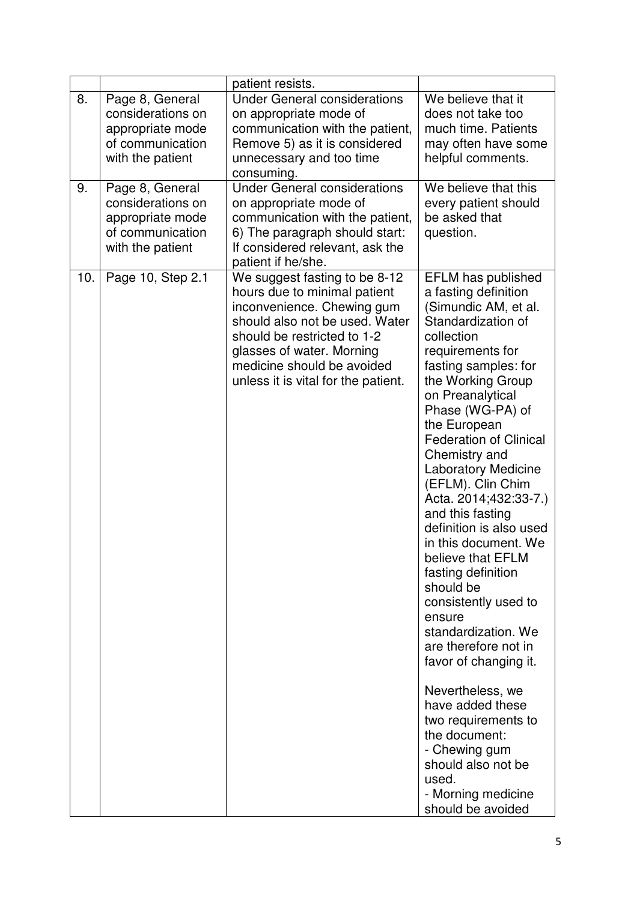|  |  | patient resists. |  |
|---|---|---|---|
| 8. | Page 8, General considerations on appropriate mode of communication with the patient | Under General considerations on appropriate mode of communication with the patient, Remove 5) as it is considered unnecessary and too time consuming. | We believe that it does not take too much time. Patients may often have some helpful comments. |
| 9. | Page 8, General considerations on appropriate mode of communication with the patient | Under General considerations on appropriate mode of communication with the patient, 6) The paragraph should start: If considered relevant, ask the patient if he/she. | We believe that this every patient should be asked that question. |
| 10. | Page 10, Step 2.1 | We suggest fasting to be 8-12 hours due to minimal patient inconvenience. Chewing gum should also not be used. Water should be restricted to 1-2 glasses of water. Morning medicine should be avoided unless it is vital for the patient. | EFLM has published a fasting definition (Simundic AM, et al. Standardization of collection requirements for fasting samples: for the Working Group on Preanalytical Phase (WG-PA) of the European Federation of Clinical Chemistry and Laboratory Medicine (EFLM). Clin Chim Acta. 2014;432:33-7.) and this fasting definition is also used in this document. We believe that EFLM fasting definition should be consistently used to ensure standardization. We are therefore not in favor of changing it.<br><br>Nevertheless, we have added these two requirements to the document:<br>- Chewing gum should also not be used.<br>- Morning medicine should be avoided |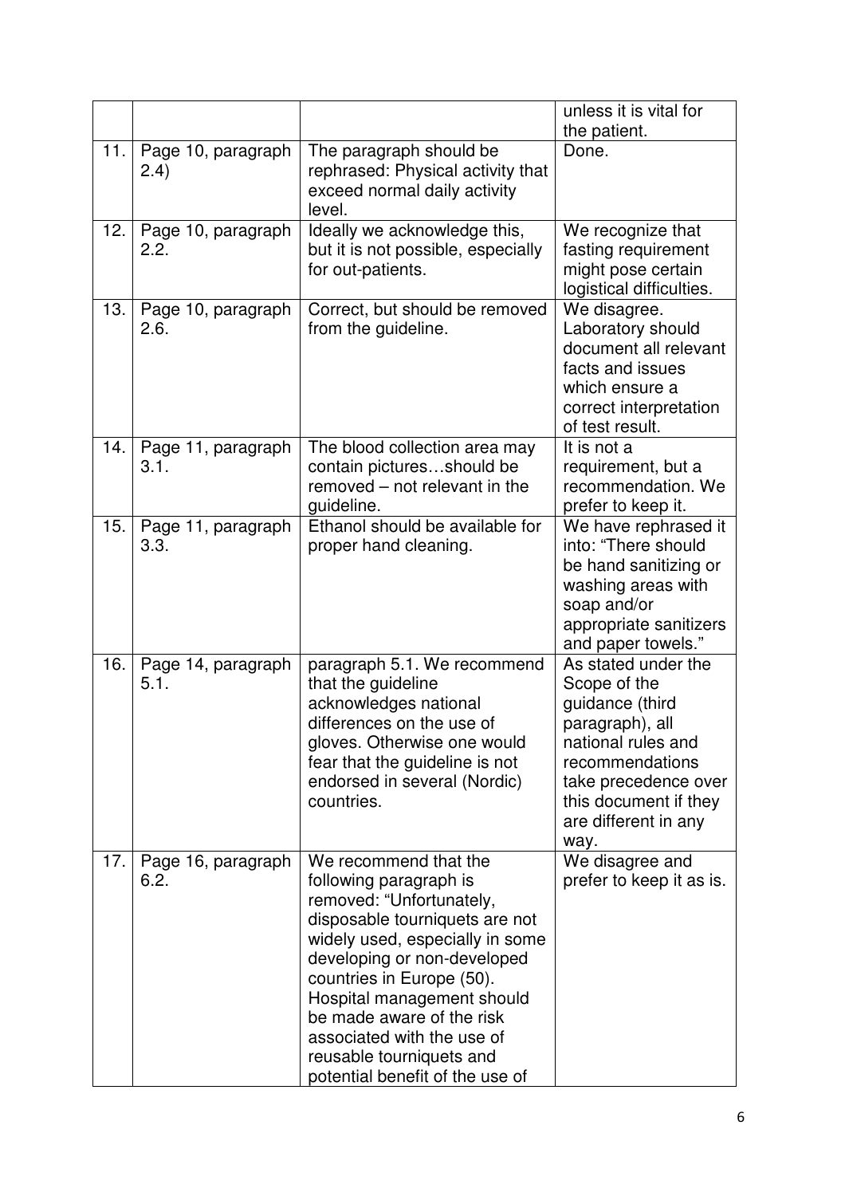| | | | |
|---|---|---|---|
| | | | unless it is vital for the patient. |
| 11. | Page 10, paragraph 2.4) | The paragraph should be rephrased: Physical activity that exceed normal daily activity level. | Done. |
| 12. | Page 10, paragraph 2.2. | Ideally we acknowledge this, but it is not possible, especially for out-patients. | We recognize that fasting requirement might pose certain logistical difficulties. |
| 13. | Page 10, paragraph 2.6. | Correct, but should be removed from the guideline. | We disagree. Laboratory should document all relevant facts and issues which ensure a correct interpretation of test result. |
| 14. | Page 11, paragraph 3.1. | The blood collection area may contain pictures…should be removed – not relevant in the guideline. | It is not a requirement, but a recommendation. We prefer to keep it. |
| 15. | Page 11, paragraph 3.3. | Ethanol should be available for proper hand cleaning. | We have rephrased it into: "There should be hand sanitizing or washing areas with soap and/or appropriate sanitizers and paper towels." |
| 16. | Page 14, paragraph 5.1. | paragraph 5.1. We recommend that the guideline acknowledges national differences on the use of gloves. Otherwise one would fear that the guideline is not endorsed in several (Nordic) countries. | As stated under the Scope of the guidance (third paragraph), all national rules and recommendations take precedence over this document if they are different in any way. |
| 17. | Page 16, paragraph 6.2. | We recommend that the following paragraph is removed: "Unfortunately, disposable tourniquets are not widely used, especially in some developing or non-developed countries in Europe (50). Hospital management should be made aware of the risk associated with the use of reusable tourniquets and potential benefit of the use of | We disagree and prefer to keep it as is. |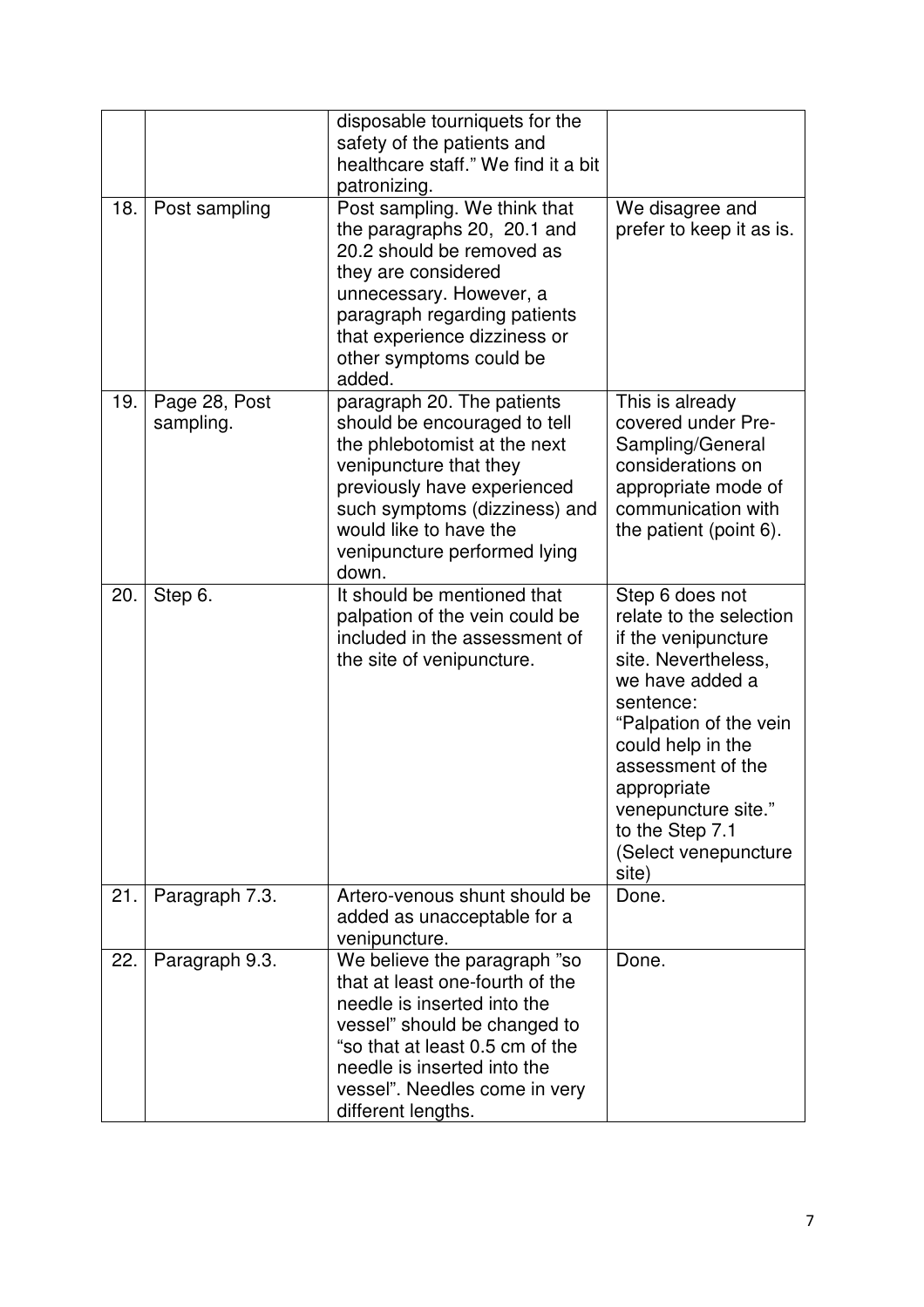| | | | |
|---|---|---|---|
| | | disposable tourniquets for the safety of the patients and healthcare staff." We find it a bit patronizing. | |
| 18. | Post sampling | Post sampling. We think that the paragraphs 20, 20.1 and 20.2 should be removed as they are considered unnecessary. However, a paragraph regarding patients that experience dizziness or other symptoms could be added. | We disagree and prefer to keep it as is. |
| 19. | Page 28, Post sampling. | paragraph 20. The patients should be encouraged to tell the phlebotomist at the next venipuncture that they previously have experienced such symptoms (dizziness) and would like to have the venipuncture performed lying down. | This is already covered under Pre-Sampling/General considerations on appropriate mode of communication with the patient (point 6). |
| 20. | Step 6. | It should be mentioned that palpation of the vein could be included in the assessment of the site of venipuncture. | Step 6 does not relate to the selection if the venipuncture site. Nevertheless, we have added a sentence: "Palpation of the vein could help in the assessment of the appropriate venepuncture site." to the Step 7.1 (Select venepuncture site) |
| 21. | Paragraph 7.3. | Artero-venous shunt should be added as unacceptable for a venipuncture. | Done. |
| 22. | Paragraph 9.3. | We believe the paragraph "so that at least one-fourth of the needle is inserted into the vessel" should be changed to "so that at least 0.5 cm of the needle is inserted into the vessel". Needles come in very different lengths. | Done. |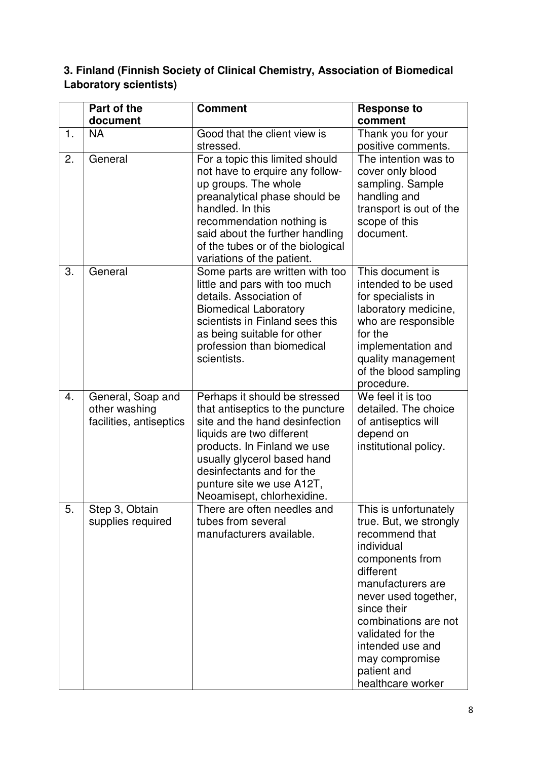**3. Finland (Finnish Society of Clinical Chemistry, Association of Biomedical Laboratory scientists)**

| | Part of the document | Comment | Response to comment |
|---|---|---|---|
| 1. | NA | Good that the client view is stressed. | Thank you for your positive comments. |
| 2. | General | For a topic this limited should not have to erquire any follow-up groups. The whole preanalytical phase should be handled. In this recommendation nothing is said about the further handling of the tubes or of the biological variations of the patient. | The intention was to cover only blood sampling. Sample handling and transport is out of the scope of this document. |
| 3. | General | Some parts are written with too little and pars with too much details. Association of Biomedical Laboratory scientists in Finland sees this as being suitable for other profession than biomedical scientists. | This document is intended to be used for specialists in laboratory medicine, who are responsible for the implementation and quality management of the blood sampling procedure. |
| 4. | General, Soap and other washing facilities, antiseptics | Perhaps it should be stressed that antiseptics to the puncture site and the hand desinfection liquids are two different products. In Finland we use usually glycerol based hand desinfectants and for the punture site we use A12T, Neoamisept, chlorhexidine. | We feel it is too detailed. The choice of antiseptics will depend on institutional policy. |
| 5. | Step 3, Obtain supplies required | There are often needles and tubes from several manufacturers available. | This is unfortunately true. But, we strongly recommend that individual components from different manufacturers are never used together, since their combinations are not validated for the intended use and may compromise patient and healthcare worker |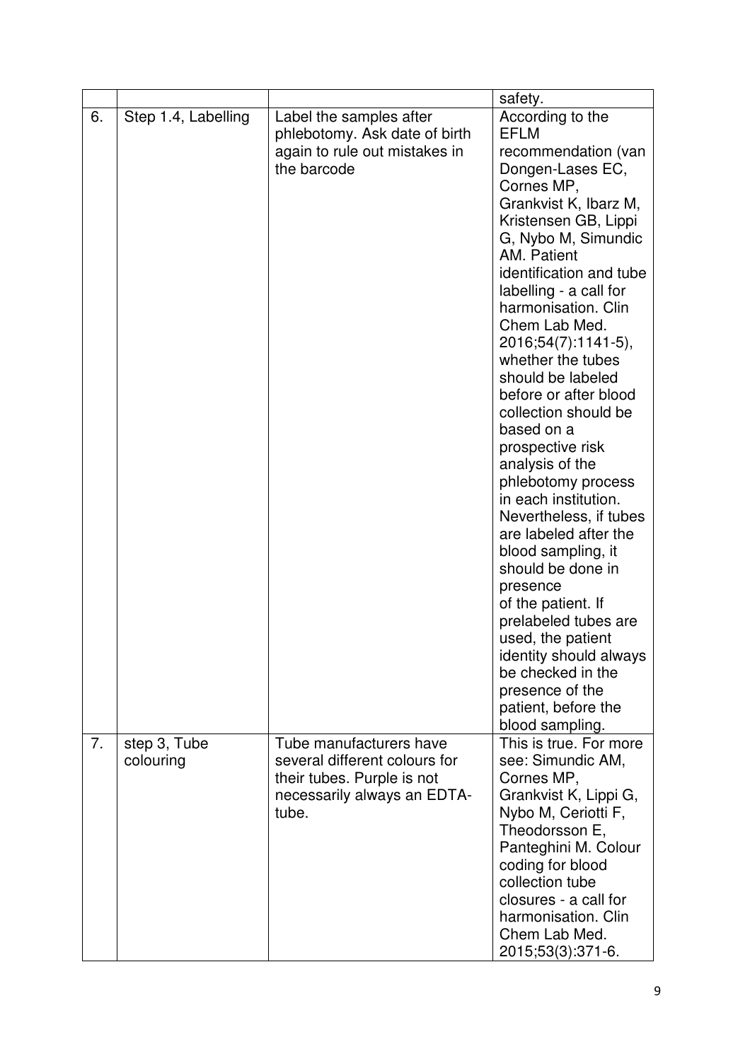| | | | |
|---|---|---|---|
| | | | safety. |
| 6. | Step 1.4, Labelling | Label the samples after phlebotomy. Ask date of birth again to rule out mistakes in the barcode | According to the EFLM recommendation (van Dongen-Lases EC, Cornes MP, Grankvist K, Ibarz M, Kristensen GB, Lippi G, Nybo M, Simundic AM. Patient identification and tube labelling - a call for harmonisation. Clin Chem Lab Med. 2016;54(7):1141-5), whether the tubes should be labeled before or after blood collection should be based on a prospective risk analysis of the phlebotomy process in each institution. Nevertheless, if tubes are labeled after the blood sampling, it should be done in presence of the patient. If prelabeled tubes are used, the patient identity should always be checked in the presence of the patient, before the blood sampling. |
| 7. | step 3, Tube colouring | Tube manufacturers have several different colours for their tubes. Purple is not necessarily always an EDTA-tube. | This is true. For more see: Simundic AM, Cornes MP, Grankvist K, Lippi G, Nybo M, Ceriotti F, Theodorsson E, Panteghini M. Colour coding for blood collection tube closures - a call for harmonisation. Clin Chem Lab Med. 2015;53(3):371-6. |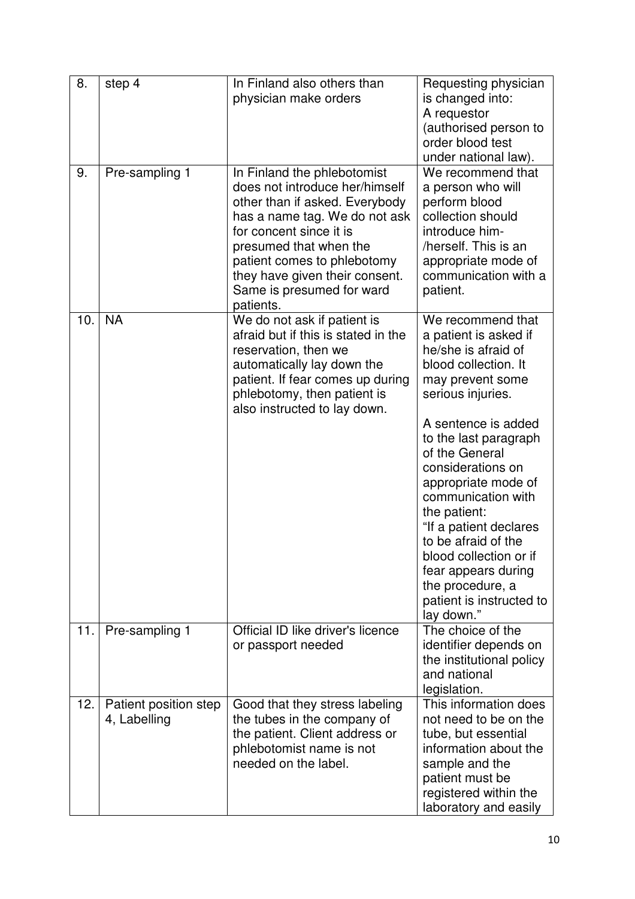| | | | |
|---|---|---|---|
| 8. | step 4 | In Finland also others than physician make orders | Requesting physician is changed into: A requestor (authorised person to order blood test under national law). |
| 9. | Pre-sampling 1 | In Finland the phlebotomist does not introduce her/himself other than if asked. Everybody has a name tag. We do not ask for concent since it is presumed that when the patient comes to phlebotomy they have given their consent. Same is presumed for ward patients. | We recommend that a person who will perform blood collection should introduce him-/herself. This is an appropriate mode of communication with a patient. |
| 10. | NA | We do not ask if patient is afraid but if this is stated in the reservation, then we automatically lay down the patient. If fear comes up during phlebotomy, then patient is also instructed to lay down. | We recommend that a patient is asked if he/she is afraid of blood collection. It may prevent some serious injuries.<br><br>A sentence is added to the last paragraph of the General considerations on appropriate mode of communication with the patient: "If a patient declares to be afraid of the blood collection or if fear appears during the procedure, a patient is instructed to lay down." |
| 11. | Pre-sampling 1 | Official ID like driver's licence or passport needed | The choice of the identifier depends on the institutional policy and national legislation. |
| 12. | Patient position step 4, Labelling | Good that they stress labeling the tubes in the company of the patient. Client address or phlebotomist name is not needed on the label. | This information does not need to be on the tube, but essential information about the sample and the patient must be registered within the laboratory and easily |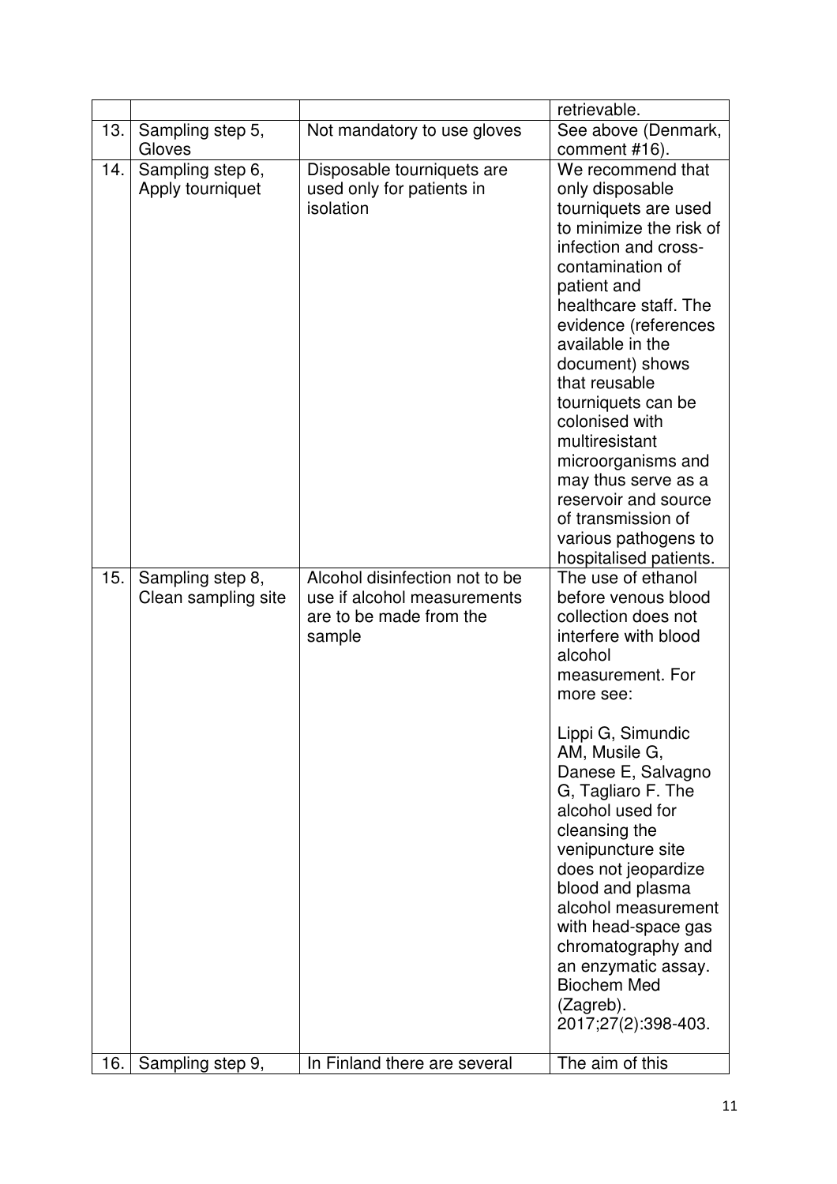| | | | retrievable. |
|---|---|---|---|
| 13. | Sampling step 5, Gloves | Not mandatory to use gloves | See above (Denmark, comment #16). |
| 14. | Sampling step 6, Apply tourniquet | Disposable tourniquets are used only for patients in isolation | We recommend that only disposable tourniquets are used to minimize the risk of infection and cross-contamination of patient and healthcare staff. The evidence (references available in the document) shows that reusable tourniquets can be colonised with multiresistant microorganisms and may thus serve as a reservoir and source of transmission of various pathogens to hospitalised patients. |
| 15. | Sampling step 8, Clean sampling site | Alcohol disinfection not to be use if alcohol measurements are to be made from the sample | The use of ethanol before venous blood collection does not interfere with blood alcohol measurement. For more see:<br><br>Lippi G, Simundic AM, Musile G, Danese E, Salvagno G, Tagliaro F. The alcohol used for cleansing the venipuncture site does not jeopardize blood and plasma alcohol measurement with head-space gas chromatography and an enzymatic assay. Biochem Med (Zagreb). 2017;27(2):398-403. |
| 16. | Sampling step 9, | In Finland there are several | The aim of this |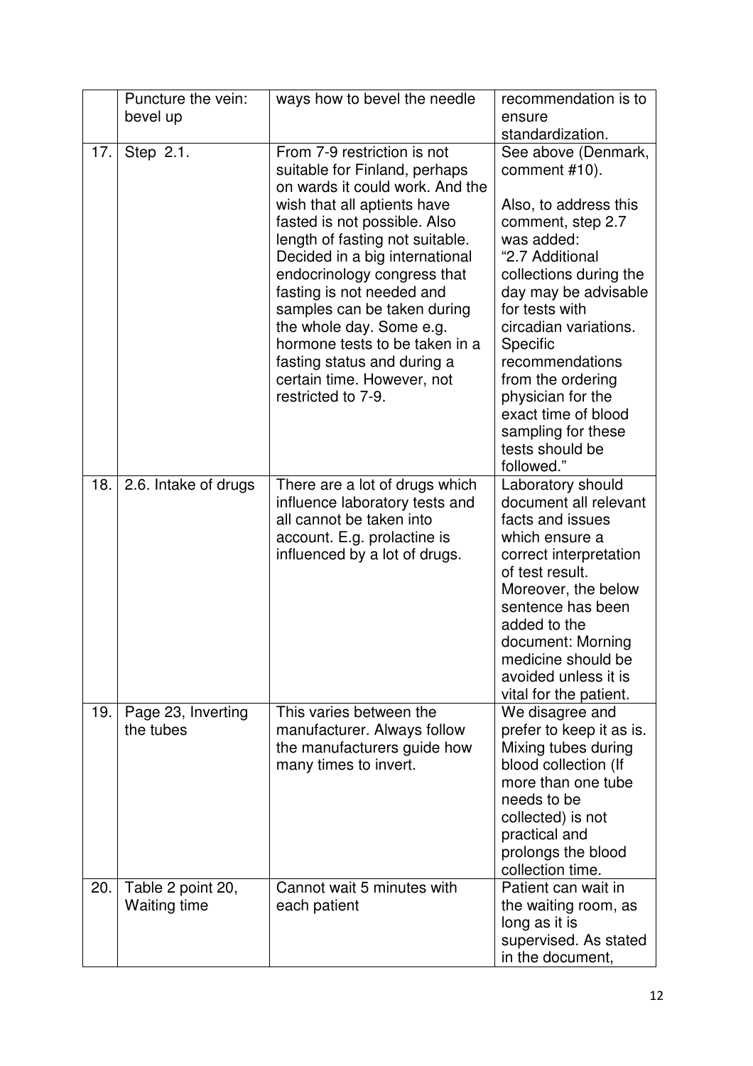| | | | |
|---|---|---|---|
| | Puncture the vein: bevel up | ways how to bevel the needle | recommendation is to ensure standardization. |
| 17. | Step 2.1. | From 7-9 restriction is not suitable for Finland, perhaps on wards it could work. And the wish that all aptients have fasted is not possible. Also length of fasting not suitable. Decided in a big international endocrinology congress that fasting is not needed and samples can be taken during the whole day. Some e.g. hormone tests to be taken in a fasting status and during a certain time. However, not restricted to 7-9. | See above (Denmark, comment #10).<br><br>Also, to address this comment, step 2.7 was added:<br>"2.7 Additional collections during the day may be advisable for tests with circadian variations. Specific recommendations from the ordering physician for the exact time of blood sampling for these tests should be followed." |
| 18. | 2.6. Intake of drugs | There are a lot of drugs which influence laboratory tests and all cannot be taken into account. E.g. prolactine is influenced by a lot of drugs. | Laboratory should document all relevant facts and issues which ensure a correct interpretation of test result. Moreover, the below sentence has been added to the document: Morning medicine should be avoided unless it is vital for the patient. |
| 19. | Page 23, Inverting the tubes | This varies between the manufacturer. Always follow the manufacturers guide how many times to invert. | We disagree and prefer to keep it as is. Mixing tubes during blood collection (If more than one tube needs to be collected) is not practical and prolongs the blood collection time. |
| 20. | Table 2 point 20, Waiting time | Cannot wait 5 minutes with each patient | Patient can wait in the waiting room, as long as it is supervised. As stated in the document, |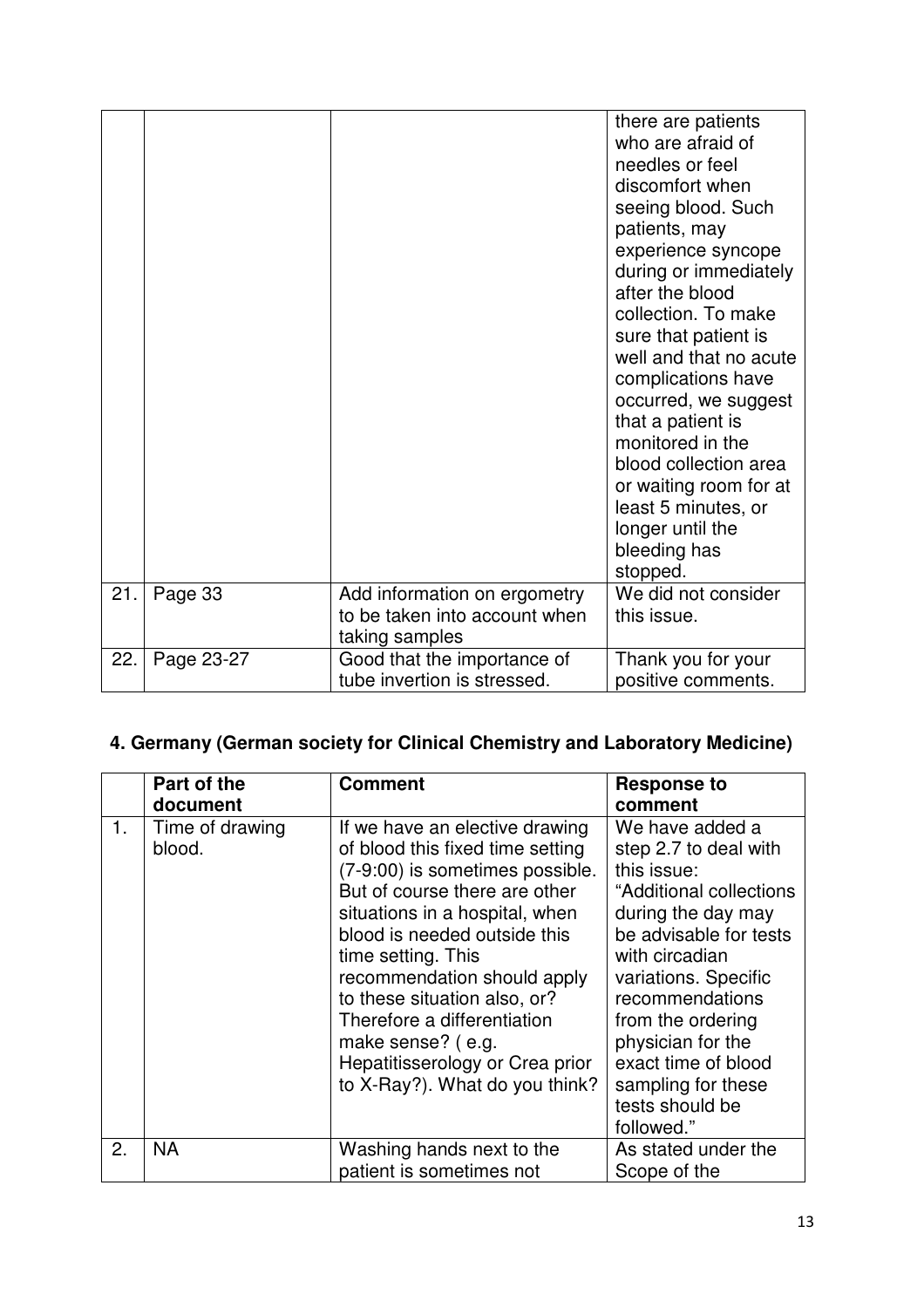| | | | |
|---|---|---|---|
| | | | there are patients who are afraid of needles or feel discomfort when seeing blood. Such patients, may experience syncope during or immediately after the blood collection. To make sure that patient is well and that no acute complications have occurred, we suggest that a patient is monitored in the blood collection area or waiting room for at least 5 minutes, or longer until the bleeding has stopped. |
| 21. | Page 33 | Add information on ergometry to be taken into account when taking samples | We did not consider this issue. |
| 22. | Page 23-27 | Good that the importance of tube invertion is stressed. | Thank you for your positive comments. |

## 4. Germany (German society for Clinical Chemistry and Laboratory Medicine)

| | Part of the document | Comment | Response to comment |
|---|---|---|---|
| 1. | Time of drawing blood. | If we have an elective drawing of blood this fixed time setting (7-9:00) is sometimes possible. But of course there are other situations in a hospital, when blood is needed outside this time setting. This recommendation should apply to these situation also, or? Therefore a differentiation make sense? ( e.g. Hepatitisserology or Crea prior to X-Ray?). What do you think? | We have added a step 2.7 to deal with this issue: "Additional collections during the day may be advisable for tests with circadian variations. Specific recommendations from the ordering physician for the exact time of blood sampling for these tests should be followed." |
| 2. | NA | Washing hands next to the patient is sometimes not | As stated under the Scope of the |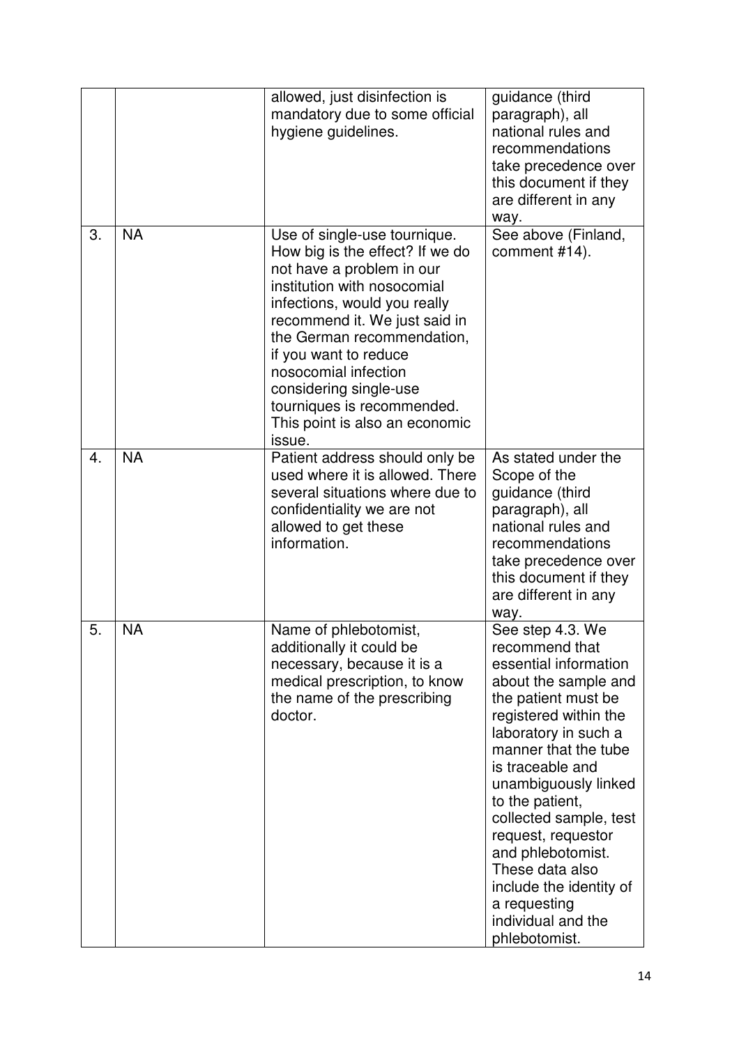| | | | |
|---|---|---|---|
| | | allowed, just disinfection is mandatory due to some official hygiene guidelines. | guidance (third paragraph), all national rules and recommendations take precedence over this document if they are different in any way. |
| 3. | NA | Use of single-use tournique. How big is the effect? If we do not have a problem in our institution with nosocomial infections, would you really recommend it. We just said in the German recommendation, if you want to reduce nosocomial infection considering single-use tourniques is recommended. This point is also an economic issue. | See above (Finland, comment #14). |
| 4. | NA | Patient address should only be used where it is allowed. There several situations where due to confidentiality we are not allowed to get these information. | As stated under the Scope of the guidance (third paragraph), all national rules and recommendations take precedence over this document if they are different in any way. |
| 5. | NA | Name of phlebotomist, additionally it could be necessary, because it is a medical prescription, to know the name of the prescribing doctor. | See step 4.3. We recommend that essential information about the sample and the patient must be registered within the laboratory in such a manner that the tube is traceable and unambiguously linked to the patient, collected sample, test request, requestor and phlebotomist. These data also include the identity of a requesting individual and the phlebotomist. |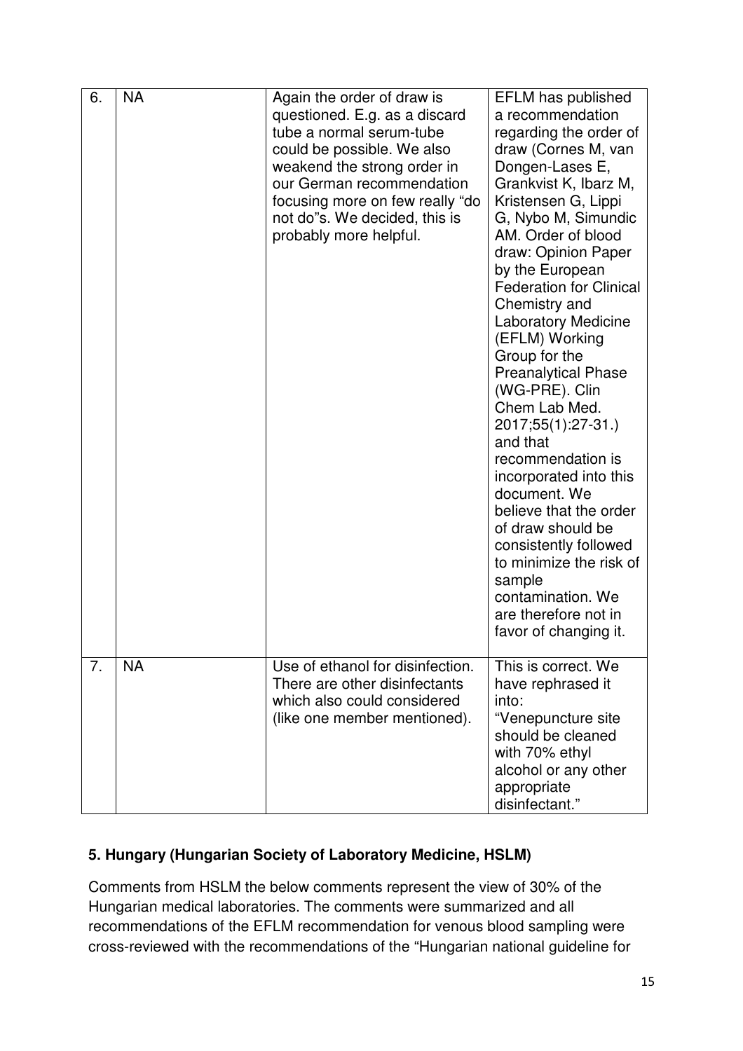| 6. | NA | Again the order of draw is questioned. E.g. as a discard tube a normal serum-tube could be possible. We also weakend the strong order in our German recommendation focusing more on few really "do not do"s. We decided, this is probably more helpful. | EFLM has published a recommendation regarding the order of draw (Cornes M, van Dongen-Lases E, Grankvist K, Ibarz M, Kristensen G, Lippi G, Nybo M, Simundic AM. Order of blood draw: Opinion Paper by the European Federation for Clinical Chemistry and Laboratory Medicine (EFLM) Working Group for the Preanalytical Phase (WG-PRE). Clin Chem Lab Med. 2017;55(1):27-31.) and that recommendation is incorporated into this document. We believe that the order of draw should be consistently followed to minimize the risk of sample contamination. We are therefore not in favor of changing it. |
|---|---|---|---|
| 7. | NA | Use of ethanol for disinfection. There are other disinfectants which also could considered (like one member mentioned). | This is correct. We have rephrased it into: "Venepuncture site should be cleaned with 70% ethyl alcohol or any other appropriate disinfectant." |

## 5. Hungary (Hungarian Society of Laboratory Medicine, HSLM)

Comments from HSLM the below comments represent the view of 30% of the Hungarian medical laboratories. The comments were summarized and all recommendations of the EFLM recommendation for venous blood sampling were cross-reviewed with the recommendations of the "Hungarian national guideline for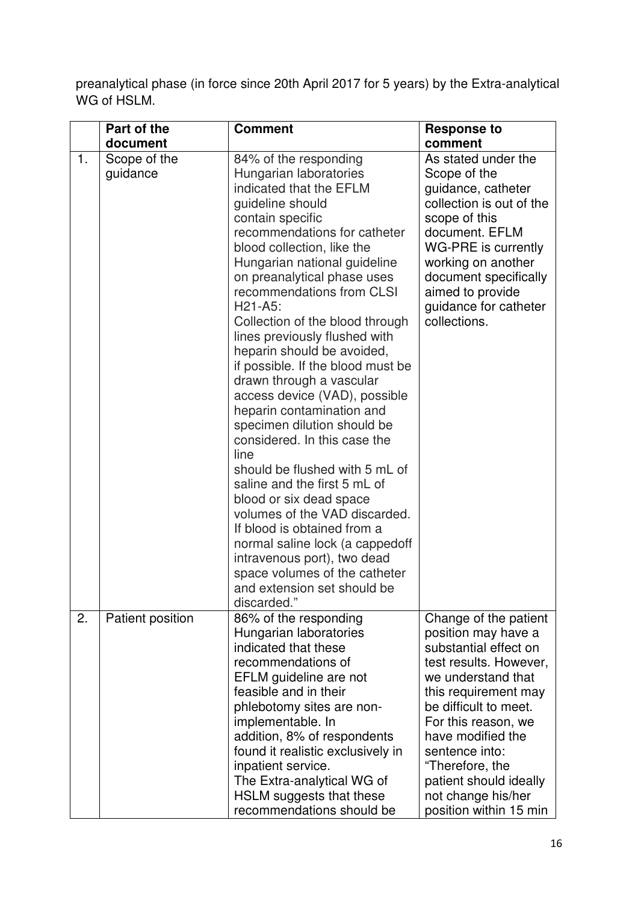preanalytical phase (in force since 20th April 2017 for 5 years) by the Extra-analytical WG of HSLM.

| | Part of the document | Comment | Response to comment |
|---|---|---|---|
| 1. | Scope of the guidance | 84% of the responding Hungarian laboratories indicated that the EFLM guideline should contain specific recommendations for catheter blood collection, like the Hungarian national guideline on preanalytical phase uses recommendations from CLSI H21-A5: Collection of the blood through lines previously flushed with heparin should be avoided, if possible. If the blood must be drawn through a vascular access device (VAD), possible heparin contamination and specimen dilution should be considered. In this case the line should be flushed with 5 mL of saline and the first 5 mL of blood or six dead space volumes of the VAD discarded. If blood is obtained from a normal saline lock (a cappedoff intravenous port), two dead space volumes of the catheter and extension set should be discarded." | As stated under the Scope of the guidance, catheter collection is out of the scope of this document. EFLM WG-PRE is currently working on another document specifically aimed to provide guidance for catheter collections. |
| 2. | Patient position | 86% of the responding Hungarian laboratories indicated that these recommendations of EFLM guideline are not feasible and in their phlebotomy sites are non-implementable. In addition, 8% of respondents found it realistic exclusively in inpatient service. The Extra-analytical WG of HSLM suggests that these recommendations should be | Change of the patient position may have a substantial effect on test results. However, we understand that this requirement may be difficult to meet. For this reason, we have modified the sentence into: "Therefore, the patient should ideally not change his/her position within 15 min |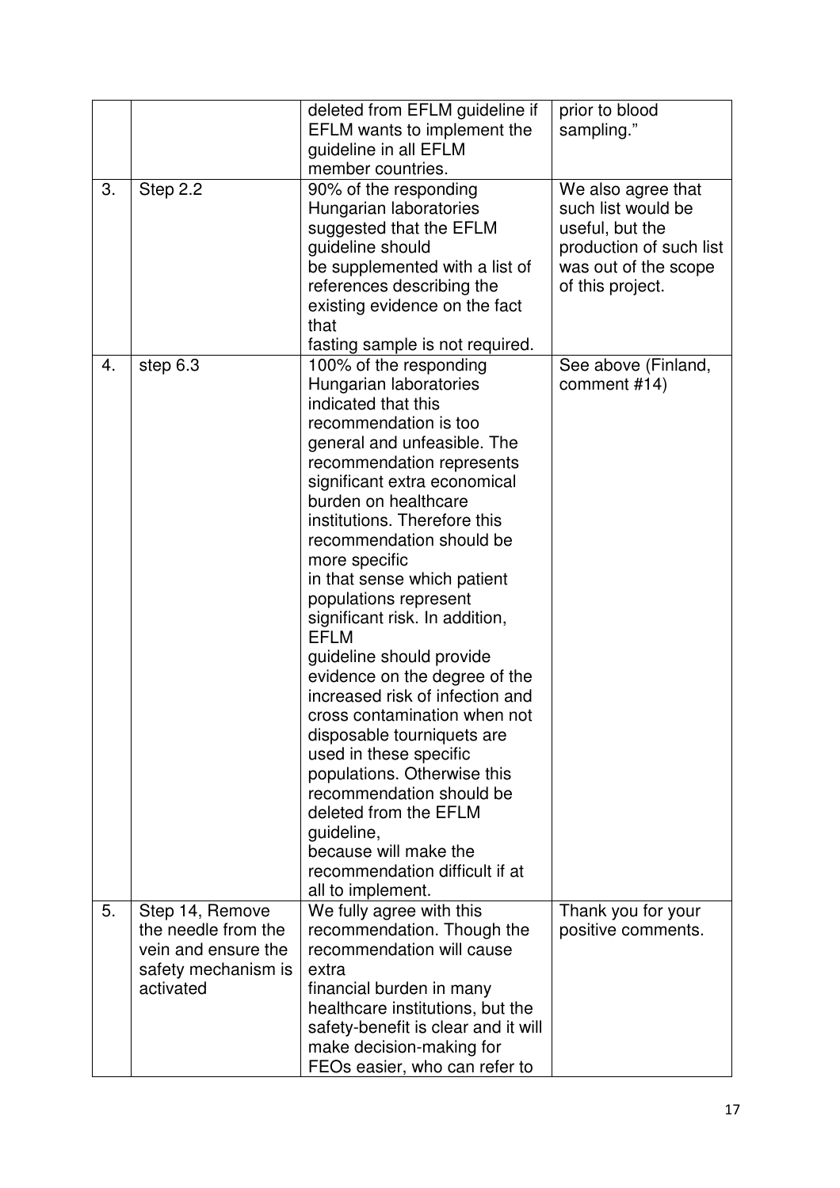| | | | |
|---|---|---|---|
| | | deleted from EFLM guideline if EFLM wants to implement the guideline in all EFLM member countries. | prior to blood sampling." |
| 3. | Step 2.2 | 90% of the responding Hungarian laboratories suggested that the EFLM guideline should be supplemented with a list of references describing the existing evidence on the fact that fasting sample is not required. | We also agree that such list would be useful, but the production of such list was out of the scope of this project. |
| 4. | step 6.3 | 100% of the responding Hungarian laboratories indicated that this recommendation is too general and unfeasible. The recommendation represents significant extra economical burden on healthcare institutions. Therefore this recommendation should be more specific in that sense which patient populations represent significant risk. In addition, EFLM guideline should provide evidence on the degree of the increased risk of infection and cross contamination when not disposable tourniquets are used in these specific populations. Otherwise this recommendation should be deleted from the EFLM guideline, because will make the recommendation difficult if at all to implement. | See above (Finland, comment #14) |
| 5. | Step 14, Remove the needle from the vein and ensure the safety mechanism is activated | We fully agree with this recommendation. Though the recommendation will cause extra financial burden in many healthcare institutions, but the safety-benefit is clear and it will make decision-making for FEOs easier, who can refer to | Thank you for your positive comments. |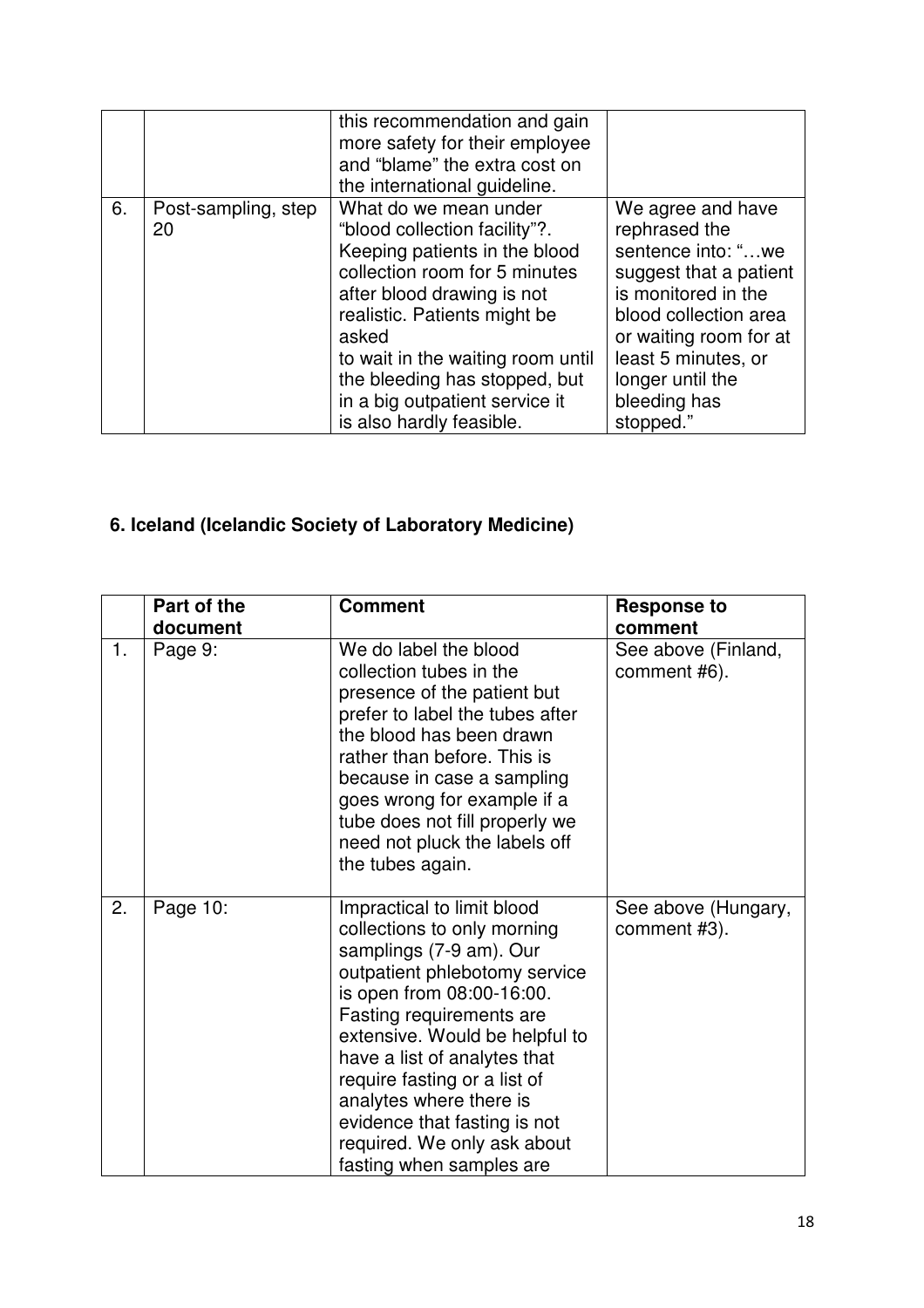|  |  | this recommendation and gain more safety for their employee and "blame" the extra cost on the international guideline. |  |
| --- | --- | --- | --- |
| 6. | Post-sampling, step 20 | What do we mean under "blood collection facility"?. Keeping patients in the blood collection room for 5 minutes after blood drawing is not realistic. Patients might be asked to wait in the waiting room until the bleeding has stopped, but in a big outpatient service it is also hardly feasible. | We agree and have rephrased the sentence into: "…we suggest that a patient is monitored in the blood collection area or waiting room for at least 5 minutes, or longer until the bleeding has stopped." |

## 6. Iceland (Icelandic Society of Laboratory Medicine)

|  | Part of the document | Comment | Response to comment |
| --- | --- | --- | --- |
| 1. | Page 9: | We do label the blood collection tubes in the presence of the patient but prefer to label the tubes after the blood has been drawn rather than before. This is because in case a sampling goes wrong for example if a tube does not fill properly we need not pluck the labels off the tubes again. | See above (Finland, comment #6). |
| 2. | Page 10: | Impractical to limit blood collections to only morning samplings (7-9 am). Our outpatient phlebotomy service is open from 08:00-16:00. Fasting requirements are extensive. Would be helpful to have a list of analytes that require fasting or a list of analytes where there is evidence that fasting is not required. We only ask about fasting when samples are | See above (Hungary, comment #3). |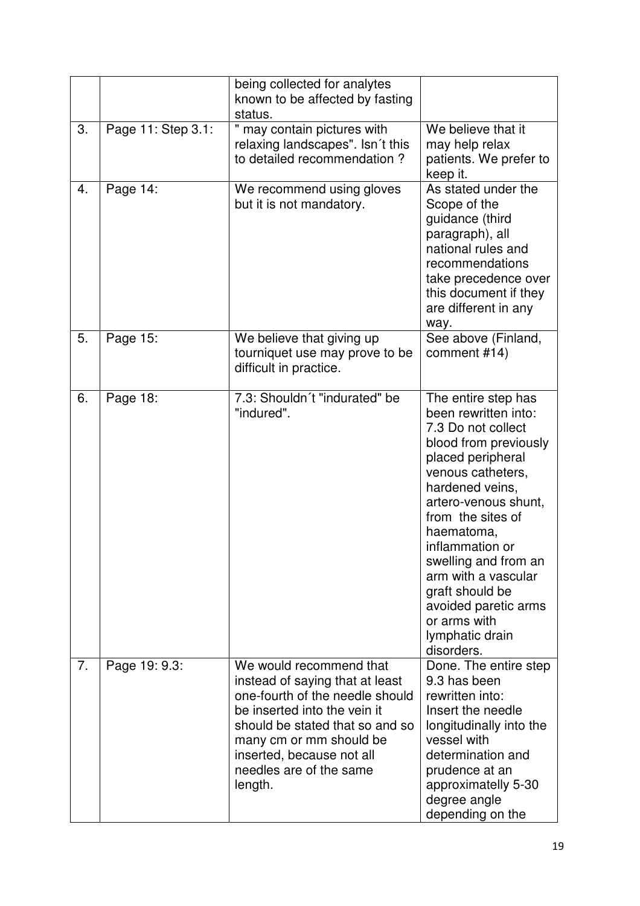| | | | |
|---|---|---|---|
| | | being collected for analytes known to be affected by fasting status. | |
| 3. | Page 11: Step 3.1: | " may contain pictures with relaxing landscapes". Isn´t this to detailed recommendation ? | We believe that it may help relax patients. We prefer to keep it. |
| 4. | Page 14: | We recommend using gloves but it is not mandatory. | As stated under the Scope of the guidance (third paragraph), all national rules and recommendations take precedence over this document if they are different in any way. |
| 5. | Page 15: | We believe that giving up tourniquet use may prove to be difficult in practice. | See above (Finland, comment #14) |
| 6. | Page 18: | 7.3: Shouldn´t "indurated" be "indured". | The entire step has been rewritten into: 7.3 Do not collect blood from previously placed peripheral venous catheters, hardened veins, artero-venous shunt, from the sites of haematoma, inflammation or swelling and from an arm with a vascular graft should be avoided paretic arms or arms with lymphatic drain disorders. |
| 7. | Page 19: 9.3: | We would recommend that instead of saying that at least one-fourth of the needle should be inserted into the vein it should be stated that so and so many cm or mm should be inserted, because not all needles are of the same length. | Done. The entire step 9.3 has been rewritten into: Insert the needle longitudinally into the vessel with determination and prudence at an approximatelly 5-30 degree angle depending on the |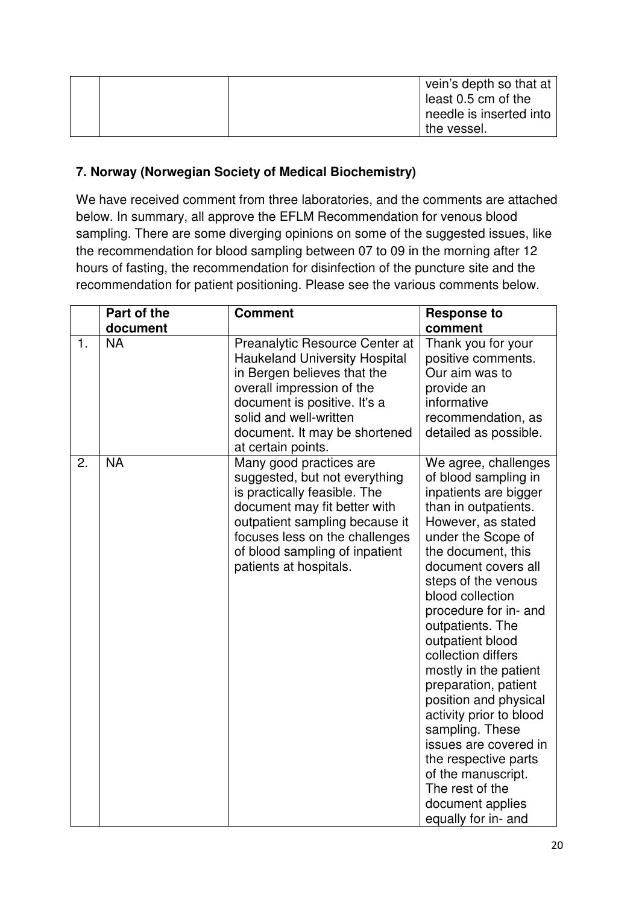| | | | vein's depth so that at least 0.5 cm of the needle is inserted into the vessel. |
|---|---|---|---|

**7. Norway (Norwegian Society of Medical Biochemistry)**

We have received comment from three laboratories, and the comments are attached below. In summary, all approve the EFLM Recommendation for venous blood sampling. There are some diverging opinions on some of the suggested issues, like the recommendation for blood sampling between 07 to 09 in the morning after 12 hours of fasting, the recommendation for disinfection of the puncture site and the recommendation for patient positioning. Please see the various comments below.

| | Part of the document | Comment | Response to comment |
|---|---|---|---|
| 1. | NA | Preanalytic Resource Center at Haukeland University Hospital in Bergen believes that the overall impression of the document is positive. It's a solid and well-written document. It may be shortened at certain points. | Thank you for your positive comments. Our aim was to provide an informative recommendation, as detailed as possible. |
| 2. | NA | Many good practices are suggested, but not everything is practically feasible. The document may fit better with outpatient sampling because it focuses less on the challenges of blood sampling of inpatient patients at hospitals. | We agree, challenges of blood sampling in inpatients are bigger than in outpatients. However, as stated under the Scope of the document, this document covers all steps of the venous blood collection procedure for in- and outpatients. The outpatient blood collection differs mostly in the patient preparation, patient position and physical activity prior to blood sampling. These issues are covered in the respective parts of the manuscript. The rest of the document applies equally for in- and |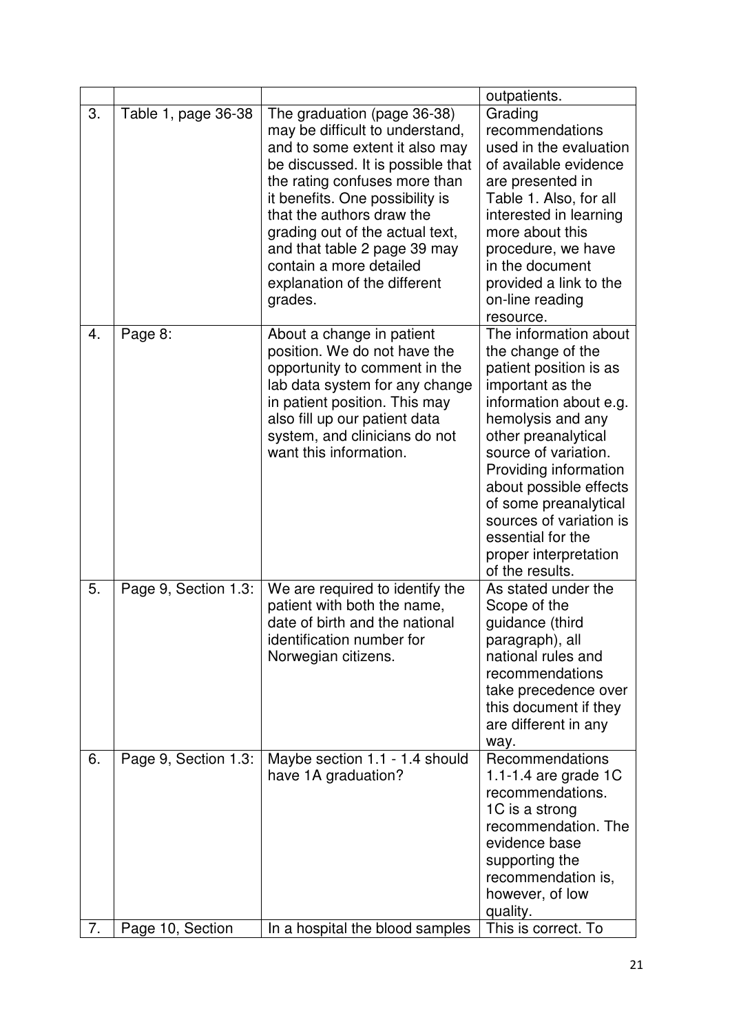| | | | outpatients. |
|---|---|---|---|
| 3. | Table 1, page 36-38 | The graduation (page 36-38) may be difficult to understand, and to some extent it also may be discussed. It is possible that the rating confuses more than it benefits. One possibility is that the authors draw the grading out of the actual text, and that table 2 page 39 may contain a more detailed explanation of the different grades. | Grading recommendations used in the evaluation of available evidence are presented in Table 1. Also, for all interested in learning more about this procedure, we have in the document provided a link to the on-line reading resource. |
| 4. | Page 8: | About a change in patient position. We do not have the opportunity to comment in the lab data system for any change in patient position. This may also fill up our patient data system, and clinicians do not want this information. | The information about the change of the patient position is as important as the information about e.g. hemolysis and any other preanalytical source of variation. Providing information about possible effects of some preanalytical sources of variation is essential for the proper interpretation of the results. |
| 5. | Page 9, Section 1.3: | We are required to identify the patient with both the name, date of birth and the national identification number for Norwegian citizens. | As stated under the Scope of the guidance (third paragraph), all national rules and recommendations take precedence over this document if they are different in any way. |
| 6. | Page 9, Section 1.3: | Maybe section 1.1 - 1.4 should have 1A graduation? | Recommendations 1.1-1.4 are grade 1C recommendations. 1C is a strong recommendation. The evidence base supporting the recommendation is, however, of low quality. |
| 7. | Page 10, Section | In a hospital the blood samples | This is correct. To |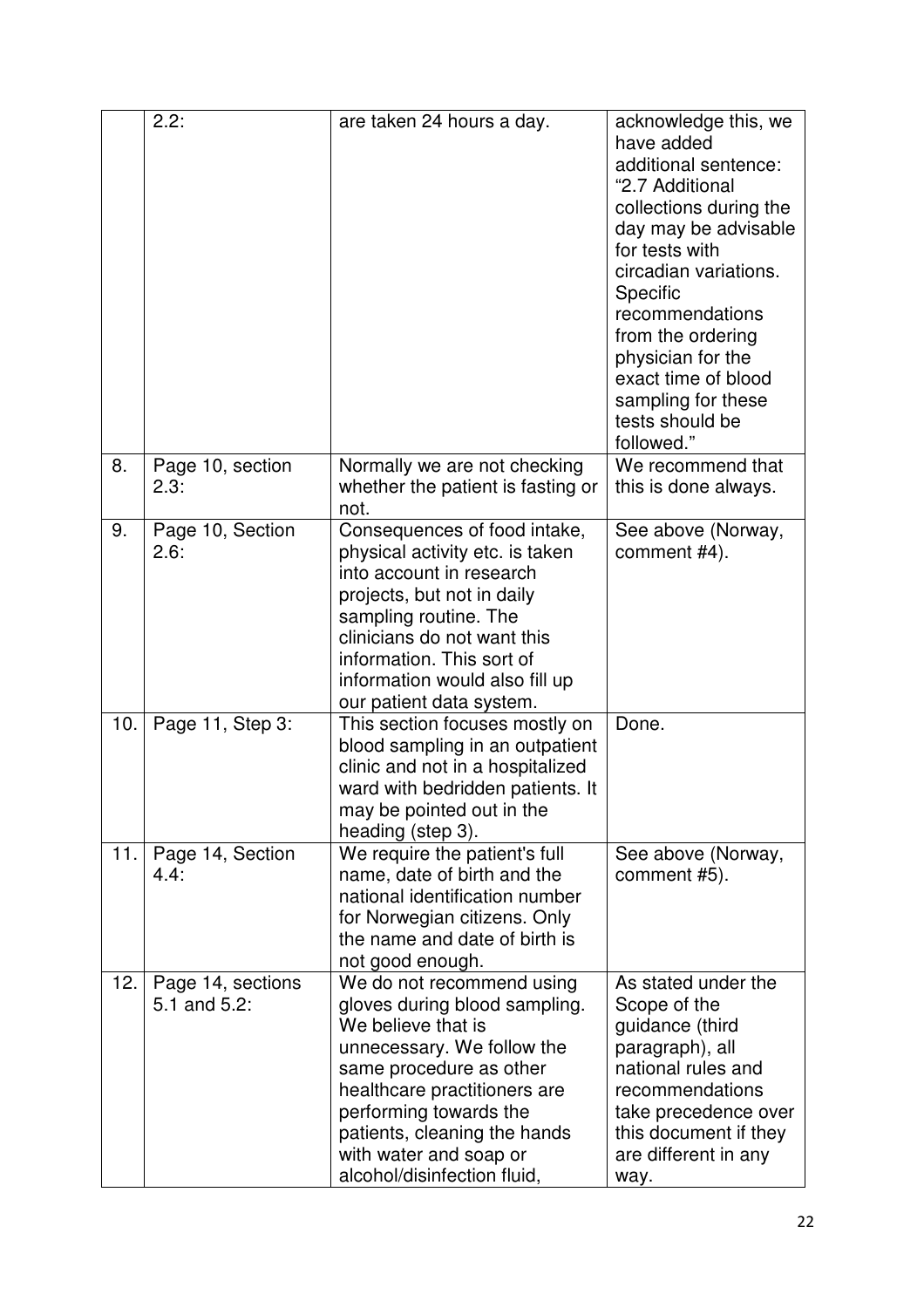| | 2.2: | are taken 24 hours a day. | acknowledge this, we have added additional sentence: "2.7 Additional collections during the day may be advisable for tests with circadian variations. Specific recommendations from the ordering physician for the exact time of blood sampling for these tests should be followed." |
|---|---|---|---|
| 8. | Page 10, section 2.3: | Normally we are not checking whether the patient is fasting or not. | We recommend that this is done always. |
| 9. | Page 10, Section 2.6: | Consequences of food intake, physical activity etc. is taken into account in research projects, but not in daily sampling routine. The clinicians do not want this information. This sort of information would also fill up our patient data system. | See above (Norway, comment #4). |
| 10. | Page 11, Step 3: | This section focuses mostly on blood sampling in an outpatient clinic and not in a hospitalized ward with bedridden patients. It may be pointed out in the heading (step 3). | Done. |
| 11. | Page 14, Section 4.4: | We require the patient's full name, date of birth and the national identification number for Norwegian citizens. Only the name and date of birth is not good enough. | See above (Norway, comment #5). |
| 12. | Page 14, sections 5.1 and 5.2: | We do not recommend using gloves during blood sampling. We believe that is unnecessary. We follow the same procedure as other healthcare practitioners are performing towards the patients, cleaning the hands with water and soap or alcohol/disinfection fluid, | As stated under the Scope of the guidance (third paragraph), all national rules and recommendations take precedence over this document if they are different in any way. |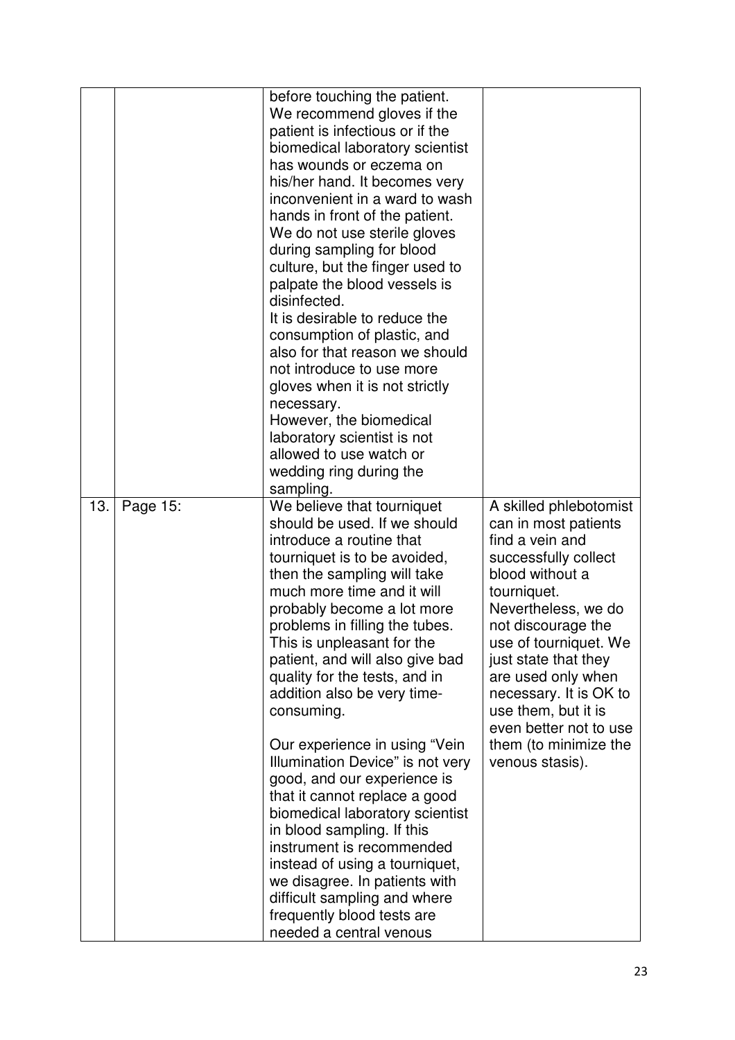| | | | |
|---|---|---|---|
| | | before touching the patient. We recommend gloves if the patient is infectious or if the biomedical laboratory scientist has wounds or eczema on his/her hand. It becomes very inconvenient in a ward to wash hands in front of the patient. We do not use sterile gloves during sampling for blood culture, but the finger used to palpate the blood vessels is disinfected. It is desirable to reduce the consumption of plastic, and also for that reason we should not introduce to use more gloves when it is not strictly necessary. However, the biomedical laboratory scientist is not allowed to use watch or wedding ring during the sampling. | |
| 13. | Page 15: | We believe that tourniquet should be used. If we should introduce a routine that tourniquet is to be avoided, then the sampling will take much more time and it will probably become a lot more problems in filling the tubes. This is unpleasant for the patient, and will also give bad quality for the tests, and in addition also be very time-consuming.<br><br>Our experience in using "Vein Illumination Device" is not very good, and our experience is that it cannot replace a good biomedical laboratory scientist in blood sampling. If this instrument is recommended instead of using a tourniquet, we disagree. In patients with difficult sampling and where frequently blood tests are needed a central venous | A skilled phlebotomist can in most patients find a vein and successfully collect blood without a tourniquet. Nevertheless, we do not discourage the use of tourniquet. We just state that they are used only when necessary. It is OK to use them, but it is even better not to use them (to minimize the venous stasis). |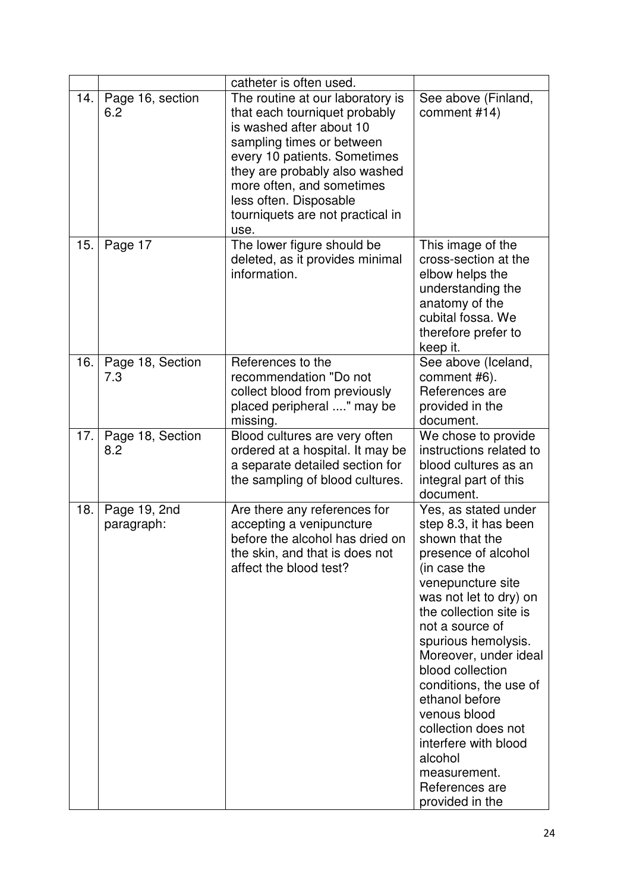| | | catheter is often used. | |
|---|---|---|---|
| 14. | Page 16, section 6.2 | The routine at our laboratory is that each tourniquet probably is washed after about 10 sampling times or between every 10 patients. Sometimes they are probably also washed more often, and sometimes less often. Disposable tourniquets are not practical in use. | See above (Finland, comment #14) |
| 15. | Page 17 | The lower figure should be deleted, as it provides minimal information. | This image of the cross-section at the elbow helps the understanding the anatomy of the cubital fossa. We therefore prefer to keep it. |
| 16. | Page 18, Section 7.3 | References to the recommendation "Do not collect blood from previously placed peripheral ...." may be missing. | See above (Iceland, comment #6). References are provided in the document. |
| 17. | Page 18, Section 8.2 | Blood cultures are very often ordered at a hospital. It may be a separate detailed section for the sampling of blood cultures. | We chose to provide instructions related to blood cultures as an integral part of this document. |
| 18. | Page 19, 2nd paragraph: | Are there any references for accepting a venipuncture before the alcohol has dried on the skin, and that is does not affect the blood test? | Yes, as stated under step 8.3, it has been shown that the presence of alcohol (in case the venepuncture site was not let to dry) on the collection site is not a source of spurious hemolysis. Moreover, under ideal blood collection conditions, the use of ethanol before venous blood collection does not interfere with blood alcohol measurement. References are provided in the |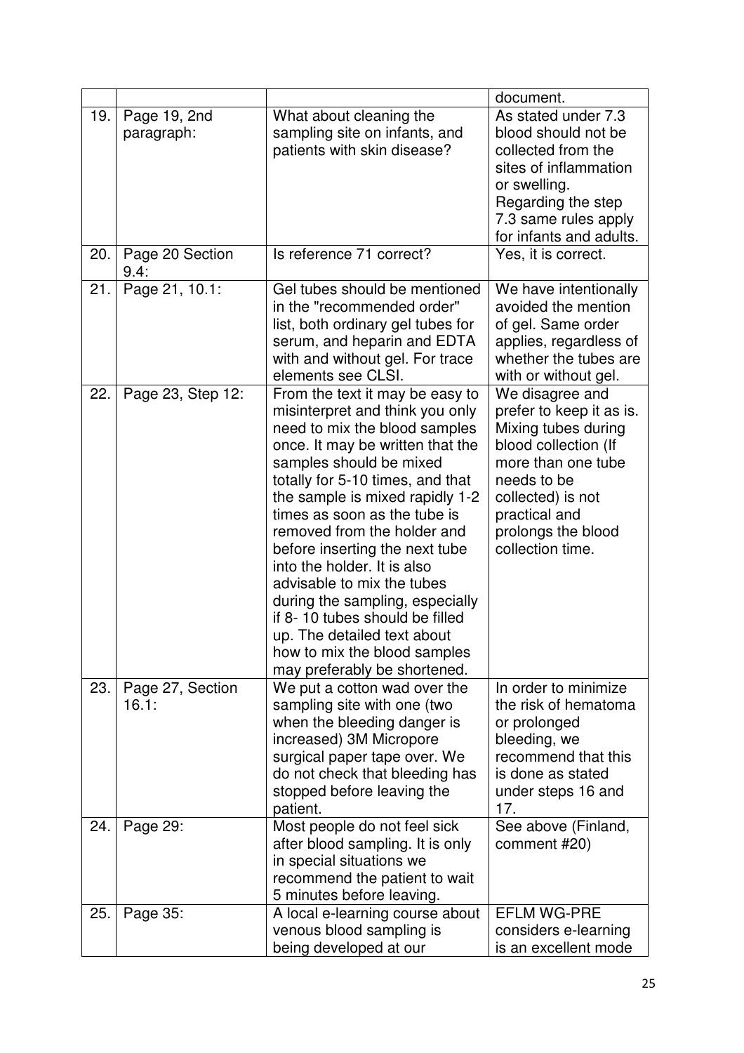| | | | document. |
|---|---|---|---|
| 19. | Page 19, 2nd paragraph: | What about cleaning the sampling site on infants, and patients with skin disease? | As stated under 7.3 blood should not be collected from the sites of inflammation or swelling. Regarding the step 7.3 same rules apply for infants and adults. |
| 20. | Page 20 Section 9.4: | Is reference 71 correct? | Yes, it is correct. |
| 21. | Page 21, 10.1: | Gel tubes should be mentioned in the "recommended order" list, both ordinary gel tubes for serum, and heparin and EDTA with and without gel. For trace elements see CLSI. | We have intentionally avoided the mention of gel. Same order applies, regardless of whether the tubes are with or without gel. |
| 22. | Page 23, Step 12: | From the text it may be easy to misinterpret and think you only need to mix the blood samples once. It may be written that the samples should be mixed totally for 5-10 times, and that the sample is mixed rapidly 1-2 times as soon as the tube is removed from the holder and before inserting the next tube into the holder. It is also advisable to mix the tubes during the sampling, especially if 8- 10 tubes should be filled up. The detailed text about how to mix the blood samples may preferably be shortened. | We disagree and prefer to keep it as is. Mixing tubes during blood collection (If more than one tube needs to be collected) is not practical and prolongs the blood collection time. |
| 23. | Page 27, Section 16.1: | We put a cotton wad over the sampling site with one (two when the bleeding danger is increased) 3M Micropore surgical paper tape over. We do not check that bleeding has stopped before leaving the patient. | In order to minimize the risk of hematoma or prolonged bleeding, we recommend that this is done as stated under steps 16 and 17. |
| 24. | Page 29: | Most people do not feel sick after blood sampling. It is only in special situations we recommend the patient to wait 5 minutes before leaving. | See above (Finland, comment #20) |
| 25. | Page 35: | A local e-learning course about venous blood sampling is being developed at our | EFLM WG-PRE considers e-learning is an excellent mode |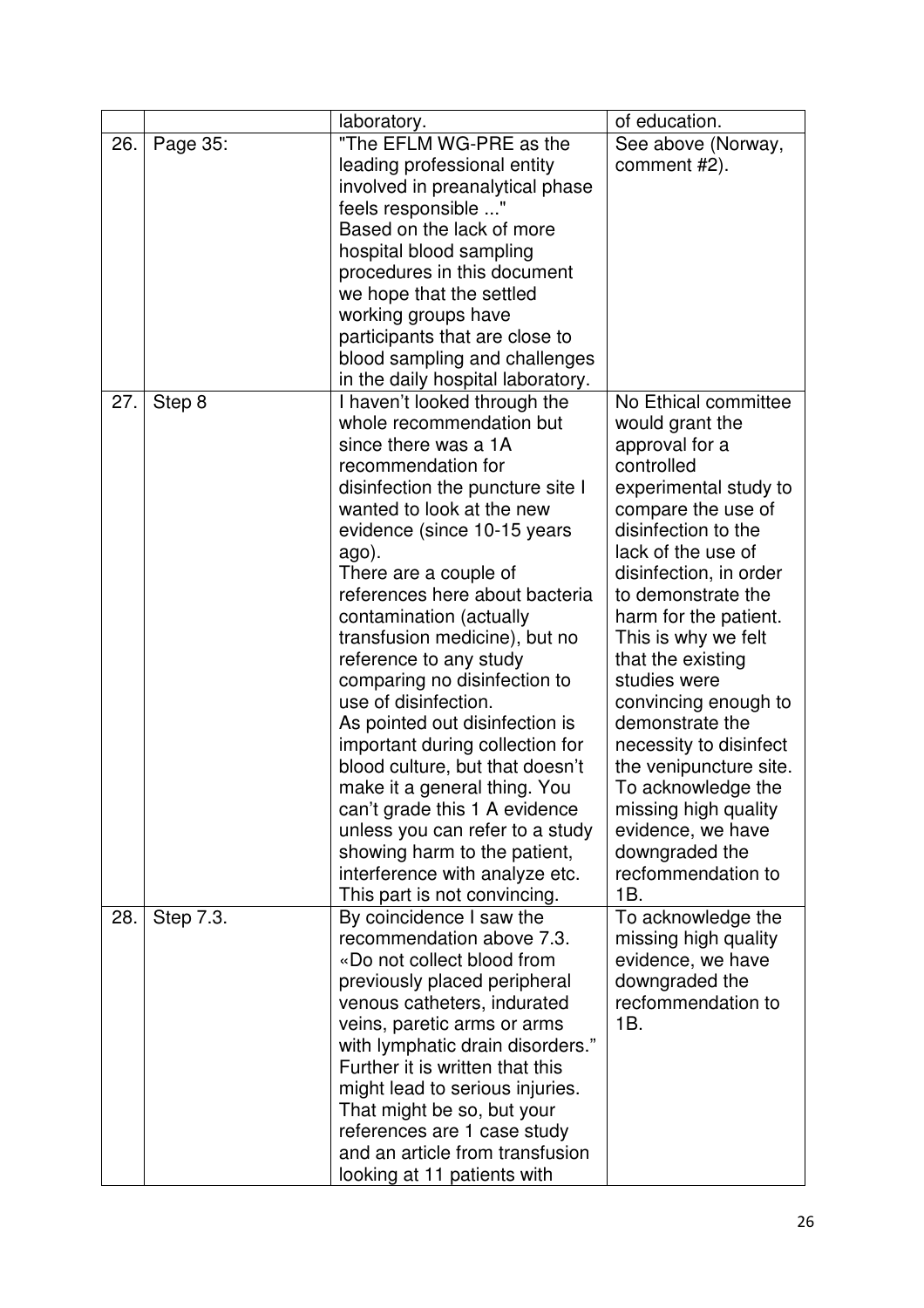|  |  | laboratory. | of education. |
| --- | --- | --- | --- |
| 26. | Page 35: | "The EFLM WG-PRE as the leading professional entity involved in preanalytical phase feels responsible ..." Based on the lack of more hospital blood sampling procedures in this document we hope that the settled working groups have participants that are close to blood sampling and challenges in the daily hospital laboratory. | See above (Norway, comment #2). |
| 27. | Step 8 | I haven't looked through the whole recommendation but since there was a 1A recommendation for disinfection the puncture site I wanted to look at the new evidence (since 10-15 years ago). There are a couple of references here about bacteria contamination (actually transfusion medicine), but no reference to any study comparing no disinfection to use of disinfection. As pointed out disinfection is important during collection for blood culture, but that doesn't make it a general thing. You can't grade this 1 A evidence unless you can refer to a study showing harm to the patient, interference with analyze etc. This part is not convincing. | No Ethical committee would grant the approval for a controlled experimental study to compare the use of disinfection to the lack of the use of disinfection, in order to demonstrate the harm for the patient. This is why we felt that the existing studies were convincing enough to demonstrate the necessity to disinfect the venipuncture site. To acknowledge the missing high quality evidence, we have downgraded the recfommendation to 1B. |
| 28. | Step 7.3. | By coincidence I saw the recommendation above 7.3. «Do not collect blood from previously placed peripheral venous catheters, indurated veins, paretic arms or arms with lymphatic drain disorders." Further it is written that this might lead to serious injuries. That might be so, but your references are 1 case study and an article from transfusion looking at 11 patients with | To acknowledge the missing high quality evidence, we have downgraded the recfommendation to 1B. |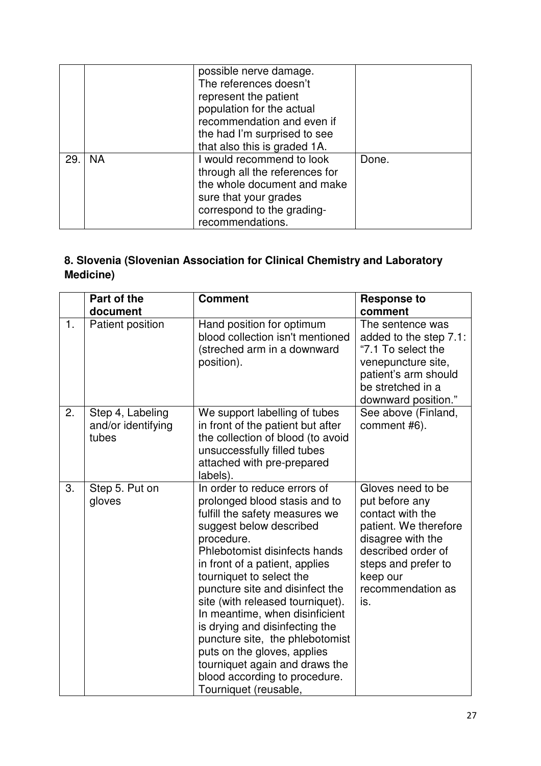| | | | |
|---|---|---|---|
| | | possible nerve damage. The references doesn't represent the patient population for the actual recommendation and even if the had I'm surprised to see that also this is graded 1A. | |
| 29. | NA | I would recommend to look through all the references for the whole document and make sure that your grades correspond to the grading-recommendations. | Done. |

### 8. Slovenia (Slovenian Association for Clinical Chemistry and Laboratory Medicine)

| | Part of the document | Comment | Response to comment |
|---|---|---|---|
| 1. | Patient position | Hand position for optimum blood collection isn't mentioned (streched arm in a downward position). | The sentence was added to the step 7.1: "7.1 To select the venepuncture site, patient's arm should be stretched in a downward position." |
| 2. | Step 4, Labeling and/or identifying tubes | We support labelling of tubes in front of the patient but after the collection of blood (to avoid unsuccessfully filled tubes attached with pre-prepared labels). | See above (Finland, comment #6). |
| 3. | Step 5. Put on gloves | In order to reduce errors of prolonged blood stasis and to fulfill the safety measures we suggest below described procedure. Phlebotomist disinfects hands in front of a patient, applies tourniquet to select the puncture site and disinfect the site (with released tourniquet). In meantime, when disinficient is drying and disinfecting the puncture site, the phlebotomist puts on the gloves, applies tourniquet again and draws the blood according to procedure. Tourniquet (reusable, | Gloves need to be put before any contact with the patient. We therefore disagree with the described order of steps and prefer to keep our recommendation as is. |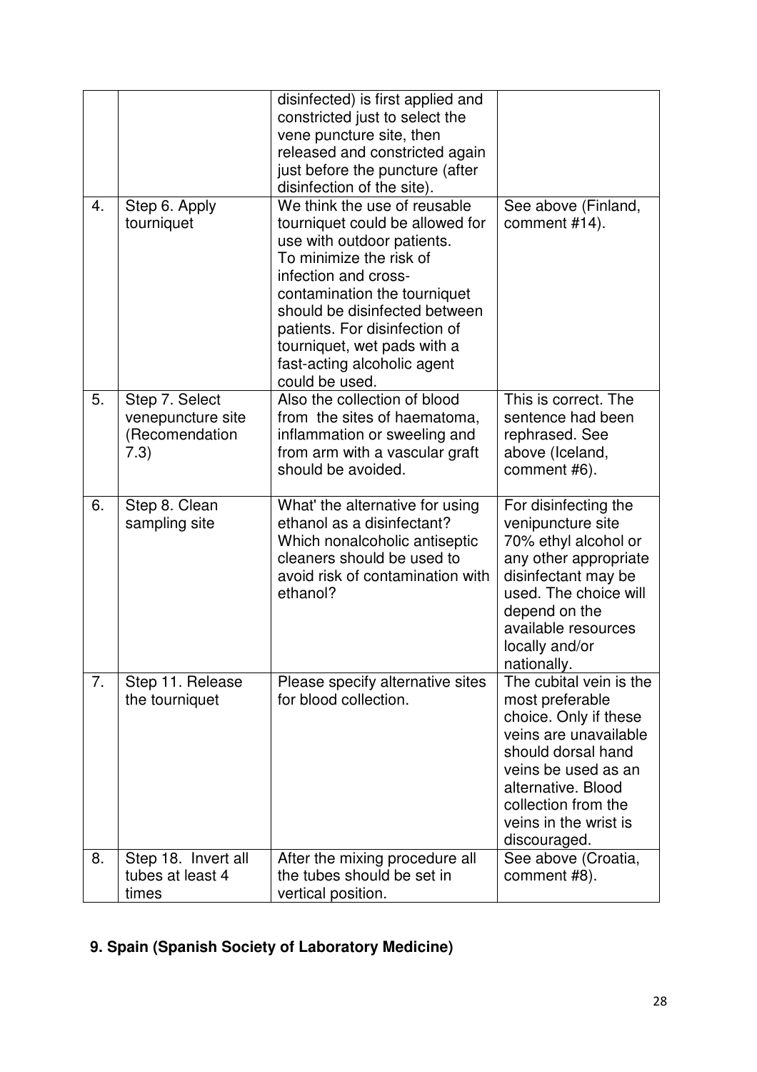| | | | |
|---|---|---|---|
| | | disinfected) is first applied and constricted just to select the vene puncture site, then released and constricted again just before the puncture (after disinfection of the site). | |
| 4. | Step 6. Apply tourniquet | We think the use of reusable tourniquet could be allowed for use with outdoor patients. To minimize the risk of infection and cross-contamination the tourniquet should be disinfected between patients. For disinfection of tourniquet, wet pads with a fast-acting alcoholic agent could be used. | See above (Finland, comment #14). |
| 5. | Step 7. Select venepuncture site (Recomendation 7.3) | Also the collection of blood from the sites of haematoma, inflammation or sweeling and from arm with a vascular graft should be avoided. | This is correct. The sentence had been rephrased. See above (Iceland, comment #6). |
| 6. | Step 8. Clean sampling site | What' the alternative for using ethanol as a disinfectant? Which nonalcoholic antiseptic cleaners should be used to avoid risk of contamination with ethanol? | For disinfecting the venipuncture site 70% ethyl alcohol or any other appropriate disinfectant may be used. The choice will depend on the available resources locally and/or nationally. |
| 7. | Step 11. Release the tourniquet | Please specify alternative sites for blood collection. | The cubital vein is the most preferable choice. Only if these veins are unavailable should dorsal hand veins be used as an alternative. Blood collection from the veins in the wrist is discouraged. |
| 8. | Step 18. Invert all tubes at least 4 times | After the mixing procedure all the tubes should be set in vertical position. | See above (Croatia, comment #8). |

## 9. Spain (Spanish Society of Laboratory Medicine)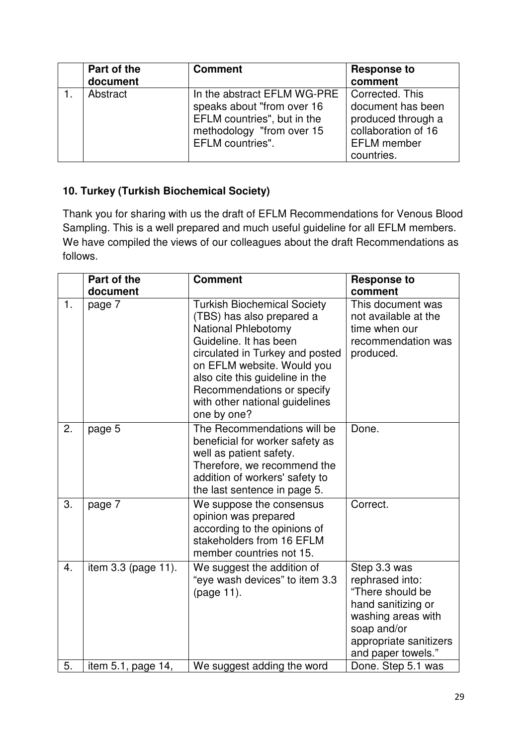| | Part of the document | Comment | Response to comment |
|---|---|---|---|
| 1. | Abstract | In the abstract EFLM WG-PRE speaks about "from over 16 EFLM countries", but in the methodology "from over 15 EFLM countries". | Corrected. This document has been produced through a collaboration of 16 EFLM member countries. |

### 10. Turkey (Turkish Biochemical Society)

Thank you for sharing with us the draft of EFLM Recommendations for Venous Blood Sampling. This is a well prepared and much useful guideline for all EFLM members. We have compiled the views of our colleagues about the draft Recommendations as follows.

| | Part of the document | Comment | Response to comment |
|---|---|---|---|
| 1. | page 7 | Turkish Biochemical Society (TBS) has also prepared a National Phlebotomy Guideline. It has been circulated in Turkey and posted on EFLM website. Would you also cite this guideline in the Recommendations or specify with other national guidelines one by one? | This document was not available at the time when our recommendation was produced. |
| 2. | page 5 | The Recommendations will be beneficial for worker safety as well as patient safety. Therefore, we recommend the addition of workers' safety to the last sentence in page 5. | Done. |
| 3. | page 7 | We suppose the consensus opinion was prepared according to the opinions of stakeholders from 16 EFLM member countries not 15. | Correct. |
| 4. | item 3.3 (page 11). | We suggest the addition of "eye wash devices" to item 3.3 (page 11). | Step 3.3 was rephrased into: "There should be hand sanitizing or washing areas with soap and/or appropriate sanitizers and paper towels." |
| 5. | item 5.1, page 14, | We suggest adding the word | Done. Step 5.1 was |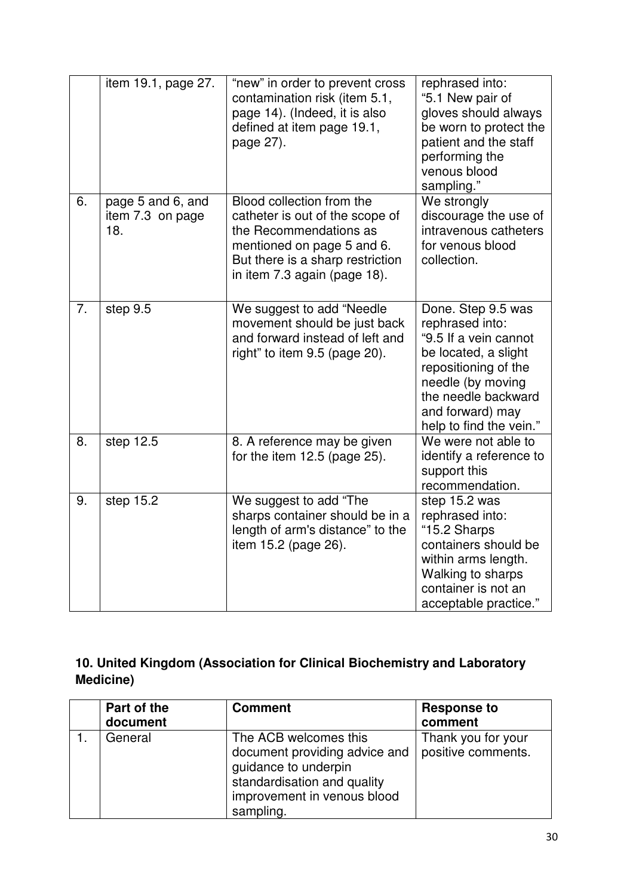| | | | |
|---|---|---|---|
| | item 19.1, page 27. | "new" in order to prevent cross contamination risk (item 5.1, page 14). (Indeed, it is also defined at item page 19.1, page 27). | rephrased into: "5.1 New pair of gloves should always be worn to protect the patient and the staff performing the venous blood sampling." |
| 6. | page 5 and 6, and item 7.3 on page 18. | Blood collection from the catheter is out of the scope of the Recommendations as mentioned on page 5 and 6. But there is a sharp restriction in item 7.3 again (page 18). | We strongly discourage the use of intravenous catheters for venous blood collection. |
| 7. | step 9.5 | We suggest to add "Needle movement should be just back and forward instead of left and right" to item 9.5 (page 20). | Done. Step 9.5 was rephrased into: "9.5 If a vein cannot be located, a slight repositioning of the needle (by moving the needle backward and forward) may help to find the vein." |
| 8. | step 12.5 | 8. A reference may be given for the item 12.5 (page 25). | We were not able to identify a reference to support this recommendation. |
| 9. | step 15.2 | We suggest to add "The sharps container should be in a length of arm's distance" to the item 15.2 (page 26). | step 15.2 was rephrased into: "15.2 Sharps containers should be within arms length. Walking to sharps container is not an acceptable practice." |

## 10. United Kingdom (Association for Clinical Biochemistry and Laboratory Medicine)

| | Part of the document | Comment | Response to comment |
|---|---|---|---|
| 1. | General | The ACB welcomes this document providing advice and guidance to underpin standardisation and quality improvement in venous blood sampling. | Thank you for your positive comments. |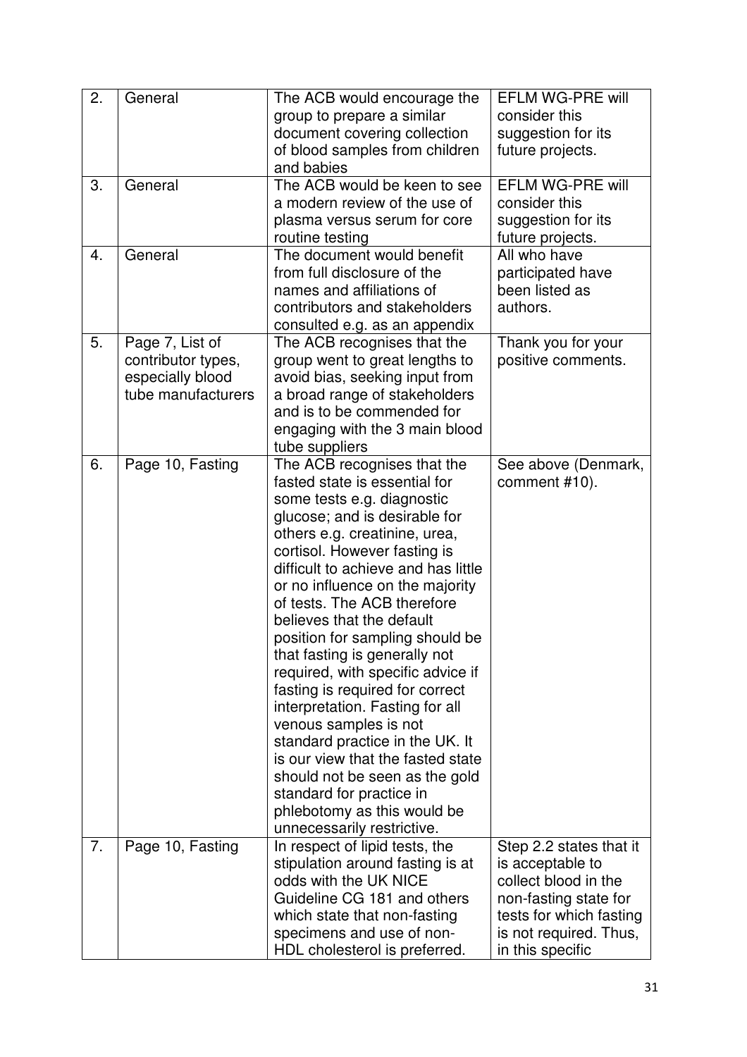| 2. | General | The ACB would encourage the group to prepare a similar document covering collection of blood samples from children and babies | EFLM WG-PRE will consider this suggestion for its future projects. |
|---|---|---|---|
| 3. | General | The ACB would be keen to see a modern review of the use of plasma versus serum for core routine testing | EFLM WG-PRE will consider this suggestion for its future projects. |
| 4. | General | The document would benefit from full disclosure of the names and affiliations of contributors and stakeholders consulted e.g. as an appendix | All who have participated have been listed as authors. |
| 5. | Page 7, List of contributor types, especially blood tube manufacturers | The ACB recognises that the group went to great lengths to avoid bias, seeking input from a broad range of stakeholders and is to be commended for engaging with the 3 main blood tube suppliers | Thank you for your positive comments. |
| 6. | Page 10, Fasting | The ACB recognises that the fasted state is essential for some tests e.g. diagnostic glucose; and is desirable for others e.g. creatinine, urea, cortisol. However fasting is difficult to achieve and has little or no influence on the majority of tests. The ACB therefore believes that the default position for sampling should be that fasting is generally not required, with specific advice if fasting is required for correct interpretation. Fasting for all venous samples is not standard practice in the UK. It is our view that the fasted state should not be seen as the gold standard for practice in phlebotomy as this would be unnecessarily restrictive. | See above (Denmark, comment #10). |
| 7. | Page 10, Fasting | In respect of lipid tests, the stipulation around fasting is at odds with the UK NICE Guideline CG 181 and others which state that non-fasting specimens and use of non-HDL cholesterol is preferred. | Step 2.2 states that it is acceptable to collect blood in the non-fasting state for tests for which fasting is not required. Thus, in this specific |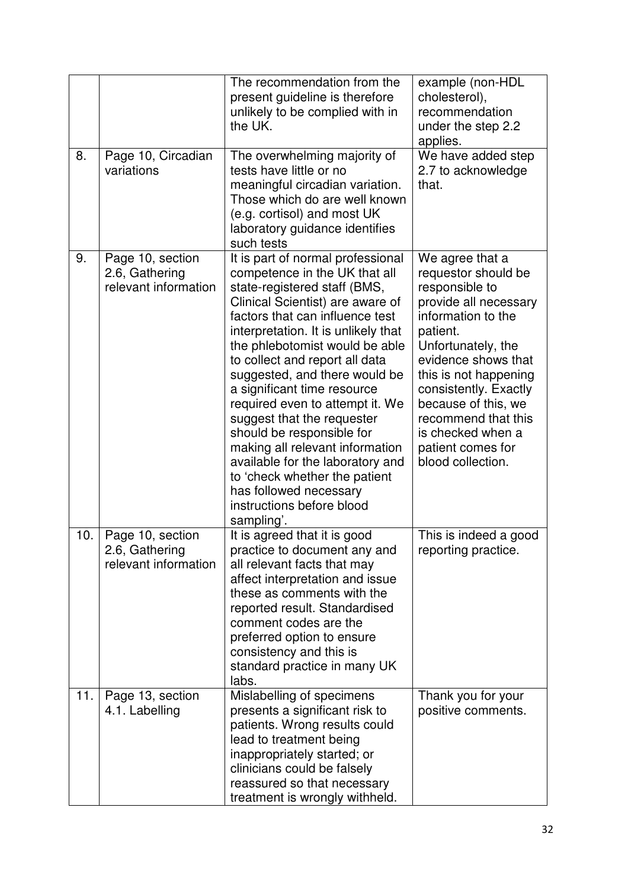| | | | |
|---|---|---|---|
| | | The recommendation from the present guideline is therefore unlikely to be complied with in the UK. | example (non-HDL cholesterol), recommendation under the step 2.2 applies. |
| 8. | Page 10, Circadian variations | The overwhelming majority of tests have little or no meaningful circadian variation. Those which do are well known (e.g. cortisol) and most UK laboratory guidance identifies such tests | We have added step 2.7 to acknowledge that. |
| 9. | Page 10, section 2.6, Gathering relevant information | It is part of normal professional competence in the UK that all state-registered staff (BMS, Clinical Scientist) are aware of factors that can influence test interpretation. It is unlikely that the phlebotomist would be able to collect and report all data suggested, and there would be a significant time resource required even to attempt it. We suggest that the requester should be responsible for making all relevant information available for the laboratory and to 'check whether the patient has followed necessary instructions before blood sampling'. | We agree that a requestor should be responsible to provide all necessary information to the patient. Unfortunately, the evidence shows that this is not happening consistently. Exactly because of this, we recommend that this is checked when a patient comes for blood collection. |
| 10. | Page 10, section 2.6, Gathering relevant information | It is agreed that it is good practice to document any and all relevant facts that may affect interpretation and issue these as comments with the reported result. Standardised comment codes are the preferred option to ensure consistency and this is standard practice in many UK labs. | This is indeed a good reporting practice. |
| 11. | Page 13, section 4.1. Labelling | Mislabelling of specimens presents a significant risk to patients. Wrong results could lead to treatment being inappropriately started; or clinicians could be falsely reassured so that necessary treatment is wrongly withheld. | Thank you for your positive comments. |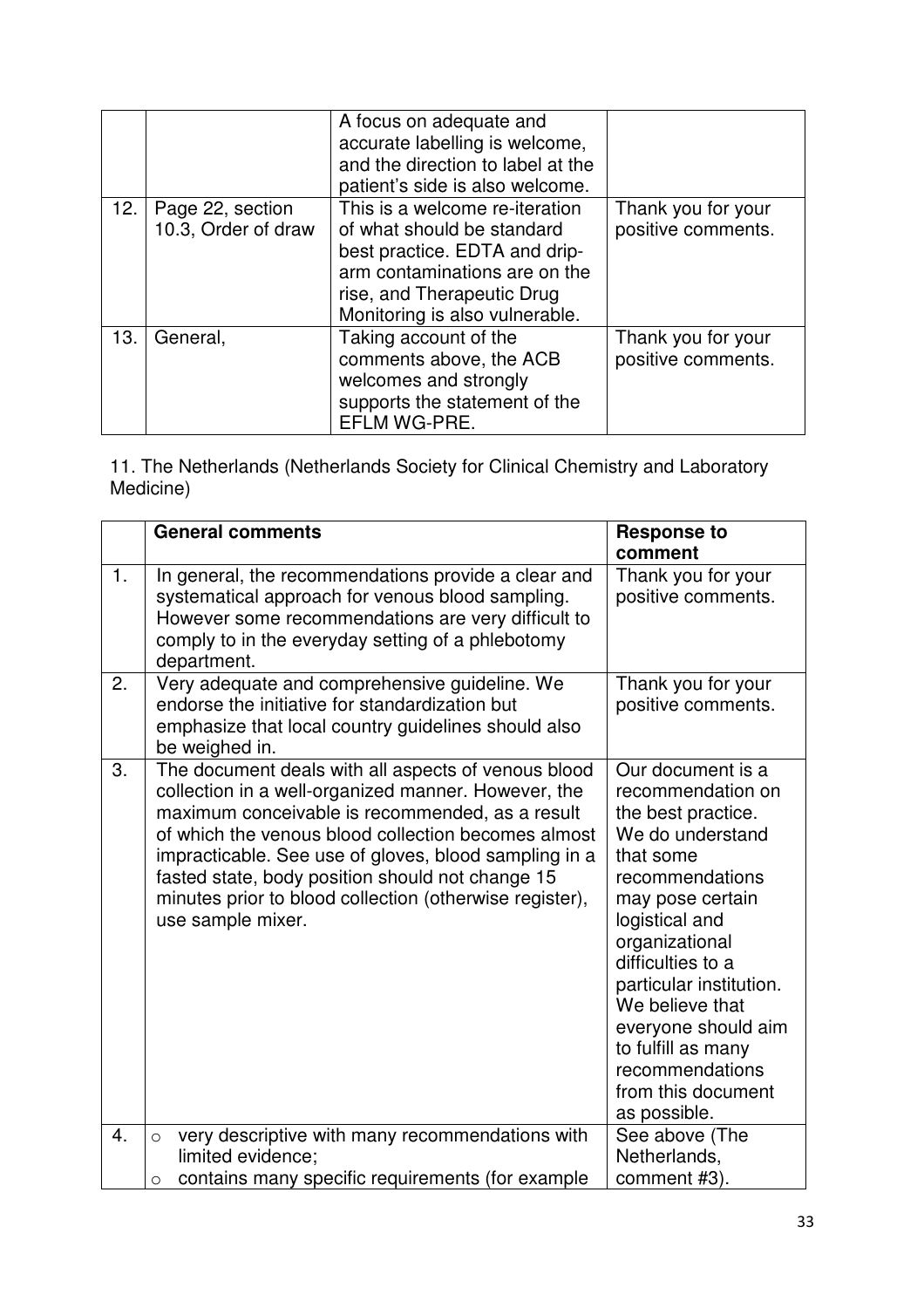| | | | |
|---|---|---|---|
| | | A focus on adequate and accurate labelling is welcome, and the direction to label at the patient's side is also welcome. | |
| 12. | Page 22, section 10.3, Order of draw | This is a welcome re-iteration of what should be standard best practice. EDTA and drip-arm contaminations are on the rise, and Therapeutic Drug Monitoring is also vulnerable. | Thank you for your positive comments. |
| 13. | General, | Taking account of the comments above, the ACB welcomes and strongly supports the statement of the EFLM WG-PRE. | Thank you for your positive comments. |

11. The Netherlands (Netherlands Society for Clinical Chemistry and Laboratory Medicine)

| | **General comments** | **Response to comment** |
|---|---|---|
| 1. | In general, the recommendations provide a clear and systematical approach for venous blood sampling. However some recommendations are very difficult to comply to in the everyday setting of a phlebotomy department. | Thank you for your positive comments. |
| 2. | Very adequate and comprehensive guideline. We endorse the initiative for standardization but emphasize that local country guidelines should also be weighed in. | Thank you for your positive comments. |
| 3. | The document deals with all aspects of venous blood collection in a well-organized manner. However, the maximum conceivable is recommended, as a result of which the venous blood collection becomes almost impracticable. See use of gloves, blood sampling in a fasted state, body position should not change 15 minutes prior to blood collection (otherwise register), use sample mixer. | Our document is a recommendation on the best practice. We do understand that some recommendations may pose certain logistical and organizational difficulties to a particular institution. We believe that everyone should aim to fulfill as many recommendations from this document as possible. |
| 4. | ○ very descriptive with many recommendations with limited evidence;<br>○ contains many specific requirements (for example | See above (The Netherlands, comment #3). |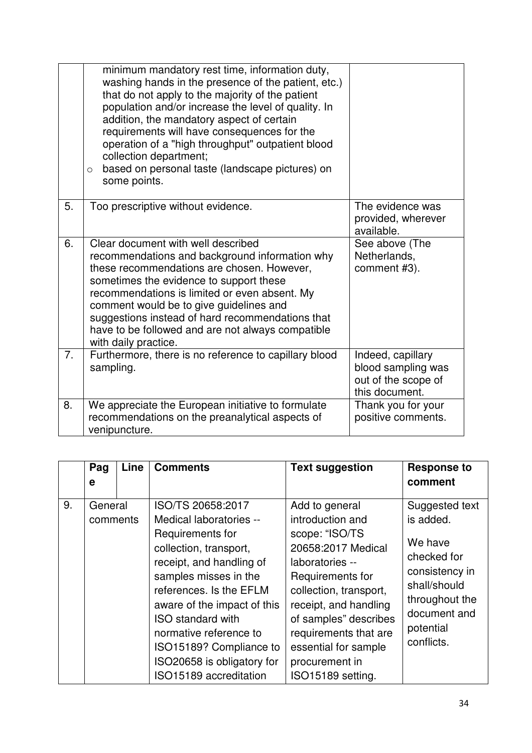| | | |
|---|---|---|
| | minimum mandatory rest time, information duty, washing hands in the presence of the patient, etc.) that do not apply to the majority of the patient population and/or increase the level of quality. In addition, the mandatory aspect of certain requirements will have consequences for the operation of a "high throughput" outpatient blood collection department;<br>o based on personal taste (landscape pictures) on some points. | |
| 5. | Too prescriptive without evidence. | The evidence was provided, wherever available. |
| 6. | Clear document with well described recommendations and background information why these recommendations are chosen. However, sometimes the evidence to support these recommendations is limited or even absent. My comment would be to give guidelines and suggestions instead of hard recommendations that have to be followed and are not always compatible with daily practice. | See above (The Netherlands, comment #3). |
| 7. | Furthermore, there is no reference to capillary blood sampling. | Indeed, capillary blood sampling was out of the scope of this document. |
| 8. | We appreciate the European initiative to formulate recommendations on the preanalytical aspects of venipuncture. | Thank you for your positive comments. |

| | Page | Line | Comments | Text suggestion | Response to comment |
|---|---|---|---|---|---|
| 9. | General comments | | ISO/TS 20658:2017 Medical laboratories -- Requirements for collection, transport, receipt, and handling of samples misses in the references. Is the EFLM aware of the impact of this ISO standard with normative reference to ISO15189? Compliance to ISO20658 is obligatory for ISO15189 accreditation | Add to general introduction and scope: "ISO/TS 20658:2017 Medical laboratories -- Requirements for collection, transport, receipt, and handling of samples" describes requirements that are essential for sample procurement in ISO15189 setting. | Suggested text is added.<br><br>We have checked for consistency in shall/should throughout the document and potential conflicts. |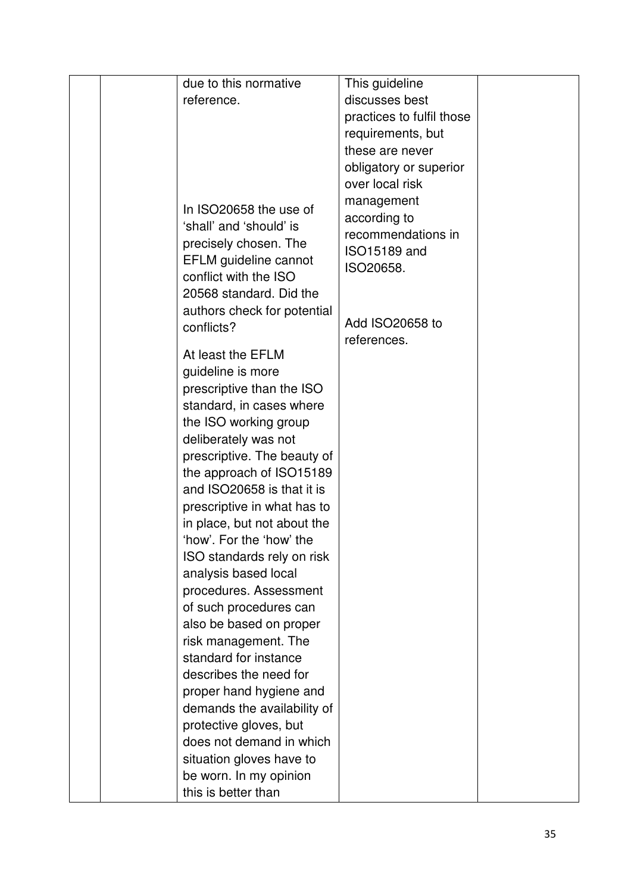|  |  |  |  |  |
|---|---|---|---|---|
|  |  | due to this normative reference.<br><br>In ISO20658 the use of 'shall' and 'should' is precisely chosen. The EFLM guideline cannot conflict with the ISO 20568 standard. Did the authors check for potential conflicts?<br><br>At least the EFLM guideline is more prescriptive than the ISO standard, in cases where the ISO working group deliberately was not prescriptive. The beauty of the approach of ISO15189 and ISO20658 is that it is prescriptive in what has to in place, but not about the 'how'. For the 'how' the ISO standards rely on risk analysis based local procedures. Assessment of such procedures can also be based on proper risk management. The standard for instance describes the need for proper hand hygiene and demands the availability of protective gloves, but does not demand in which situation gloves have to be worn. In my opinion this is better than | This guideline discusses best practices to fulfil those requirements, but these are never obligatory or superior over local risk management according to recommendations in ISO15189 and ISO20658.<br><br>Add ISO20658 to references. |  |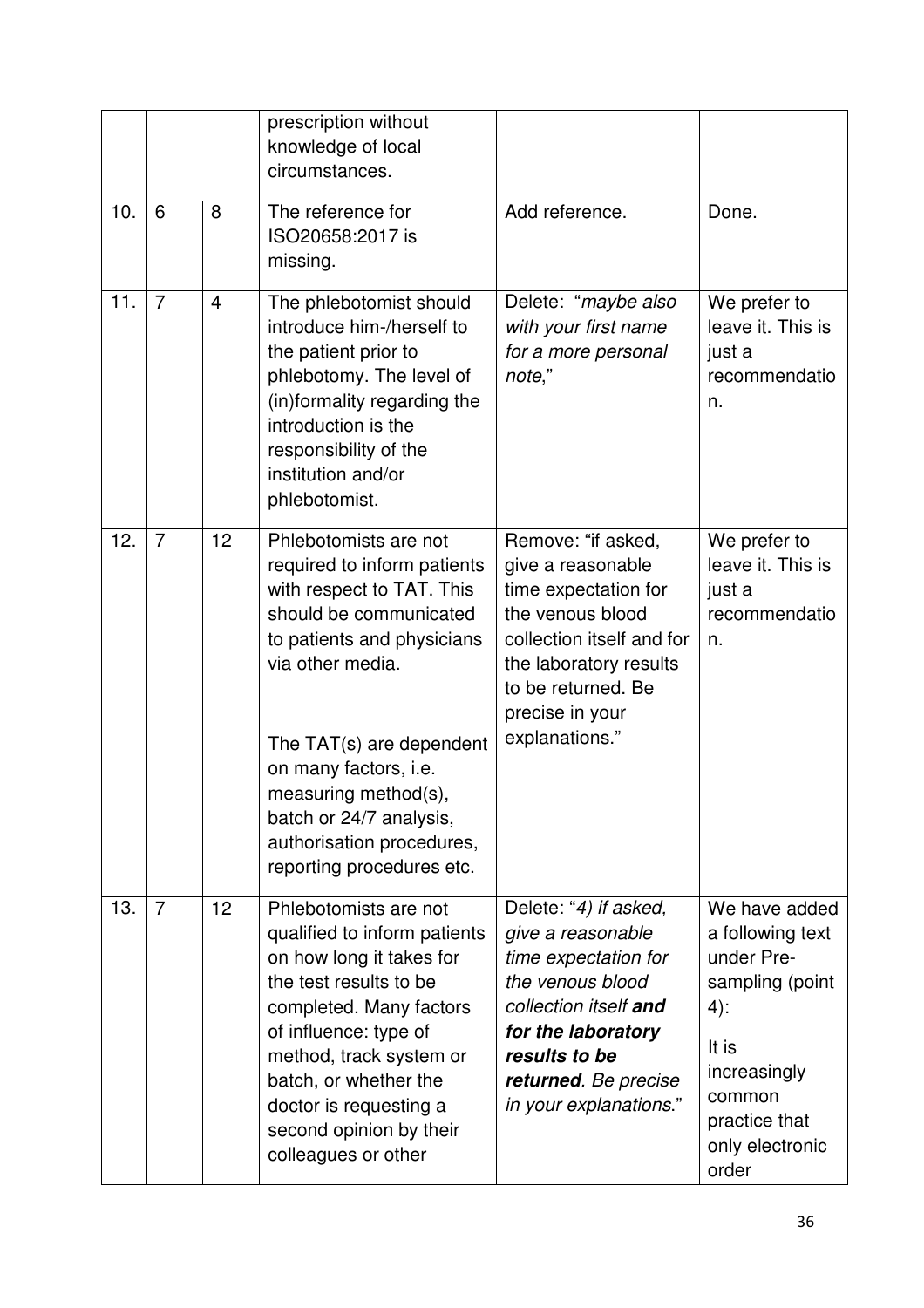| | | | | | |
|---|---|---|---|---|---|
| | | | prescription without knowledge of local circumstances. | | |
| 10. | 6 | 8 | The reference for ISO20658:2017 is missing. | Add reference. | Done. |
| 11. | 7 | 4 | The phlebotomist should introduce him-/herself to the patient prior to phlebotomy. The level of (in)formality regarding the introduction is the responsibility of the institution and/or phlebotomist. | Delete: "*maybe also with your first name for a more personal note*," | We prefer to leave it. This is just a recommendation. |
| 12. | 7 | 12 | Phlebotomists are not required to inform patients with respect to TAT. This should be communicated to patients and physicians via other media.<br><br>The TAT(s) are dependent on many factors, i.e. measuring method(s), batch or 24/7 analysis, authorisation procedures, reporting procedures etc. | Remove: "if asked, give a reasonable time expectation for the venous blood collection itself and for the laboratory results to be returned. Be precise in your explanations." | We prefer to leave it. This is just a recommendation. |
| 13. | 7 | 12 | Phlebotomists are not qualified to inform patients on how long it takes for the test results to be completed. Many factors of influence: type of method, track system or batch, or whether the doctor is requesting a second opinion by their colleagues or other | Delete: "*4) if asked, give a reasonable time expectation for the venous blood collection itself* ***and for the laboratory results to be returned****. Be precise in your explanations.*" | We have added a following text under Pre-sampling (point 4):<br><br>It is increasingly common practice that only electronic order |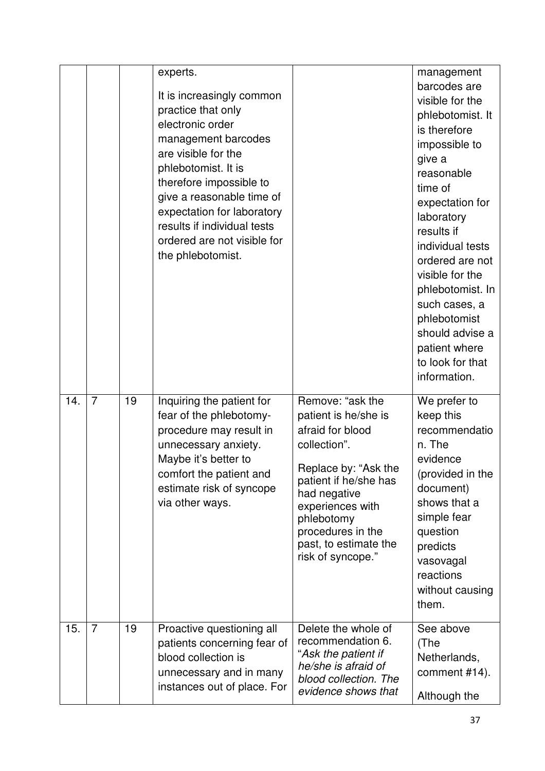| | | | experts.<br><br>It is increasingly common practice that only electronic order management barcodes are visible for the phlebotomist. It is therefore impossible to give a reasonable time of expectation for laboratory results if individual tests ordered are not visible for the phlebotomist. | | management barcodes are visible for the phlebotomist. It is therefore impossible to give a reasonable time of expectation for laboratory results if individual tests ordered are not visible for the phlebotomist. In such cases, a phlebotomist should advise a patient where to look for that information. |
|---|---|---|---|---|---|
| 14. | 7 | 19 | Inquiring the patient for fear of the phlebotomy-procedure may result in unnecessary anxiety. Maybe it's better to comfort the patient and estimate risk of syncope via other ways. | Remove: "ask the patient is he/she is afraid for blood collection".<br><br>Replace by: "Ask the patient if he/she has had negative experiences with phlebotomy procedures in the past, to estimate the risk of syncope." | We prefer to keep this recommendation. The evidence (provided in the document) shows that a simple fear question predicts vasovagal reactions without causing them. |
| 15. | 7 | 19 | Proactive questioning all patients concerning fear of blood collection is unnecessary and in many instances out of place. For | Delete the whole of recommendation 6. "*Ask the patient if he/she is afraid of blood collection. The evidence shows that* | See above (The Netherlands, comment #14).<br><br>Although the |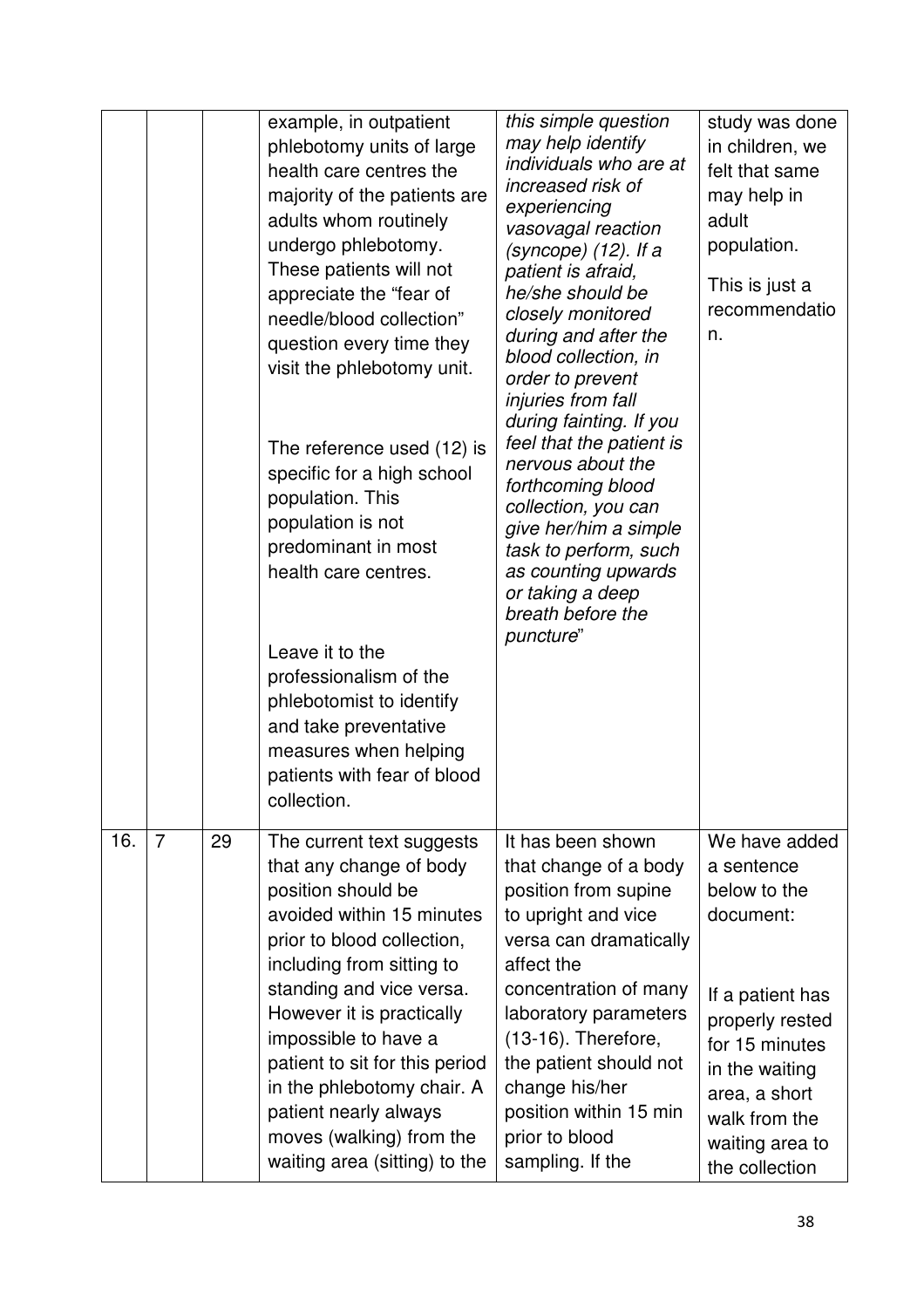| | | | | | |
|---|---|---|---|---|---|
| | | | example, in outpatient phlebotomy units of large health care centres the majority of the patients are adults whom routinely undergo phlebotomy. These patients will not appreciate the "fear of needle/blood collection" question every time they visit the phlebotomy unit.<br><br>The reference used (12) is specific for a high school population. This population is not predominant in most health care centres.<br><br>Leave it to the professionalism of the phlebotomist to identify and take preventative measures when helping patients with fear of blood collection. | *this simple question may help identify individuals who are at increased risk of experiencing vasovagal reaction (syncope) (12). If a patient is afraid, he/she should be closely monitored during and after the blood collection, in order to prevent injuries from fall during fainting. If you feel that the patient is nervous about the forthcoming blood collection, you can give her/him a simple task to perform, such as counting upwards or taking a deep breath before the puncture*" | study was done in children, we felt that same may help in adult population.<br><br>This is just a recommendation. |
| 16. | 7 | 29 | The current text suggests that any change of body position should be avoided within 15 minutes prior to blood collection, including from sitting to standing and vice versa. However it is practically impossible to have a patient to sit for this period in the phlebotomy chair. A patient nearly always moves (walking) from the waiting area (sitting) to the | It has been shown that change of a body position from supine to upright and vice versa can dramatically affect the concentration of many laboratory parameters (13-16). Therefore, the patient should not change his/her position within 15 min prior to blood sampling. If the | We have added a sentence below to the document:<br><br>If a patient has properly rested for 15 minutes in the waiting area, a short walk from the waiting area to the collection |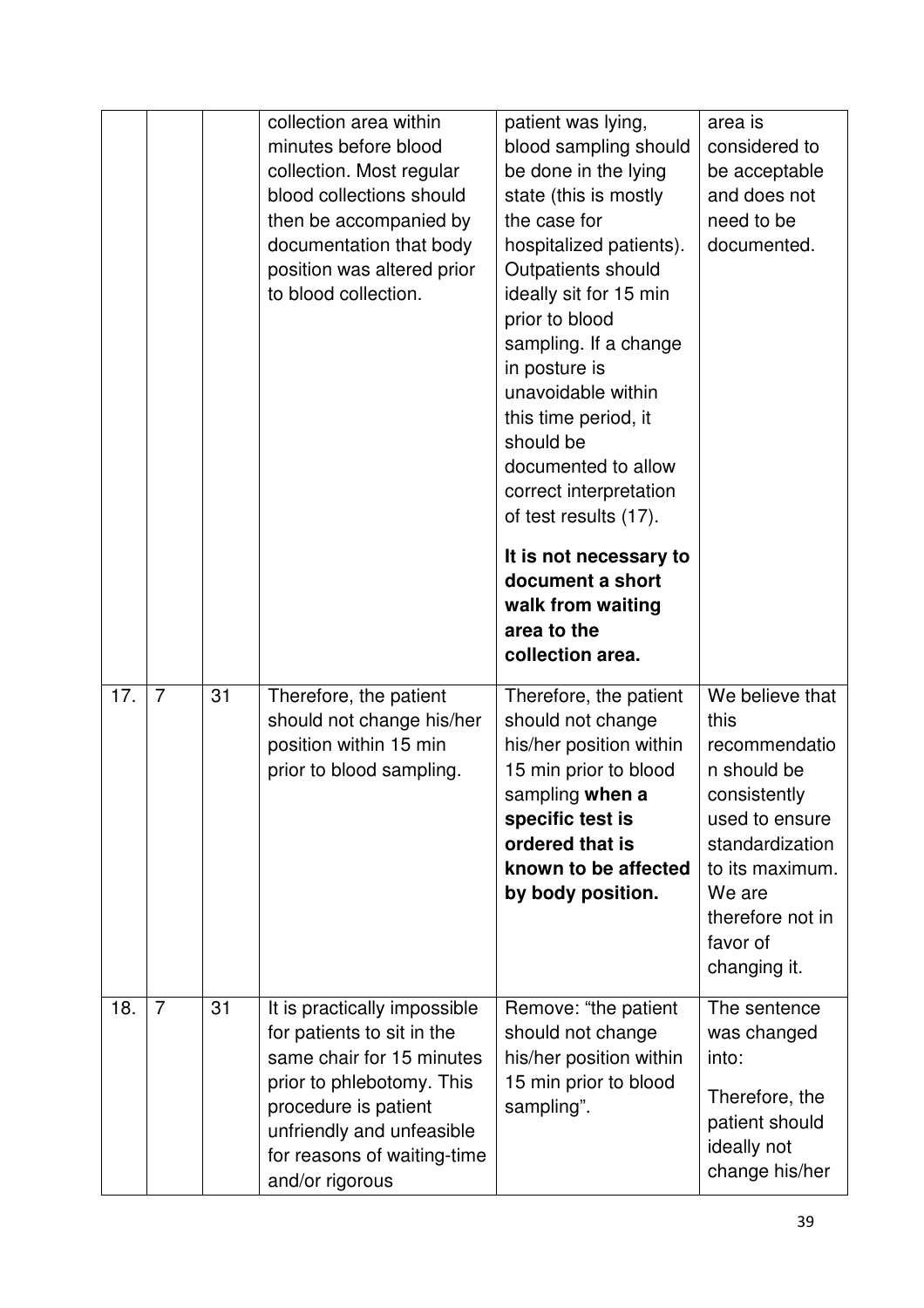| | | | | | |
|---|---|---|---|---|---|
| | | | collection area within minutes before blood collection. Most regular blood collections should then be accompanied by documentation that body position was altered prior to blood collection. | patient was lying, blood sampling should be done in the lying state (this is mostly the case for hospitalized patients). Outpatients should ideally sit for 15 min prior to blood sampling. If a change in posture is unavoidable within this time period, it should be documented to allow correct interpretation of test results (17). **It is not necessary to document a short walk from waiting area to the collection area.** | area is considered to be acceptable and does not need to be documented. |
| 17. | 7 | 31 | Therefore, the patient should not change his/her position within 15 min prior to blood sampling. | Therefore, the patient should not change his/her position within 15 min prior to blood sampling **when a specific test is ordered that is known to be affected by body position.** | We believe that this recommendation should be consistently used to ensure standardization to its maximum. We are therefore not in favor of changing it. |
| 18. | 7 | 31 | It is practically impossible for patients to sit in the same chair for 15 minutes prior to phlebotomy. This procedure is patient unfriendly and unfeasible for reasons of waiting-time and/or rigorous | Remove: "the patient should not change his/her position within 15 min prior to blood sampling". | The sentence was changed into: Therefore, the patient should ideally not change his/her |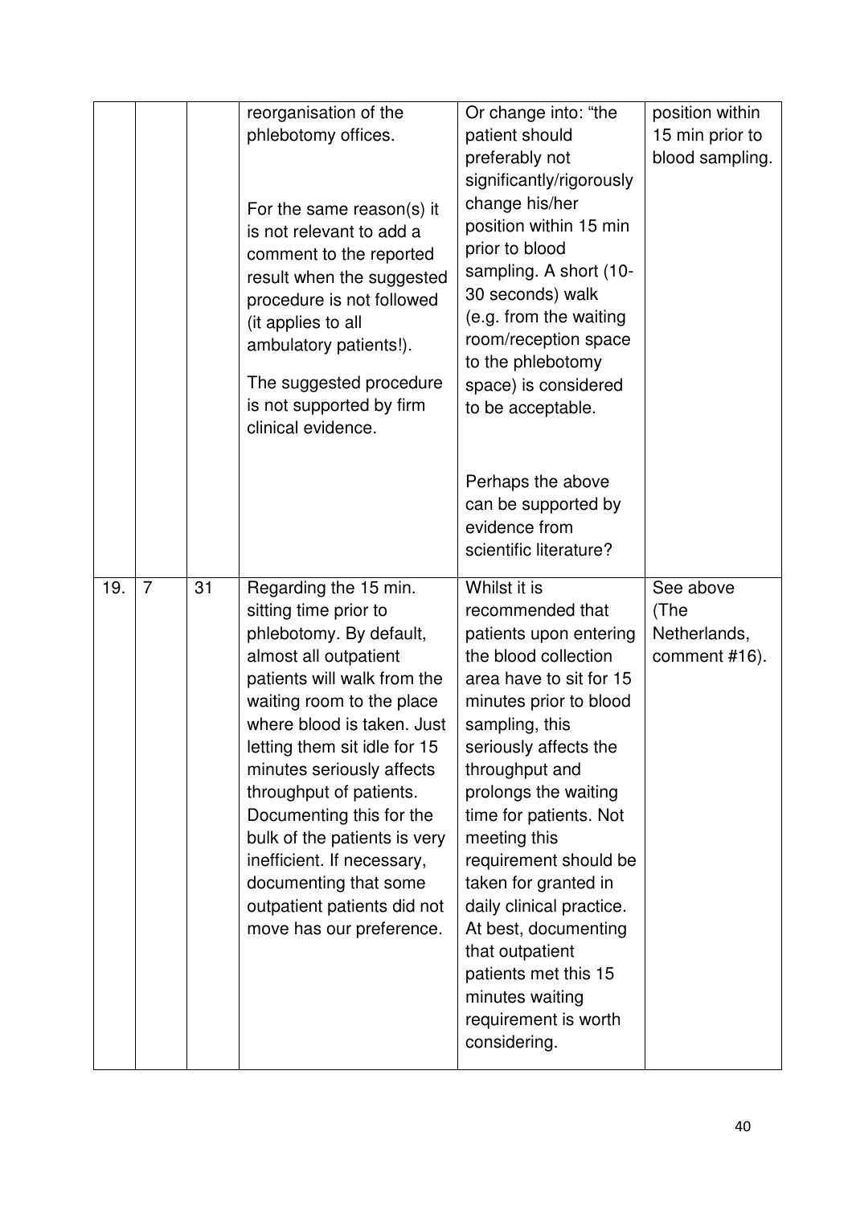| | | | | | |
|---|---|---|---|---|---|
| | | | reorganisation of the phlebotomy offices.<br><br>For the same reason(s) it is not relevant to add a comment to the reported result when the suggested procedure is not followed (it applies to all ambulatory patients!).<br><br>The suggested procedure is not supported by firm clinical evidence. | Or change into: "the patient should preferably not significantly/rigorously change his/her position within 15 min prior to blood sampling. A short (10-30 seconds) walk (e.g. from the waiting room/reception space to the phlebotomy space) is considered to be acceptable.<br><br>Perhaps the above can be supported by evidence from scientific literature? | position within 15 min prior to blood sampling. |
| 19. | 7 | 31 | Regarding the 15 min. sitting time prior to phlebotomy. By default, almost all outpatient patients will walk from the waiting room to the place where blood is taken. Just letting them sit idle for 15 minutes seriously affects throughput of patients. Documenting this for the bulk of the patients is very inefficient. If necessary, documenting that some outpatient patients did not move has our preference. | Whilst it is recommended that patients upon entering the blood collection area have to sit for 15 minutes prior to blood sampling, this seriously affects the throughput and prolongs the waiting time for patients. Not meeting this requirement should be taken for granted in daily clinical practice. At best, documenting that outpatient patients met this 15 minutes waiting requirement is worth considering. | See above (The Netherlands, comment #16). |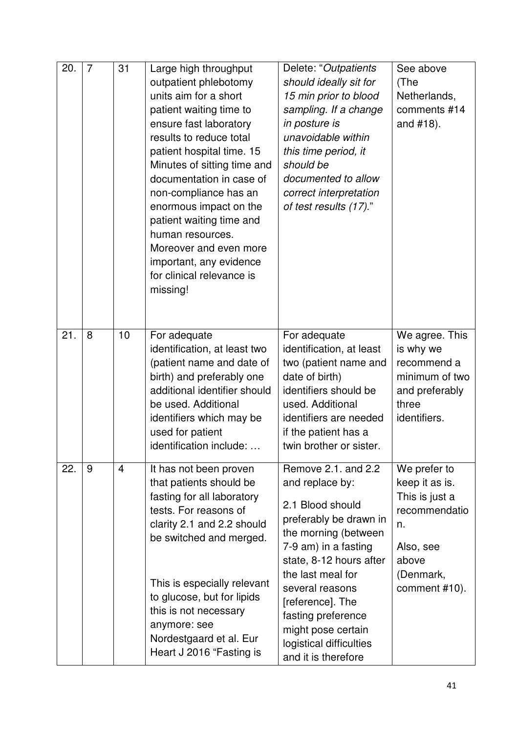| 20. | 7 | 31 | Large high throughput outpatient phlebotomy units aim for a short patient waiting time to ensure fast laboratory results to reduce total patient hospital time. 15 Minutes of sitting time and documentation in case of non-compliance has an enormous impact on the patient waiting time and human resources. Moreover and even more important, any evidence for clinical relevance is missing! | Delete: "*Outpatients should ideally sit for 15 min prior to blood sampling. If a change in posture is unavoidable within this time period, it should be documented to allow correct interpretation of test results (17).*" | See above (The Netherlands, comments #14 and #18). |
|---|---|---|---|---|---|
| 21. | 8 | 10 | For adequate identification, at least two (patient name and date of birth) and preferably one additional identifier should be used. Additional identifiers which may be used for patient identification include: … | For adequate identification, at least two (patient name and date of birth) identifiers should be used. Additional identifiers are needed if the patient has a twin brother or sister. | We agree. This is why we recommend a minimum of two and preferably three identifiers. |
| 22. | 9 | 4 | It has not been proven that patients should be fasting for all laboratory tests. For reasons of clarity 2.1 and 2.2 should be switched and merged.<br><br>This is especially relevant to glucose, but for lipids this is not necessary anymore: see Nordestgaard et al. Eur Heart J 2016 "Fasting is | Remove 2.1. and 2.2 and replace by:<br><br>2.1 Blood should preferably be drawn in the morning (between 7-9 am) in a fasting state, 8-12 hours after the last meal for several reasons [reference]. The fasting preference might pose certain logistical difficulties and it is therefore | We prefer to keep it as is. This is just a recommendation.<br><br>Also, see above (Denmark, comment #10). |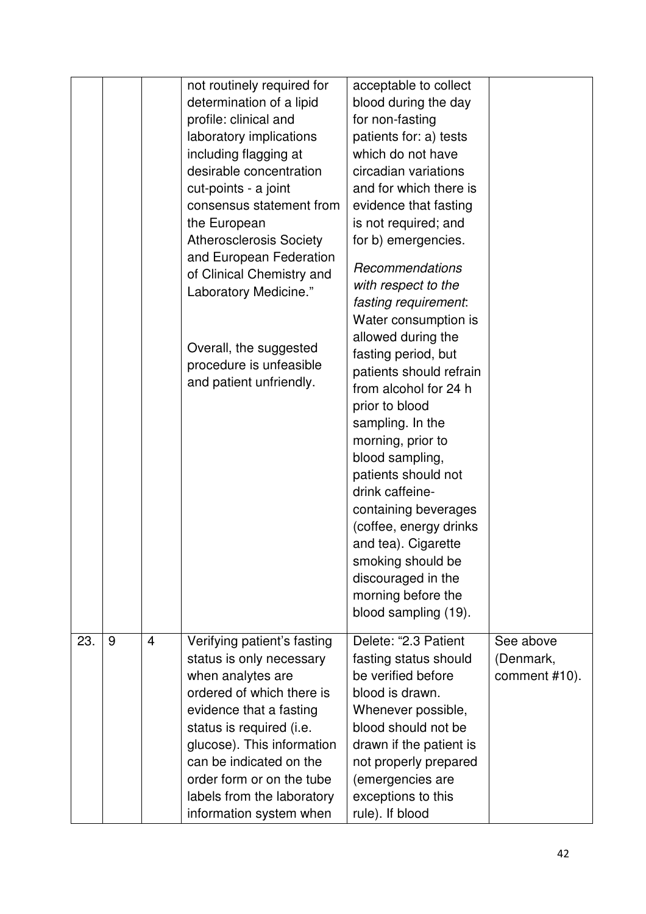| | | | | | |
|---|---|---|---|---|---|
| | | | not routinely required for determination of a lipid profile: clinical and laboratory implications including flagging at desirable concentration cut-points - a joint consensus statement from the European Atherosclerosis Society and European Federation of Clinical Chemistry and Laboratory Medicine."<br><br>Overall, the suggested procedure is unfeasible and patient unfriendly. | acceptable to collect blood during the day for non-fasting patients for: a) tests which do not have circadian variations and for which there is evidence that fasting is not required; and for b) emergencies.<br><br>*Recommendations with respect to the fasting requirement*: Water consumption is allowed during the fasting period, but patients should refrain from alcohol for 24 h prior to blood sampling. In the morning, prior to blood sampling, patients should not drink caffeine-containing beverages (coffee, energy drinks and tea). Cigarette smoking should be discouraged in the morning before the blood sampling (19). | |
| 23. | 9 | 4 | Verifying patient's fasting status is only necessary when analytes are ordered of which there is evidence that a fasting status is required (i.e. glucose). This information can be indicated on the order form or on the tube labels from the laboratory information system when | Delete: "2.3 Patient fasting status should be verified before blood is drawn. Whenever possible, blood should not be drawn if the patient is not properly prepared (emergencies are exceptions to this rule). If blood | See above (Denmark, comment #10). |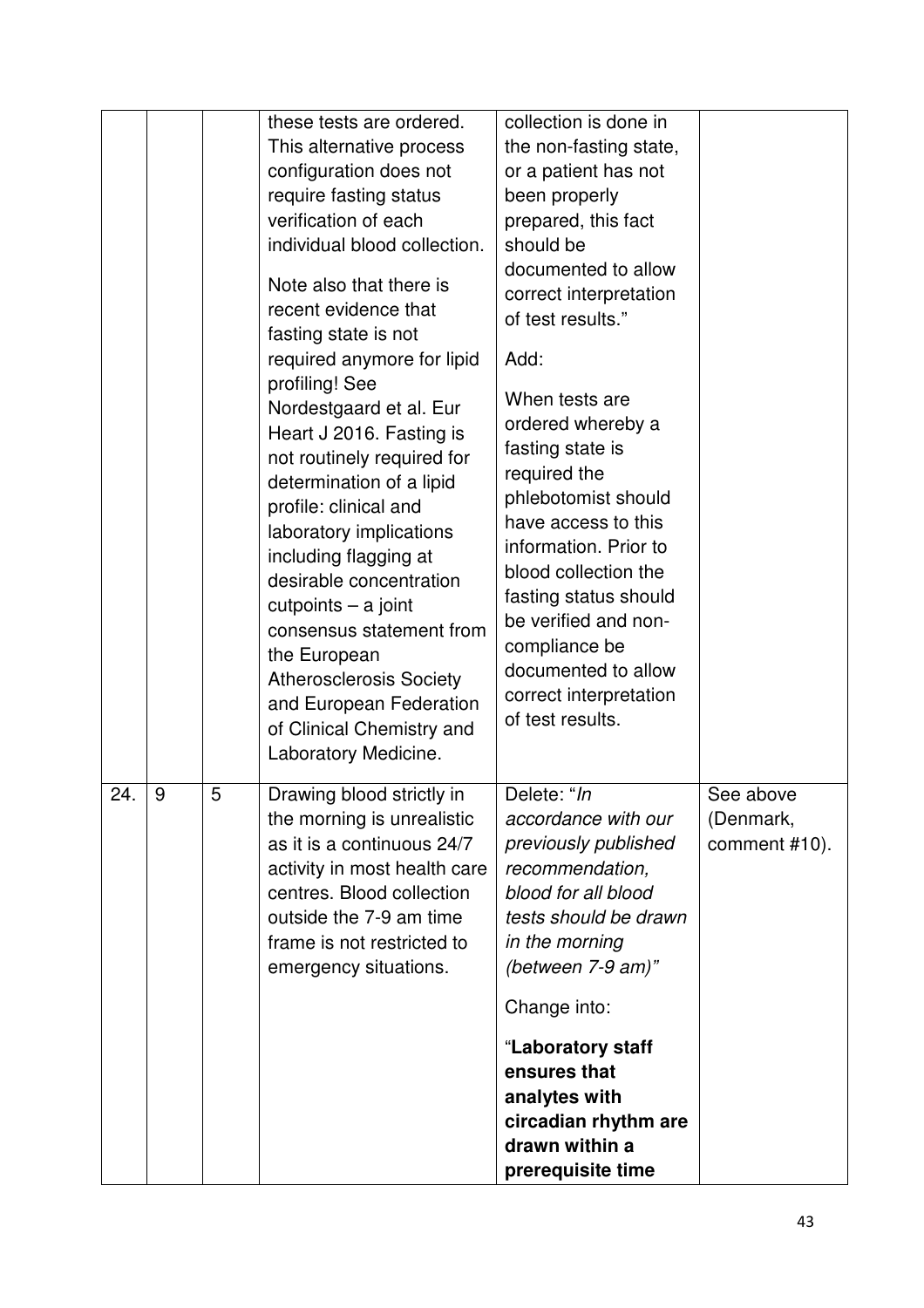| | | | | | |
|---|---|---|---|---|---|
| | | | these tests are ordered. This alternative process configuration does not require fasting status verification of each individual blood collection.<br><br>Note also that there is recent evidence that fasting state is not required anymore for lipid profiling! See Nordestgaard et al. Eur Heart J 2016. Fasting is not routinely required for determination of a lipid profile: clinical and laboratory implications including flagging at desirable concentration cutpoints – a joint consensus statement from the European Atherosclerosis Society and European Federation of Clinical Chemistry and Laboratory Medicine. | collection is done in the non-fasting state, or a patient has not been properly prepared, this fact should be documented to allow correct interpretation of test results."<br><br>Add:<br><br>When tests are ordered whereby a fasting state is required the phlebotomist should have access to this information. Prior to blood collection the fasting status should be verified and non-compliance be documented to allow correct interpretation of test results. | |
| 24. | 9 | 5 | Drawing blood strictly in the morning is unrealistic as it is a continuous 24/7 activity in most health care centres. Blood collection outside the 7-9 am time frame is not restricted to emergency situations. | Delete: "*In accordance with our previously published recommendation, blood for all blood tests should be drawn in the morning (between 7-9 am)*"<br><br>Change into:<br><br>"**Laboratory staff ensures that analytes with circadian rhythm are drawn within a prerequisite time** | See above (Denmark, comment #10). |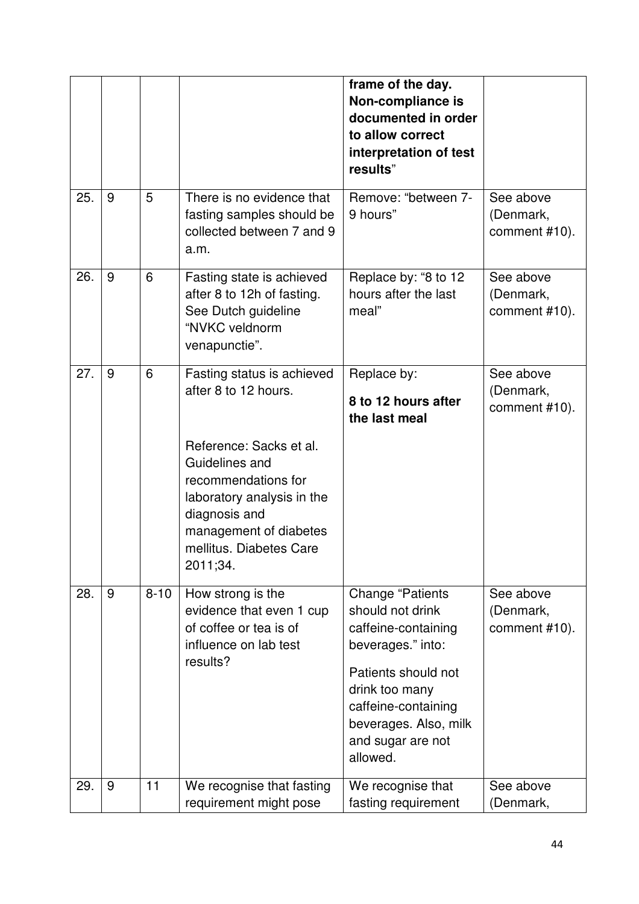| | | | | | |
|---|---|---|---|---|---|
| | | | | **frame of the day. Non-compliance is documented in order to allow correct interpretation of test results**" | |
| 25. | 9 | 5 | There is no evidence that fasting samples should be collected between 7 and 9 a.m. | Remove: "between 7-9 hours" | See above (Denmark, comment #10). |
| 26. | 9 | 6 | Fasting state is achieved after 8 to 12h of fasting. See Dutch guideline "NVKC veldnorm venapunctie". | Replace by: "8 to 12 hours after the last meal" | See above (Denmark, comment #10). |
| 27. | 9 | 6 | Fasting status is achieved after 8 to 12 hours.<br><br>Reference: Sacks et al. Guidelines and recommendations for laboratory analysis in the diagnosis and management of diabetes mellitus. Diabetes Care 2011;34. | Replace by:<br>**8 to 12 hours after the last meal** | See above (Denmark, comment #10). |
| 28. | 9 | 8-10 | How strong is the evidence that even 1 cup of coffee or tea is of influence on lab test results? | Change "Patients should not drink caffeine-containing beverages." into:<br>Patients should not drink too many caffeine-containing beverages. Also, milk and sugar are not allowed. | See above (Denmark, comment #10). |
| 29. | 9 | 11 | We recognise that fasting requirement might pose | We recognise that fasting requirement | See above (Denmark, |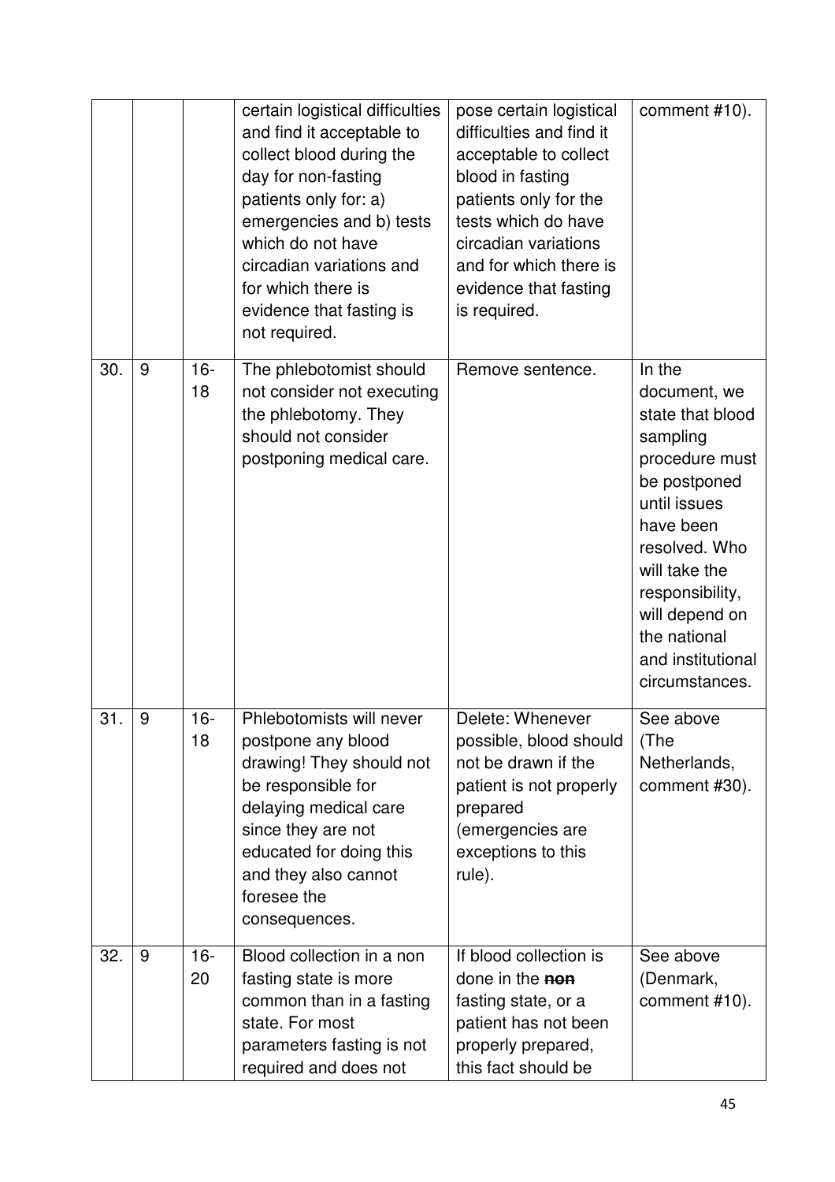|  |  |  | certain logistical difficulties and find it acceptable to collect blood during the day for non-fasting patients only for: a) emergencies and b) tests which do not have circadian variations and for which there is evidence that fasting is not required. | pose certain logistical difficulties and find it acceptable to collect blood in fasting patients only for the tests which do have circadian variations and for which there is evidence that fasting is required. | comment #10). |
|---|---|---|---|---|---|
| 30. | 9 | 16-18 | The phlebotomist should not consider not executing the phlebotomy. They should not consider postponing medical care. | Remove sentence. | In the document, we state that blood sampling procedure must be postponed until issues have been resolved. Who will take the responsibility, will depend on the national and institutional circumstances. |
| 31. | 9 | 16-18 | Phlebotomists will never postpone any blood drawing! They should not be responsible for delaying medical care since they are not educated for doing this and they also cannot foresee the consequences. | Delete: Whenever possible, blood should not be drawn if the patient is not properly prepared (emergencies are exceptions to this rule). | See above (The Netherlands, comment #30). |
| 32. | 9 | 16-20 | Blood collection in a non fasting state is more common than in a fasting state. For most parameters fasting is not required and does not | If blood collection is done in the ~~**non**~~ fasting state, or a patient has not been properly prepared, this fact should be | See above (Denmark, comment #10). |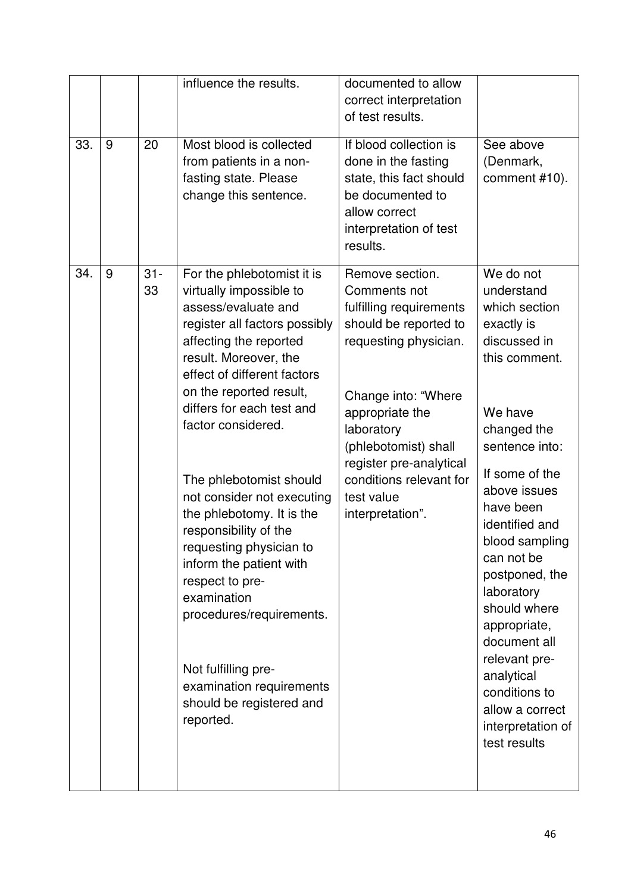| | | | influence the results. | documented to allow correct interpretation of test results. | |
|---|---|---|---|---|---|
| 33. | 9 | 20 | Most blood is collected from patients in a non-fasting state. Please change this sentence. | If blood collection is done in the fasting state, this fact should be documented to allow correct interpretation of test results. | See above (Denmark, comment #10). |
| 34. | 9 | 31-33 | For the phlebotomist it is virtually impossible to assess/evaluate and register all factors possibly affecting the reported result. Moreover, the effect of different factors on the reported result, differs for each test and factor considered.<br><br>The phlebotomist should not consider not executing the phlebotomy. It is the responsibility of the requesting physician to inform the patient with respect to pre-examination procedures/requirements.<br><br>Not fulfilling pre-examination requirements should be registered and reported. | Remove section. Comments not fulfilling requirements should be reported to requesting physician.<br><br>Change into: "Where appropriate the laboratory (phlebotomist) shall register pre-analytical conditions relevant for test value interpretation". | We do not understand which section exactly is discussed in this comment.<br><br>We have changed the sentence into:<br><br>If some of the above issues have been identified and blood sampling can not be postponed, the laboratory should where appropriate, document all relevant pre-analytical conditions to allow a correct interpretation of test results |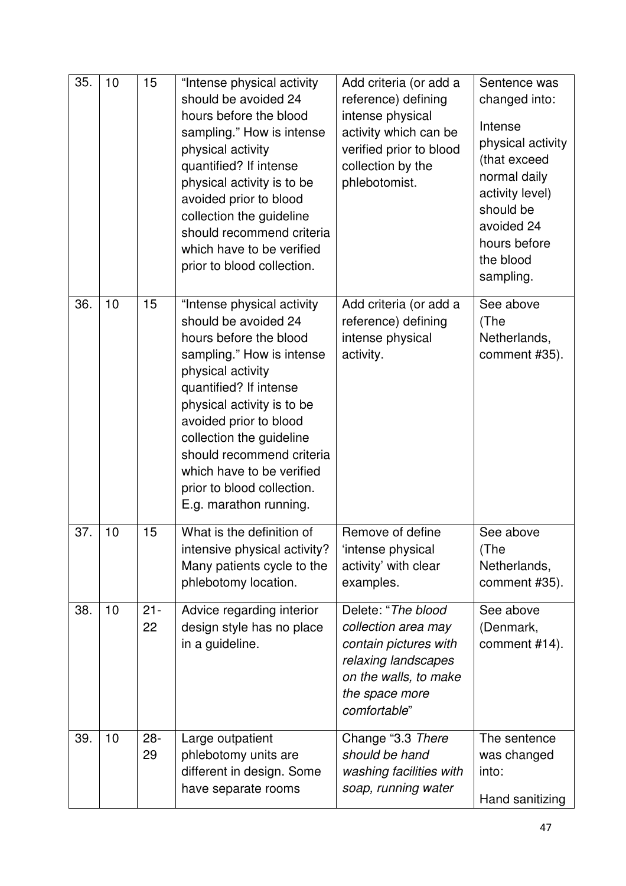| 35. | 10 | 15 | "Intense physical activity should be avoided 24 hours before the blood sampling." How is intense physical activity quantified? If intense physical activity is to be avoided prior to blood collection the guideline should recommend criteria which have to be verified prior to blood collection. | Add criteria (or add a reference) defining intense physical activity which can be verified prior to blood collection by the phlebotomist. | Sentence was changed into: Intense physical activity (that exceed normal daily activity level) should be avoided 24 hours before the blood sampling. |
|---|---|---|---|---|---|
| 36. | 10 | 15 | "Intense physical activity should be avoided 24 hours before the blood sampling." How is intense physical activity quantified? If intense physical activity is to be avoided prior to blood collection the guideline should recommend criteria which have to be verified prior to blood collection. E.g. marathon running. | Add criteria (or add a reference) defining intense physical activity. | See above (The Netherlands, comment #35). |
| 37. | 10 | 15 | What is the definition of intensive physical activity? Many patients cycle to the phlebotomy location. | Remove of define 'intense physical activity' with clear examples. | See above (The Netherlands, comment #35). |
| 38. | 10 | 21-22 | Advice regarding interior design style has no place in a guideline. | Delete: "*The blood collection area may contain pictures with relaxing landscapes on the walls, to make the space more comfortable*" | See above (Denmark, comment #14). |
| 39. | 10 | 28-29 | Large outpatient phlebotomy units are different in design. Some have separate rooms | Change "3.3 *There should be hand washing facilities with soap, running water* | The sentence was changed into: Hand sanitizing |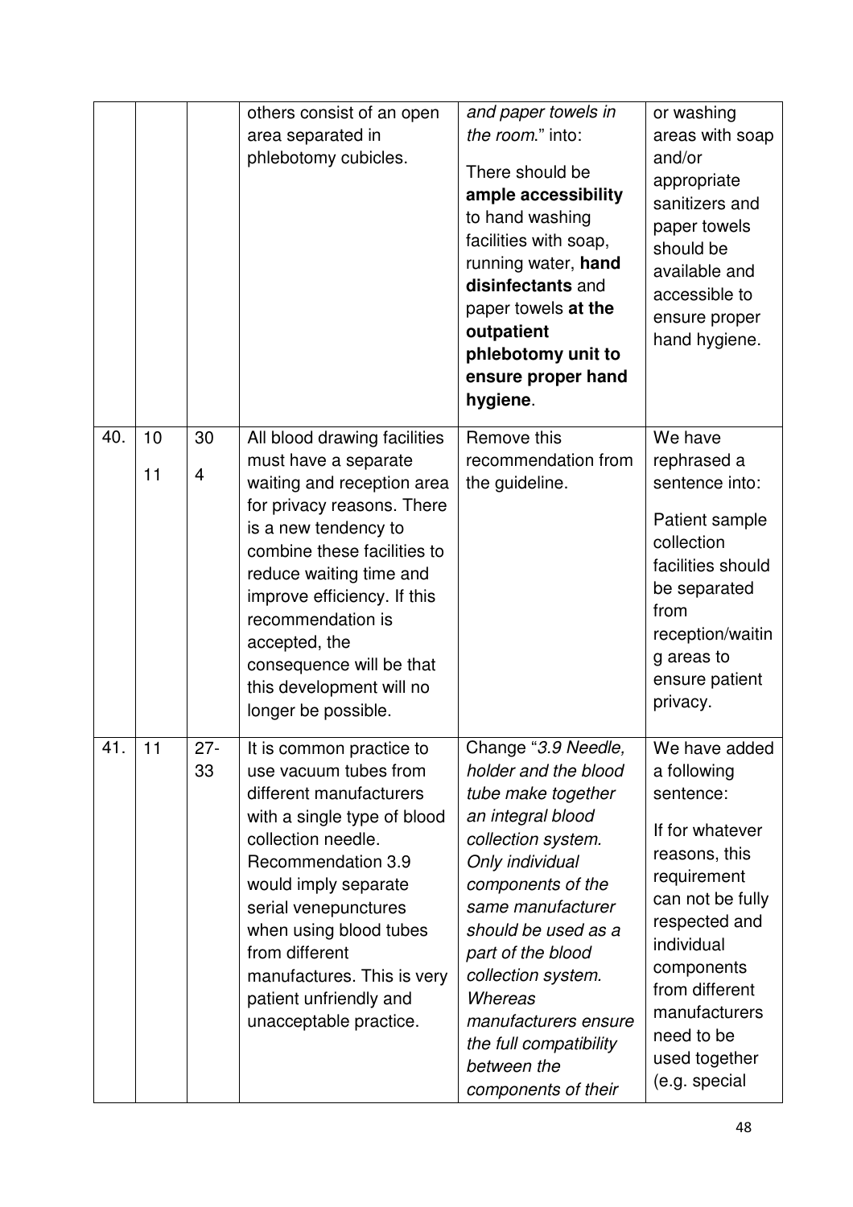| | | | | | |
|---|---|---|---|---|---|
| | | | others consist of an open area separated in phlebotomy cubicles. | *and paper towels in the room.*" into: There should be **ample accessibility** to hand washing facilities with soap, running water, **hand disinfectants** and paper towels **at the outpatient phlebotomy unit to ensure proper hand hygiene**. | or washing areas with soap and/or appropriate sanitizers and paper towels should be available and accessible to ensure proper hand hygiene. |
| 40. | 10 11 | 30 4 | All blood drawing facilities must have a separate waiting and reception area for privacy reasons. There is a new tendency to combine these facilities to reduce waiting time and improve efficiency. If this recommendation is accepted, the consequence will be that this development will no longer be possible. | Remove this recommendation from the guideline. | We have rephrased a sentence into: Patient sample collection facilities should be separated from reception/waiting areas to ensure patient privacy. |
| 41. | 11 | 27-33 | It is common practice to use vacuum tubes from different manufacturers with a single type of blood collection needle. Recommendation 3.9 would imply separate serial venepunctures when using blood tubes from different manufactures. This is very patient unfriendly and unacceptable practice. | Change "*3.9 Needle, holder and the blood tube make together an integral blood collection system. Only individual components of the same manufacturer should be used as a part of the blood collection system. Whereas manufacturers ensure the full compatibility between the components of their* | We have added a following sentence: If for whatever reasons, this requirement can not be fully respected and individual components from different manufacturers need to be used together (e.g. special |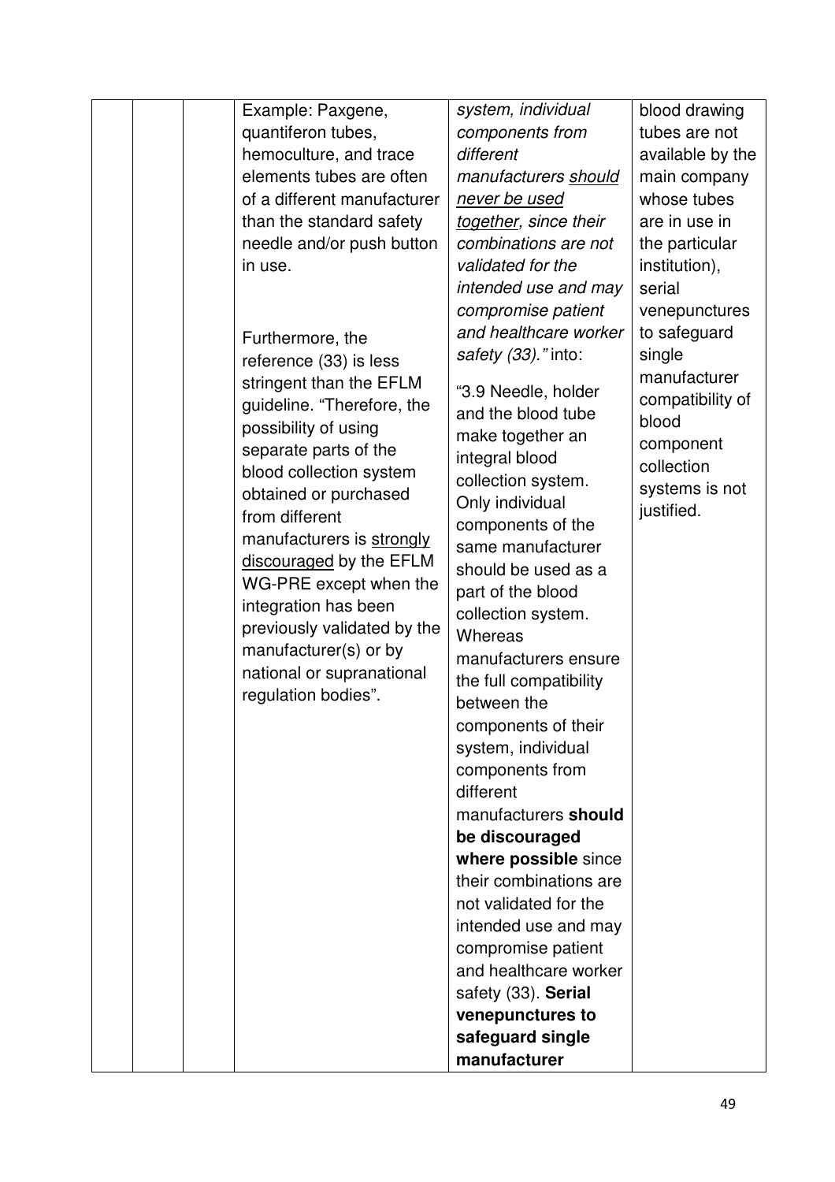| | | | Example: Paxgene, quantiferon tubes, hemoculture, and trace elements tubes are often of a different manufacturer than the standard safety needle and/or push button in use.<br><br>Furthermore, the reference (33) is less stringent than the EFLM guideline. "Therefore, the possibility of using separate parts of the blood collection system obtained or purchased from different manufacturers is <u>strongly discouraged</u> by the EFLM WG-PRE except when the integration has been previously validated by the manufacturer(s) or by national or supranational regulation bodies". | *system, individual components from different manufacturers <u>should never be used together</u>, since their combinations are not validated for the intended use and may compromise patient and healthcare worker safety (33)."* into:<br><br>"3.9 Needle, holder and the blood tube make together an integral blood collection system. Only individual components of the same manufacturer should be used as a part of the blood collection system. Whereas manufacturers ensure the full compatibility between the components of their system, individual components from different manufacturers **should be discouraged where possible** since their combinations are not validated for the intended use and may compromise patient and healthcare worker safety (33). **Serial venepunctures to safeguard single manufacturer** | blood drawing tubes are not available by the main company whose tubes are in use in the particular institution), serial venepunctures to safeguard single manufacturer compatibility of blood component collection systems is not justified. |
|---|---|---|---|---|---|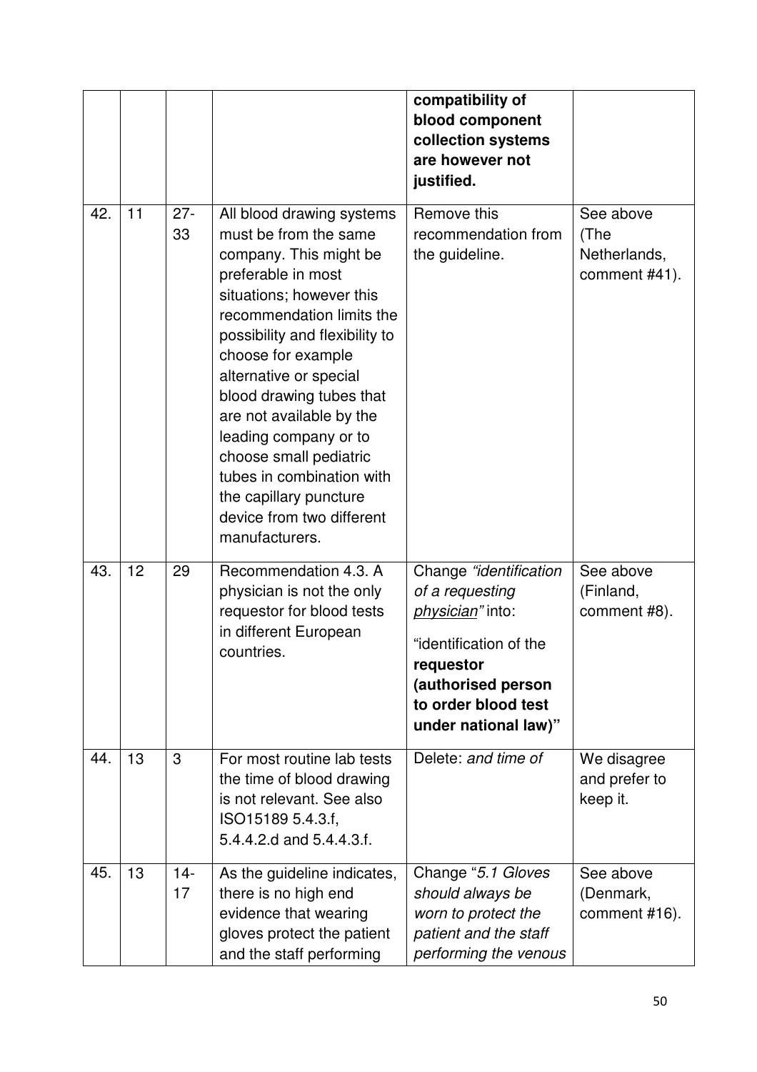| | | | | | |
|---|---|---|---|---|---|
| | | | | **compatibility of blood component collection systems are however not justified.** | |
| 42. | 11 | 27-33 | All blood drawing systems must be from the same company. This might be preferable in most situations; however this recommendation limits the possibility and flexibility to choose for example alternative or special blood drawing tubes that are not available by the leading company or to choose small pediatric tubes in combination with the capillary puncture device from two different manufacturers. | Remove this recommendation from the guideline. | See above (The Netherlands, comment #41). |
| 43. | 12 | 29 | Recommendation 4.3. A physician is not the only requestor for blood tests in different European countries. | Change *"identification of a requesting physician"* into: "identification of the **requestor (authorised person to order blood test under national law)"** | See above (Finland, comment #8). |
| 44. | 13 | 3 | For most routine lab tests the time of blood drawing is not relevant. See also ISO15189 5.4.3.f, 5.4.4.2.d and 5.4.4.3.f. | Delete: *and time of* | We disagree and prefer to keep it. |
| 45. | 13 | 14-17 | As the guideline indicates, there is no high end evidence that wearing gloves protect the patient and the staff performing | Change "*5.1 Gloves should always be worn to protect the patient and the staff performing the venous* | See above (Denmark, comment #16). |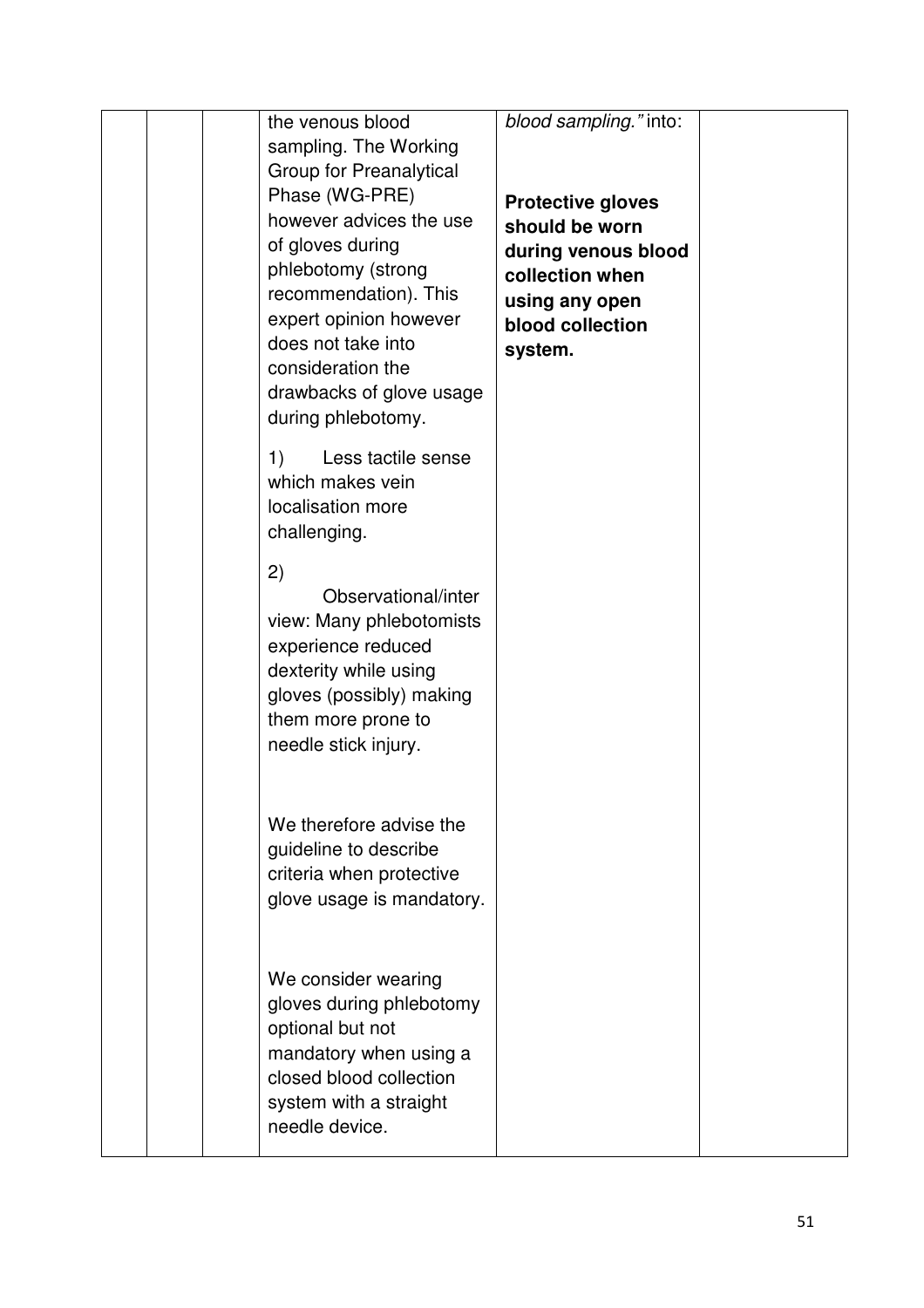|  |  |  | the venous blood sampling. The Working Group for Preanalytical Phase (WG-PRE) however advices the use of gloves during phlebotomy (strong recommendation). This expert opinion however does not take into consideration the drawbacks of glove usage during phlebotomy.<br><br>1) Less tactile sense which makes vein localisation more challenging.<br><br>2) Observational/interview: Many phlebotomists experience reduced dexterity while using gloves (possibly) making them more prone to needle stick injury.<br><br>We therefore advise the guideline to describe criteria when protective glove usage is mandatory.<br><br>We consider wearing gloves during phlebotomy optional but not mandatory when using a closed blood collection system with a straight needle device. | *blood sampling."* into:<br><br>**Protective gloves should be worn during venous blood collection when using any open blood collection system.** |  |
|---|---|---|---|---|---|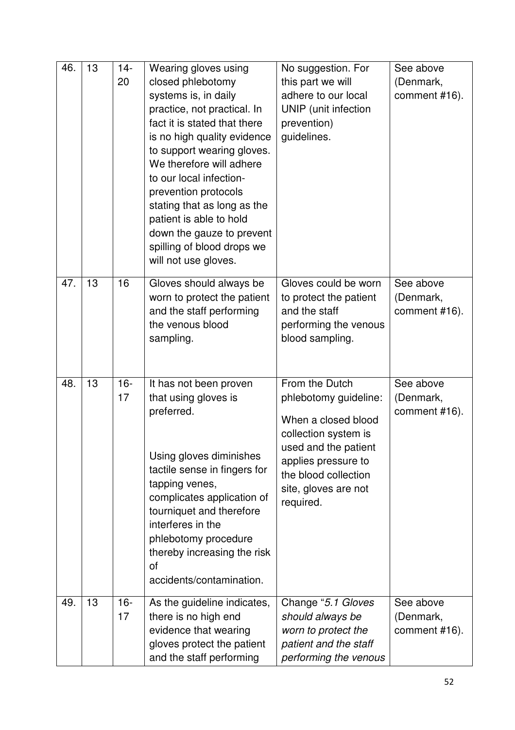| 46. | 13 | 14-20 | Wearing gloves using closed phlebotomy systems is, in daily practice, not practical. In fact it is stated that there is no high quality evidence to support wearing gloves. We therefore will adhere to our local infection-prevention protocols stating that as long as the patient is able to hold down the gauze to prevent spilling of blood drops we will not use gloves. | No suggestion. For this part we will adhere to our local UNIP (unit infection prevention) guidelines. | See above (Denmark, comment #16). |
|---|---|---|---|---|---|
| 47. | 13 | 16 | Gloves should always be worn to protect the patient and the staff performing the venous blood sampling. | Gloves could be worn to protect the patient and the staff performing the venous blood sampling. | See above (Denmark, comment #16). |
| 48. | 13 | 16-17 | It has not been proven that using gloves is preferred.<br><br>Using gloves diminishes tactile sense in fingers for tapping venes, complicates application of tourniquet and therefore interferes in the phlebotomy procedure thereby increasing the risk of accidents/contamination. | From the Dutch phlebotomy guideline:<br><br>When a closed blood collection system is used and the patient applies pressure to the blood collection site, gloves are not required. | See above (Denmark, comment #16). |
| 49. | 13 | 16-17 | As the guideline indicates, there is no high end evidence that wearing gloves protect the patient and the staff performing | Change "*5.1 Gloves should always be worn to protect the patient and the staff performing the venous* | See above (Denmark, comment #16). |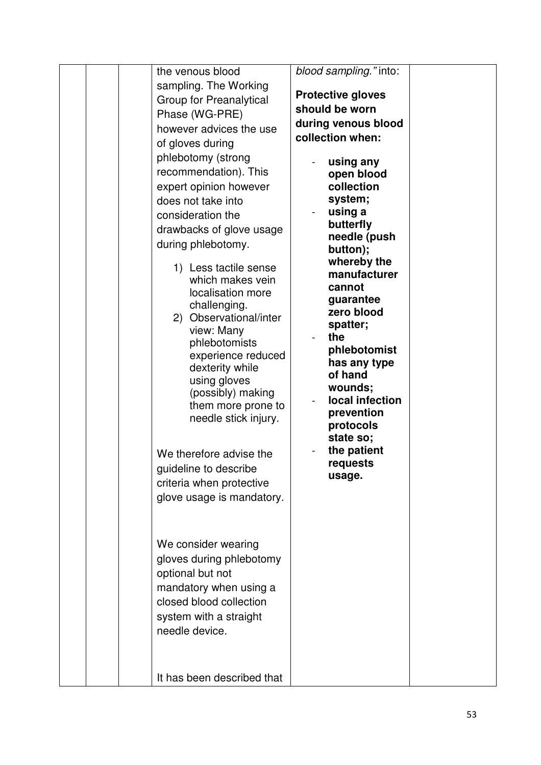| | | | | | |
|---|---|---|---|---|---|
| | | | the venous blood sampling. The Working Group for Preanalytical Phase (WG-PRE) however advices the use of gloves during phlebotomy (strong recommendation). This expert opinion however does not take into consideration the drawbacks of glove usage during phlebotomy.<br><br>1) Less tactile sense which makes vein localisation more challenging.<br>2) Observational/inter view: Many phlebotomists experience reduced dexterity while using gloves (possibly) making them more prone to needle stick injury.<br><br>We therefore advise the guideline to describe criteria when protective glove usage is mandatory.<br><br>We consider wearing gloves during phlebotomy optional but not mandatory when using a closed blood collection system with a straight needle device.<br><br>It has been described that | *blood sampling."* into:<br><br>**Protective gloves should be worn during venous blood collection when:**<br><br>- **using any open blood collection system;**<br>- **using a butterfly needle (push button); whereby the manufacturer cannot guarantee zero blood spatter;**<br>- **the phlebotomist has any type of hand wounds;**<br>- **local infection prevention protocols state so;**<br>- **the patient requests usage.** | |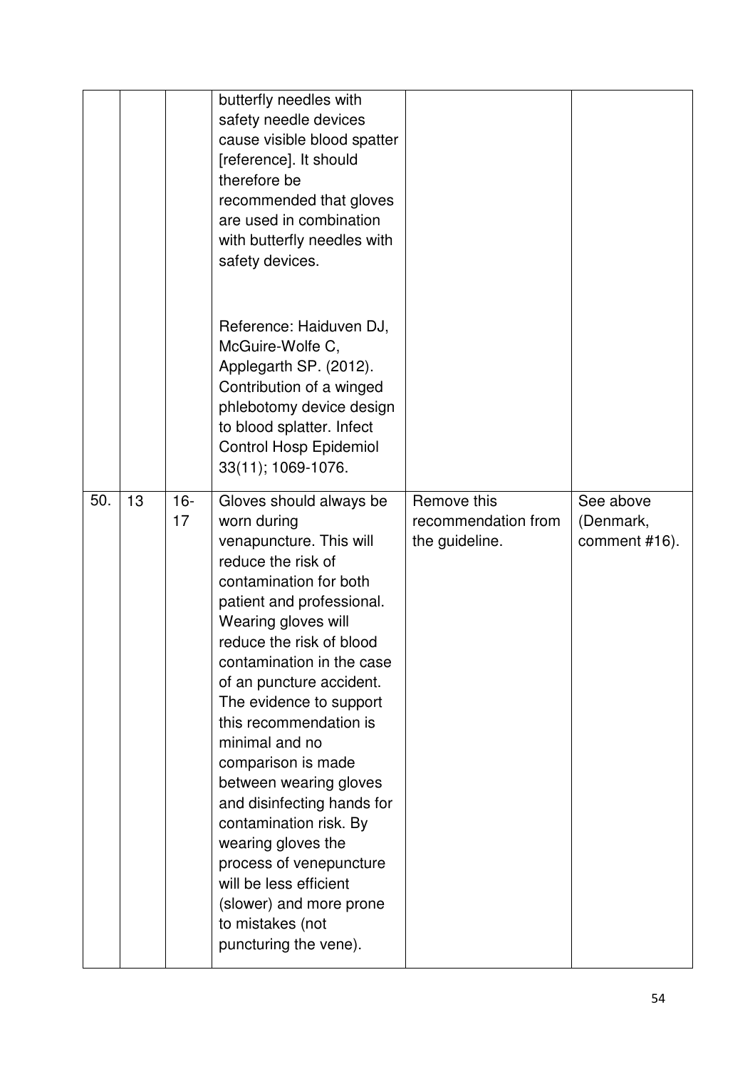| | | | | | |
|---|---|---|---|---|---|
| | | | butterfly needles with safety needle devices cause visible blood spatter [reference]. It should therefore be recommended that gloves are used in combination with butterfly needles with safety devices.<br><br>Reference: Haiduven DJ, McGuire-Wolfe C, Applegarth SP. (2012). Contribution of a winged phlebotomy device design to blood splatter. Infect Control Hosp Epidemiol 33(11); 1069-1076. | | |
| 50. | 13 | 16-17 | Gloves should always be worn during venapuncture. This will reduce the risk of contamination for both patient and professional. Wearing gloves will reduce the risk of blood contamination in the case of an puncture accident. The evidence to support this recommendation is minimal and no comparison is made between wearing gloves and disinfecting hands for contamination risk. By wearing gloves the process of venepuncture will be less efficient (slower) and more prone to mistakes (not puncturing the vene). | Remove this recommendation from the guideline. | See above (Denmark, comment #16). |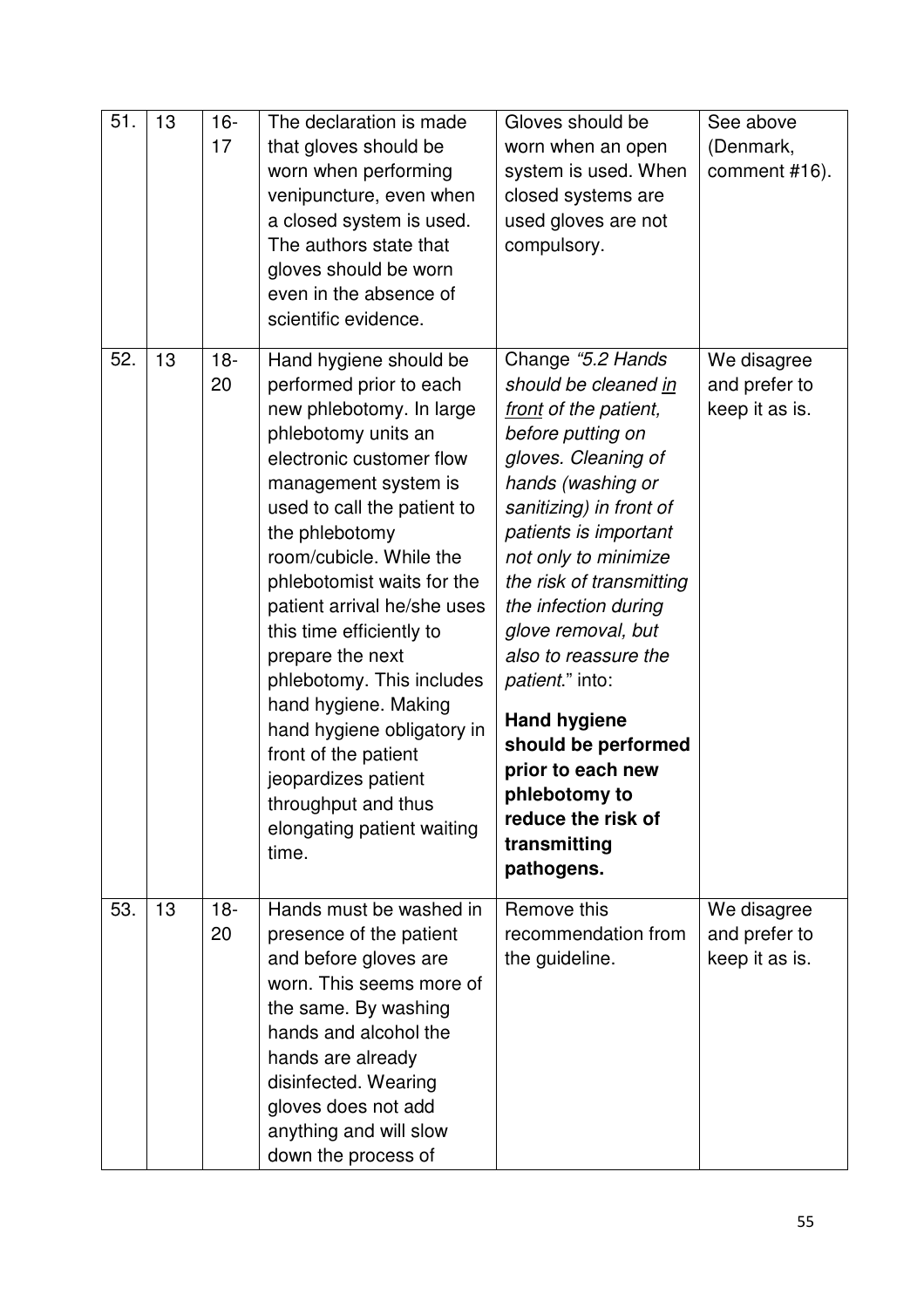| 51. | 13 | 16-17 | The declaration is made that gloves should be worn when performing venipuncture, even when a closed system is used. The authors state that gloves should be worn even in the absence of scientific evidence. | Gloves should be worn when an open system is used. When closed systems are used gloves are not compulsory. | See above (Denmark, comment #16). |
|---|---|---|---|---|---|
| 52. | 13 | 18-20 | Hand hygiene should be performed prior to each new phlebotomy. In large phlebotomy units an electronic customer flow management system is used to call the patient to the phlebotomy room/cubicle. While the phlebotomist waits for the patient arrival he/she uses this time efficiently to prepare the next phlebotomy. This includes hand hygiene. Making hand hygiene obligatory in front of the patient jeopardizes patient throughput and thus elongating patient waiting time. | Change *"5.2 Hands should be cleaned <u>in front</u> of the patient, before putting on gloves. Cleaning of hands (washing or sanitizing) in front of patients is important not only to minimize the risk of transmitting the infection during glove removal, but also to reassure the patient.*" into: **Hand hygiene should be performed prior to each new phlebotomy to reduce the risk of transmitting pathogens.** | We disagree and prefer to keep it as is. |
| 53. | 13 | 18-20 | Hands must be washed in presence of the patient and before gloves are worn. This seems more of the same. By washing hands and alcohol the hands are already disinfected. Wearing gloves does not add anything and will slow down the process of | Remove this recommendation from the guideline. | We disagree and prefer to keep it as is. |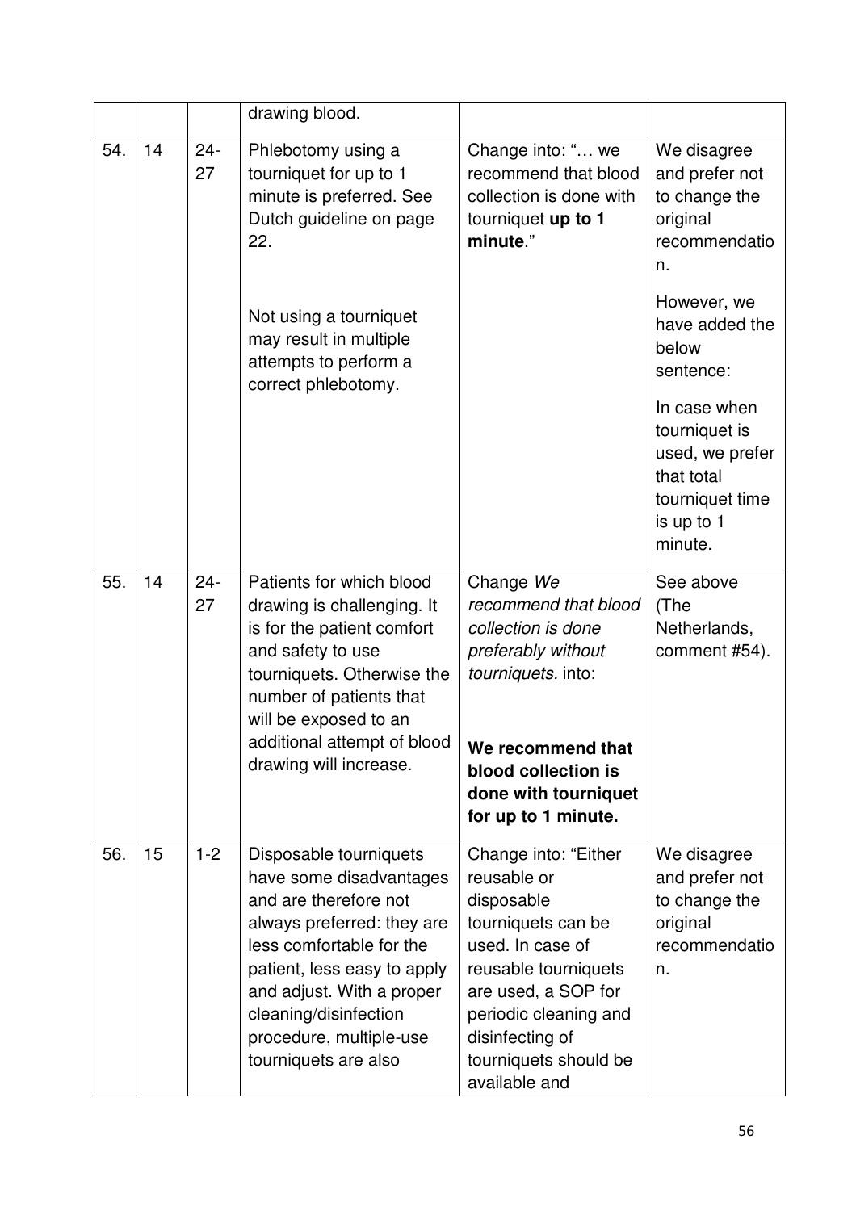| | | | drawing blood. | | |
|---|---|---|---|---|---|
| 54. | 14 | 24-27 | Phlebotomy using a tourniquet for up to 1 minute is preferred. See Dutch guideline on page 22.<br><br>Not using a tourniquet may result in multiple attempts to perform a correct phlebotomy. | Change into: "… we recommend that blood collection is done with tourniquet **up to 1 minute**." | We disagree and prefer not to change the original recommendation.<br><br>However, we have added the below sentence:<br><br>In case when tourniquet is used, we prefer that total tourniquet time is up to 1 minute. |
| 55. | 14 | 24-27 | Patients for which blood drawing is challenging. It is for the patient comfort and safety to use tourniquets. Otherwise the number of patients that will be exposed to an additional attempt of blood drawing will increase. | Change *We recommend that blood collection is done preferably without tourniquets.* into:<br><br>**We recommend that blood collection is done with tourniquet for up to 1 minute.** | See above (The Netherlands, comment #54). |
| 56. | 15 | 1-2 | Disposable tourniquets have some disadvantages and are therefore not always preferred: they are less comfortable for the patient, less easy to apply and adjust. With a proper cleaning/disinfection procedure, multiple-use tourniquets are also | Change into: "Either reusable or disposable tourniquets can be used. In case of reusable tourniquets are used, a SOP for periodic cleaning and disinfecting of tourniquets should be available and | We disagree and prefer not to change the original recommendation. |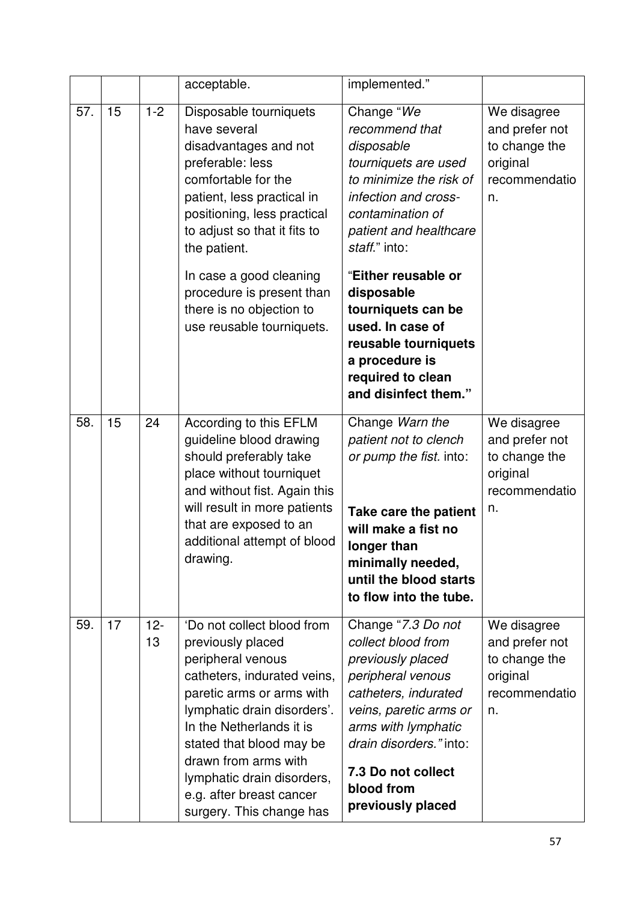|  |  |  | acceptable. | implemented." |  |
|---|---|---|---|---|---|
| 57. | 15 | 1-2 | Disposable tourniquets have several disadvantages and not preferable: less comfortable for the patient, less practical in positioning, less practical to adjust so that it fits to the patient.<br><br>In case a good cleaning procedure is present than there is no objection to use reusable tourniquets. | Change "*We recommend that disposable tourniquets are used to minimize the risk of infection and cross-contamination of patient and healthcare staff.*" into:<br><br>"**Either reusable or disposable tourniquets can be used. In case of reusable tourniquets a procedure is required to clean and disinfect them.**" | We disagree and prefer not to change the original recommendation. |
| 58. | 15 | 24 | According to this EFLM guideline blood drawing should preferably take place without tourniquet and without fist. Again this will result in more patients that are exposed to an additional attempt of blood drawing. | Change *Warn the patient not to clench or pump the fist.* into:<br><br>**Take care the patient will make a fist no longer than minimally needed, until the blood starts to flow into the tube.** | We disagree and prefer not to change the original recommendation. |
| 59. | 17 | 12-13 | 'Do not collect blood from previously placed peripheral venous catheters, indurated veins, paretic arms or arms with lymphatic drain disorders'. In the Netherlands it is stated that blood may be drawn from arms with lymphatic drain disorders, e.g. after breast cancer surgery. This change has | Change "*7.3 Do not collect blood from previously placed peripheral venous catheters, indurated veins, paretic arms or arms with lymphatic drain disorders.*" into:<br><br>**7.3 Do not collect blood from previously placed** | We disagree and prefer not to change the original recommendation. |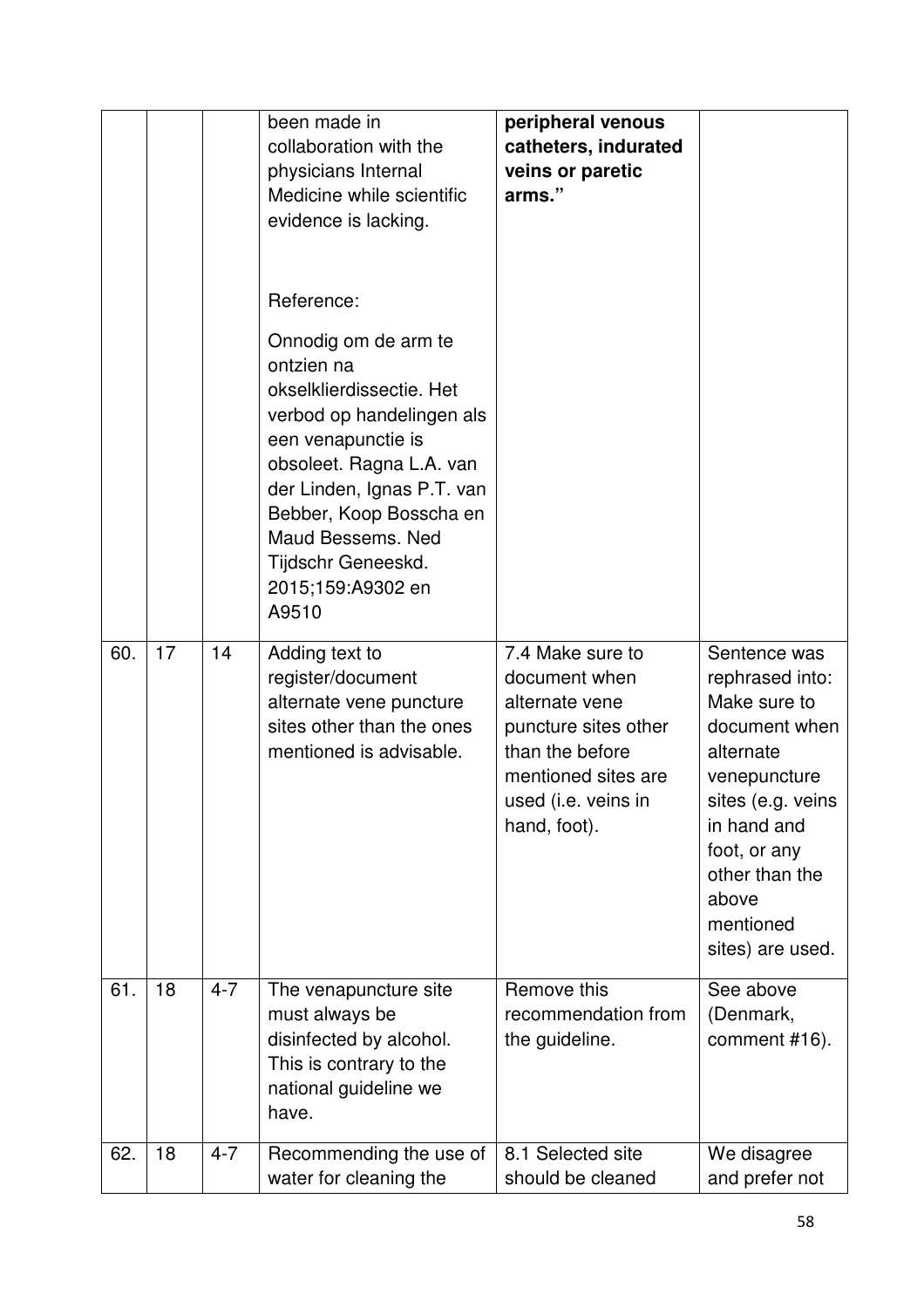| | | | | | |
|---|---|---|---|---|---|
| | | | been made in collaboration with the physicians Internal Medicine while scientific evidence is lacking.<br><br>Reference:<br><br>Onnodig om de arm te ontzien na okselklierdissectie. Het verbod op handelingen als een venapunctie is obsoleet. Ragna L.A. van der Linden, Ignas P.T. van Bebber, Koop Bosscha en Maud Bessems. Ned Tijdschr Geneeskd. 2015;159:A9302 en A9510 | **peripheral venous catheters, indurated veins or paretic arms."** | |
| 60. | 17 | 14 | Adding text to register/document alternate vene puncture sites other than the ones mentioned is advisable. | 7.4 Make sure to document when alternate vene puncture sites other than the before mentioned sites are used (i.e. veins in hand, foot). | Sentence was rephrased into: Make sure to document when alternate venepuncture sites (e.g. veins in hand and foot, or any other than the above mentioned sites) are used. |
| 61. | 18 | 4-7 | The venapuncture site must always be disinfected by alcohol. This is contrary to the national guideline we have. | Remove this recommendation from the guideline. | See above (Denmark, comment #16). |
| 62. | 18 | 4-7 | Recommending the use of water for cleaning the | 8.1 Selected site should be cleaned | We disagree and prefer not |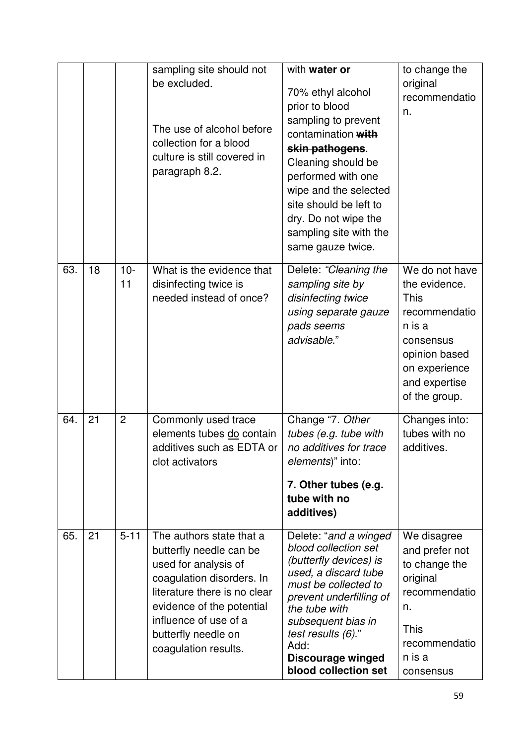|  |  |  |  |  |  |
|---|---|---|---|---|---|
|  |  |  | sampling site should not be excluded.<br><br>The use of alcohol before collection for a blood culture is still covered in paragraph 8.2. | with **water or**<br><br>70% ethyl alcohol prior to blood sampling to prevent contamination ~~**with skin pathogens**~~. Cleaning should be performed with one wipe and the selected site should be left to dry. Do not wipe the sampling site with the same gauze twice. | to change the original recommendation. |
| 63. | 18 | 10-11 | What is the evidence that disinfecting twice is needed instead of once? | Delete: *"Cleaning the sampling site by disinfecting twice using separate gauze pads seems advisable*." | We do not have the evidence. This recommendation is a consensus opinion based on experience and expertise of the group. |
| 64. | 21 | 2 | Commonly used trace elements tubes <u>do</u> contain additives such as EDTA or clot activators | Change "7. *Other tubes (e.g. tube with no additives for trace elements*)" into:<br><br>**7. Other tubes (e.g. tube with no additives)** | Changes into: tubes with no additives. |
| 65. | 21 | 5-11 | The authors state that a butterfly needle can be used for analysis of coagulation disorders. In literature there is no clear evidence of the potential influence of use of a butterfly needle on coagulation results. | Delete: "*and a winged blood collection set (butterfly devices) is used, a discard tube must be collected to prevent underfilling of the tube with subsequent bias in test results (6)*."<br>Add:<br>**Discourage winged blood collection set** | We disagree and prefer not to change the original recommendation.<br><br>This recommendation is a consensus |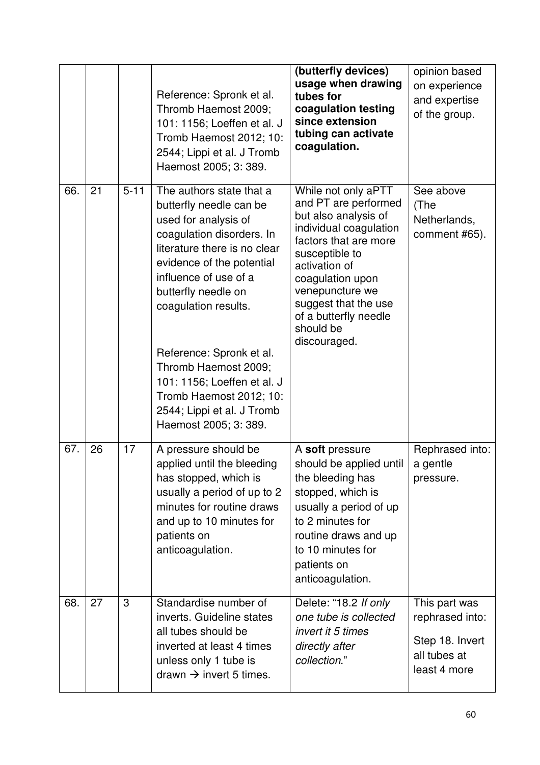| | | | | | |
|---|---|---|---|---|---|
| | | | Reference: Spronk et al. Thromb Haemost 2009; 101: 1156; Loeffen et al. J Tromb Haemost 2012; 10: 2544; Lippi et al. J Tromb Haemost 2005; 3: 389. | **(butterfly devices) usage when drawing tubes for coagulation testing since extension tubing can activate coagulation.** | opinion based on experience and expertise of the group. |
| 66. | 21 | 5-11 | The authors state that a butterfly needle can be used for analysis of coagulation disorders. In literature there is no clear evidence of the potential influence of use of a butterfly needle on coagulation results. Reference: Spronk et al. Thromb Haemost 2009; 101: 1156; Loeffen et al. J Tromb Haemost 2012; 10: 2544; Lippi et al. J Tromb Haemost 2005; 3: 389. | While not only aPTT and PT are performed but also analysis of individual coagulation factors that are more susceptible to activation of coagulation upon venepuncture we suggest that the use of a butterfly needle should be discouraged. | See above (The Netherlands, comment #65). |
| 67. | 26 | 17 | A pressure should be applied until the bleeding has stopped, which is usually a period of up to 2 minutes for routine draws and up to 10 minutes for patients on anticoagulation. | A **soft** pressure should be applied until the bleeding has stopped, which is usually a period of up to 2 minutes for routine draws and up to 10 minutes for patients on anticoagulation. | Rephrased into: a gentle pressure. |
| 68. | 27 | 3 | Standardise number of inverts. Guideline states all tubes should be inverted at least 4 times unless only 1 tube is drawn → invert 5 times. | Delete: "18.2 *If only one tube is collected invert it 5 times directly after collection*." | This part was rephrased into: Step 18. Invert all tubes at least 4 more |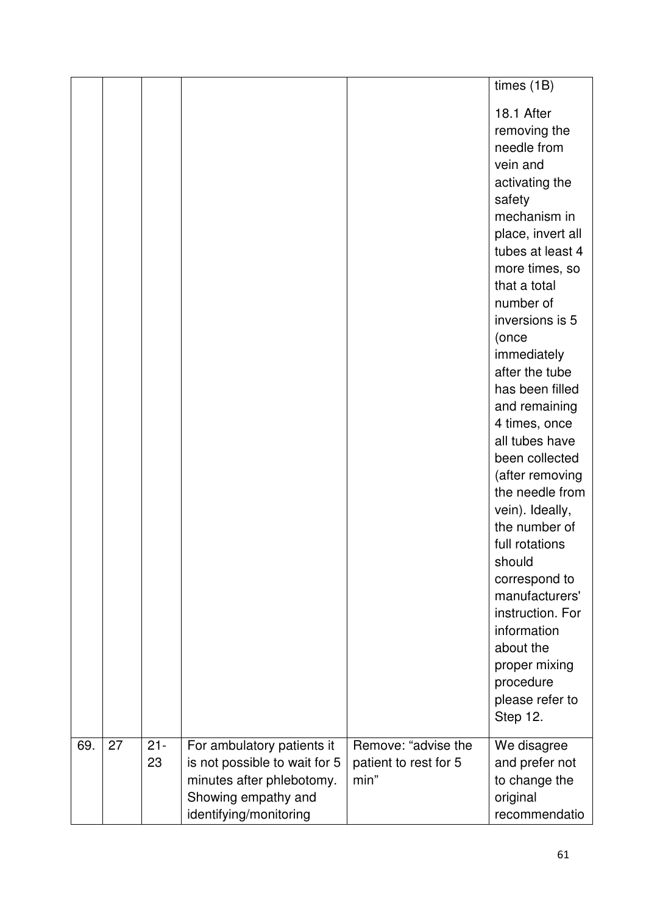| | | | | | |
|---|---|---|---|---|---|
| | | | | | times (1B)<br><br>18.1 After removing the needle from vein and activating the safety mechanism in place, invert all tubes at least 4 more times, so that a total number of inversions is 5 (once immediately after the tube has been filled and remaining 4 times, once all tubes have been collected (after removing the needle from vein). Ideally, the number of full rotations should correspond to manufacturers' instruction. For information about the proper mixing procedure please refer to Step 12. |
| 69. | 27 | 21-23 | For ambulatory patients it is not possible to wait for 5 minutes after phlebotomy. Showing empathy and identifying/monitoring | Remove: "advise the patient to rest for 5 min" | We disagree and prefer not to change the original recommendatio |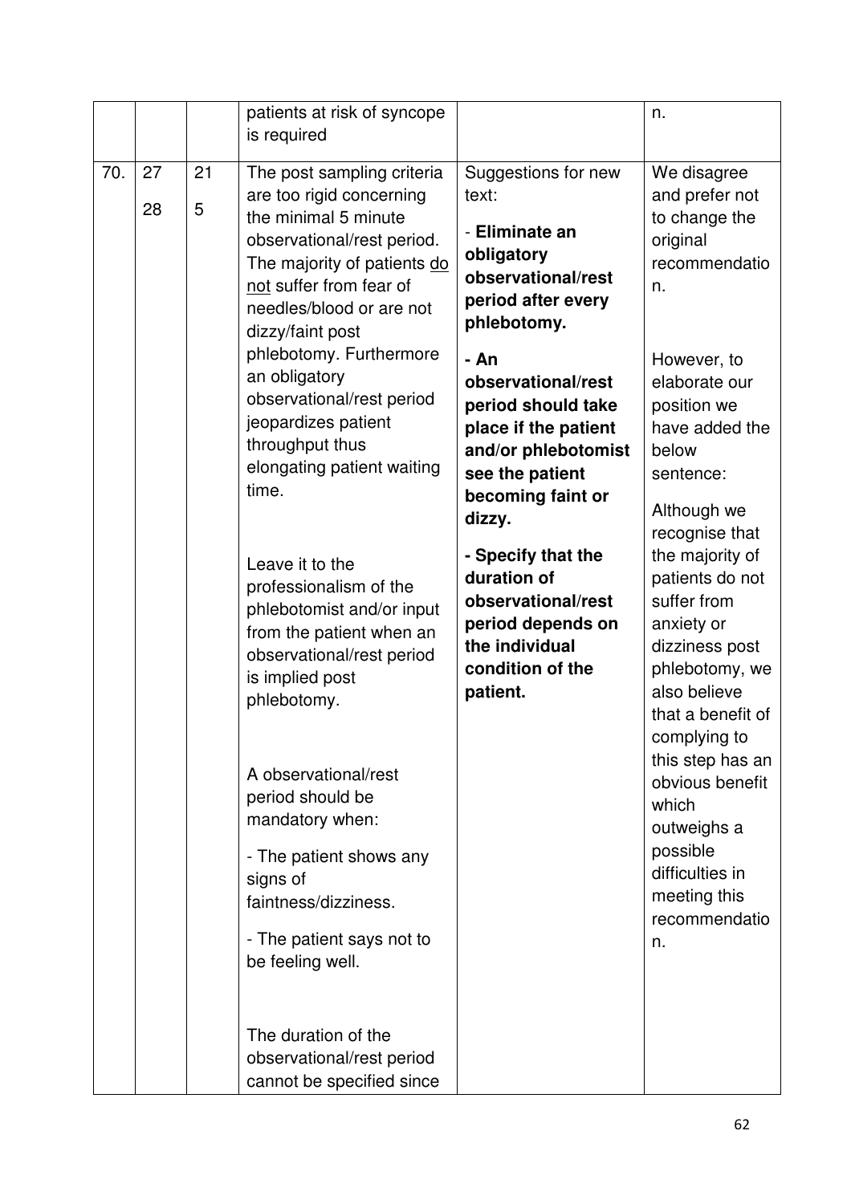| | | | | | |
|---|---|---|---|---|---|
| | | | patients at risk of syncope is required | | n. |
| 70. | 27<br>28 | 21<br>5 | The post sampling criteria are too rigid concerning the minimal 5 minute observational/rest period. The majority of patients do not suffer from fear of needles/blood or are not dizzy/faint post phlebotomy. Furthermore an obligatory observational/rest period jeopardizes patient throughput thus elongating patient waiting time.<br><br>Leave it to the professionalism of the phlebotomist and/or input from the patient when an observational/rest period is implied post phlebotomy.<br><br>A observational/rest period should be mandatory when:<br><br>- The patient shows any signs of faintness/dizziness.<br><br>- The patient says not to be feeling well.<br><br>The duration of the observational/rest period cannot be specified since | Suggestions for new text:<br><br>- **Eliminate an obligatory observational/rest period after every phlebotomy.**<br><br>**- An observational/rest period should take place if the patient and/or phlebotomist see the patient becoming faint or dizzy.**<br><br>**- Specify that the duration of observational/rest period depends on the individual condition of the patient.** | We disagree and prefer not to change the original recommendation.<br><br>However, to elaborate our position we have added the below sentence:<br><br>Although we recognise that the majority of patients do not suffer from anxiety or dizziness post phlebotomy, we also believe that a benefit of complying to this step has an obvious benefit which outweighs a possible difficulties in meeting this recommendation. |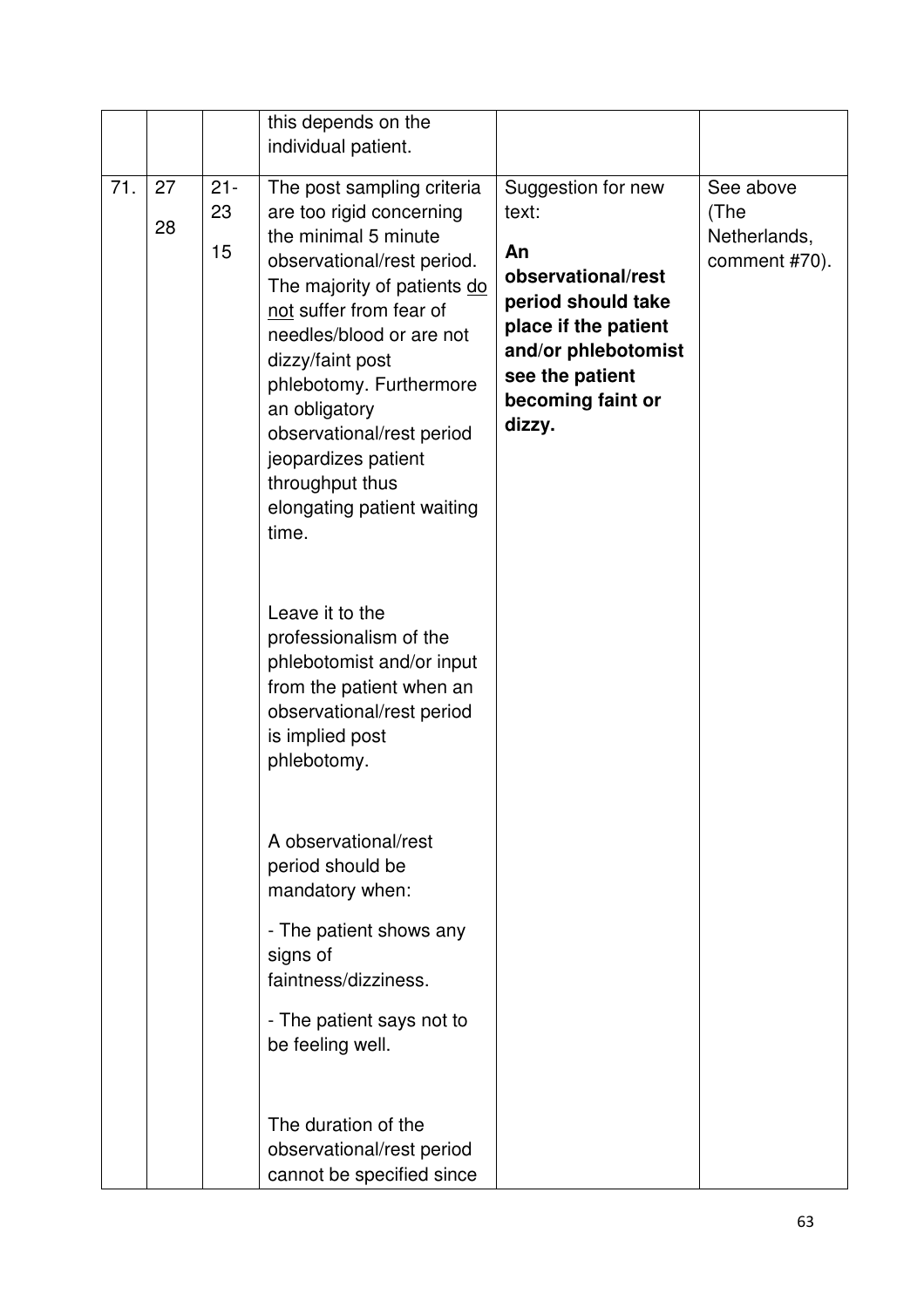| | | | | | |
|---|---|---|---|---|---|
| | | | this depends on the individual patient. | | |
| 71. | 27<br>28 | 21-23<br>15 | The post sampling criteria are too rigid concerning the minimal 5 minute observational/rest period. The majority of patients <u>do not</u> suffer from fear of needles/blood or are not dizzy/faint post phlebotomy. Furthermore an obligatory observational/rest period jeopardizes patient throughput thus elongating patient waiting time.<br><br>Leave it to the professionalism of the phlebotomist and/or input from the patient when an observational/rest period is implied post phlebotomy.<br><br>A observational/rest period should be mandatory when:<br><br>- The patient shows any signs of faintness/dizziness.<br><br>- The patient says not to be feeling well.<br><br>The duration of the observational/rest period cannot be specified since | Suggestion for new text:<br><br>**An observational/rest period should take place if the patient and/or phlebotomist see the patient becoming faint or dizzy.** | See above (The Netherlands, comment #70). |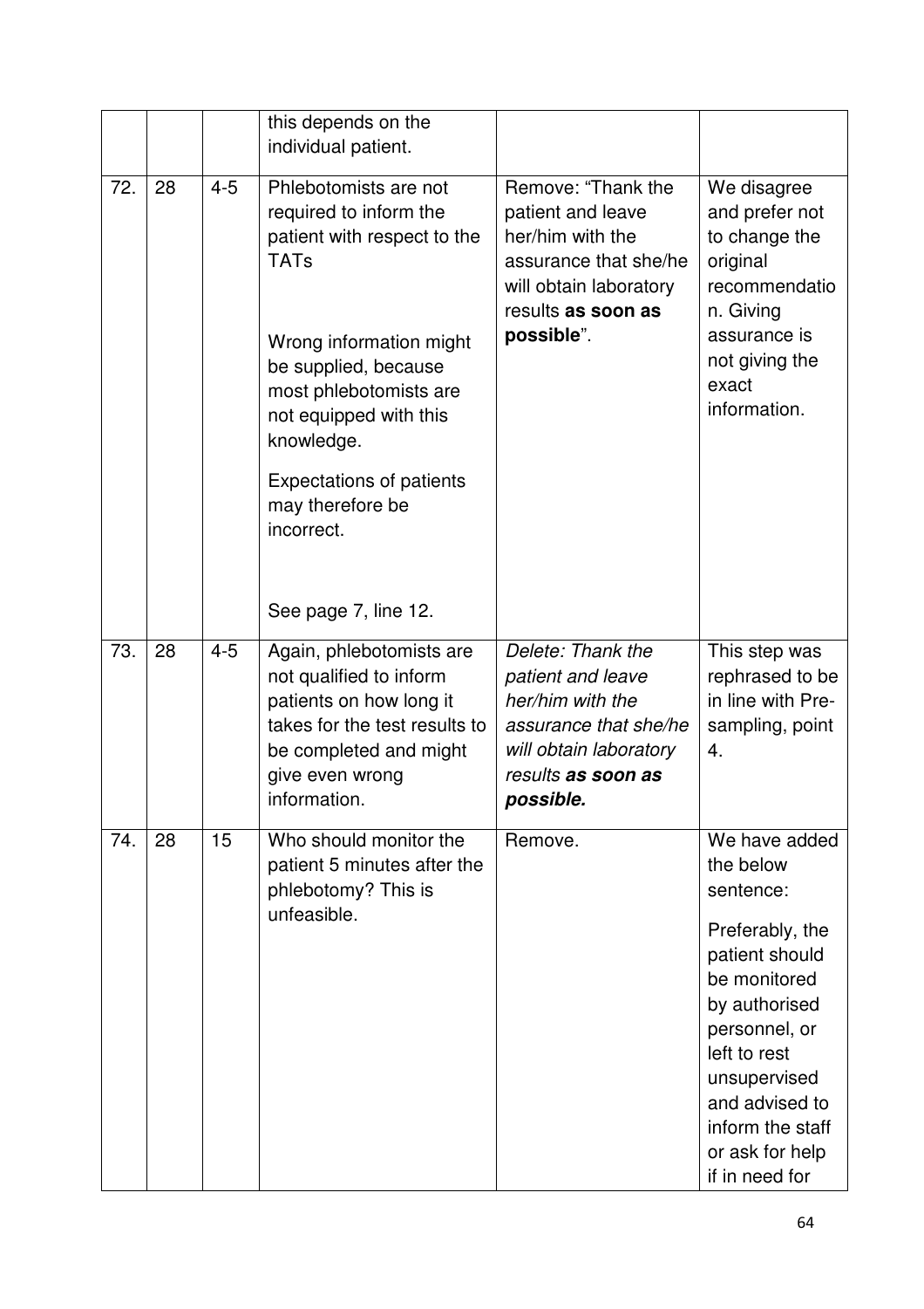|  |  |  | this depends on the individual patient. |  |  |
|---|---|---|---|---|---|
| 72. | 28 | 4-5 | Phlebotomists are not required to inform the patient with respect to the TATs<br><br>Wrong information might be supplied, because most phlebotomists are not equipped with this knowledge.<br><br>Expectations of patients may therefore be incorrect.<br><br>See page 7, line 12. | Remove: "Thank the patient and leave her/him with the assurance that she/he will obtain laboratory results **as soon as possible**". | We disagree and prefer not to change the original recommendation. Giving assurance is not giving the exact information. |
| 73. | 28 | 4-5 | Again, phlebotomists are not qualified to inform patients on how long it takes for the test results to be completed and might give even wrong information. | *Delete: Thank the patient and leave her/him with the assurance that she/he will obtain laboratory results **as soon as possible.*** | This step was rephrased to be in line with Pre-sampling, point 4. |
| 74. | 28 | 15 | Who should monitor the patient 5 minutes after the phlebotomy? This is unfeasible. | Remove. | We have added the below sentence:<br><br>Preferably, the patient should be monitored by authorised personnel, or left to rest unsupervised and advised to inform the staff or ask for help if in need for |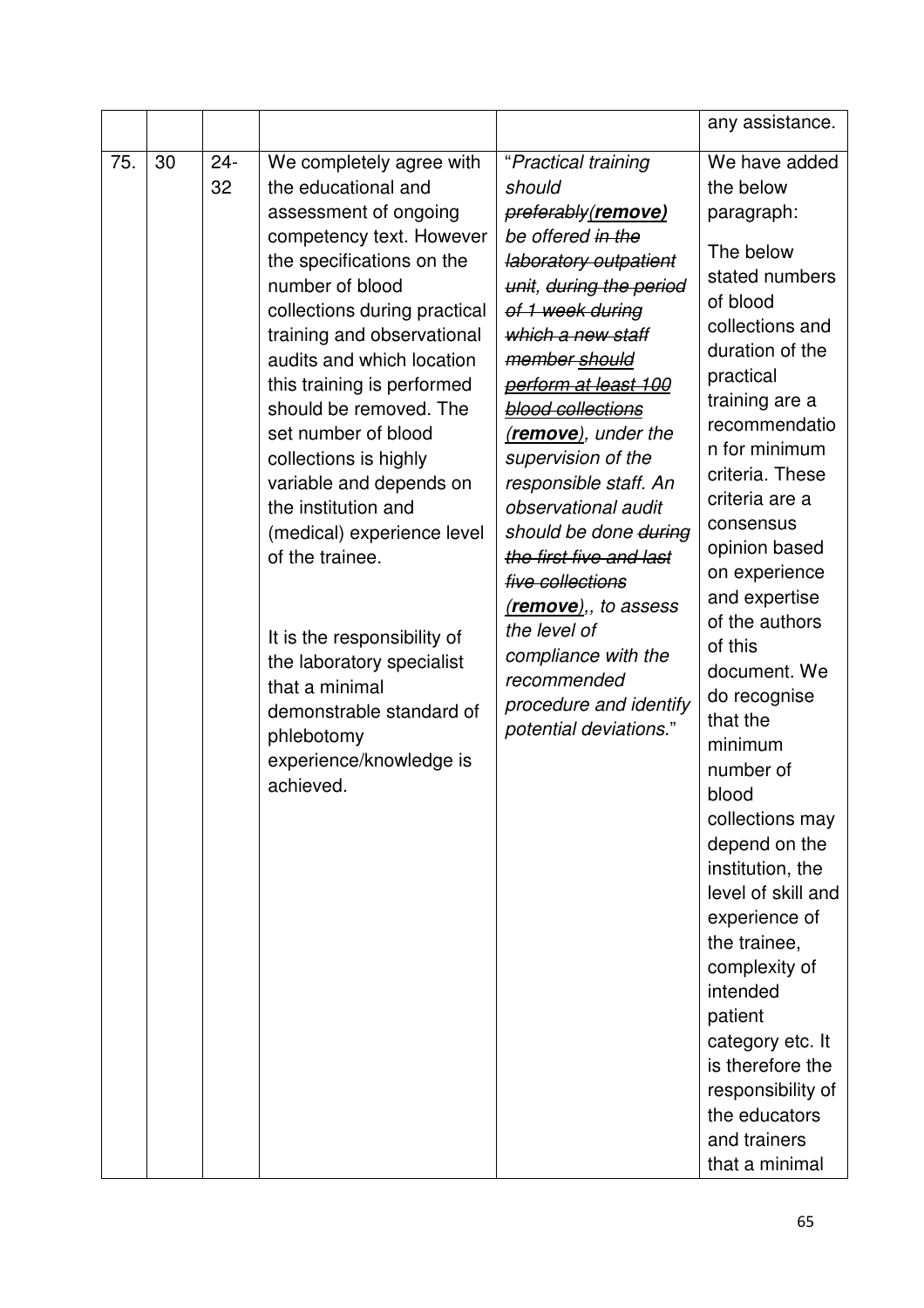| | | | | | |
|---|---|---|---|---|---|
| | | | | | any assistance. |
| 75. | 30 | 24-32 | We completely agree with the educational and assessment of ongoing competency text. However the specifications on the number of blood collections during practical training and observational audits and which location this training is performed should be removed. The set number of blood collections is highly variable and depends on the institution and (medical) experience level of the trainee.<br><br>It is the responsibility of the laboratory specialist that a minimal demonstrable standard of phlebotomy experience/knowledge is achieved. | "*Practical training should ~~preferably~~(**remove**) be offered ~~in the laboratory outpatient unit~~, ~~during the period of 1 week during which a new staff member should perform at least 100 blood collections~~ (**remove**), under the supervision of the responsible staff. An observational audit should be done ~~during the first five and last five collections~~ (**remove**),, to assess the level of compliance with the recommended procedure and identify potential deviations.*" | We have added the below paragraph:<br><br>The below stated numbers of blood collections and duration of the practical training are a recommendation for minimum criteria. These criteria are a consensus opinion based on experience and expertise of the authors of this document. We do recognise that the minimum number of blood collections may depend on the institution, the level of skill and experience of the trainee, complexity of intended patient category etc. It is therefore the responsibility of the educators and trainers that a minimal |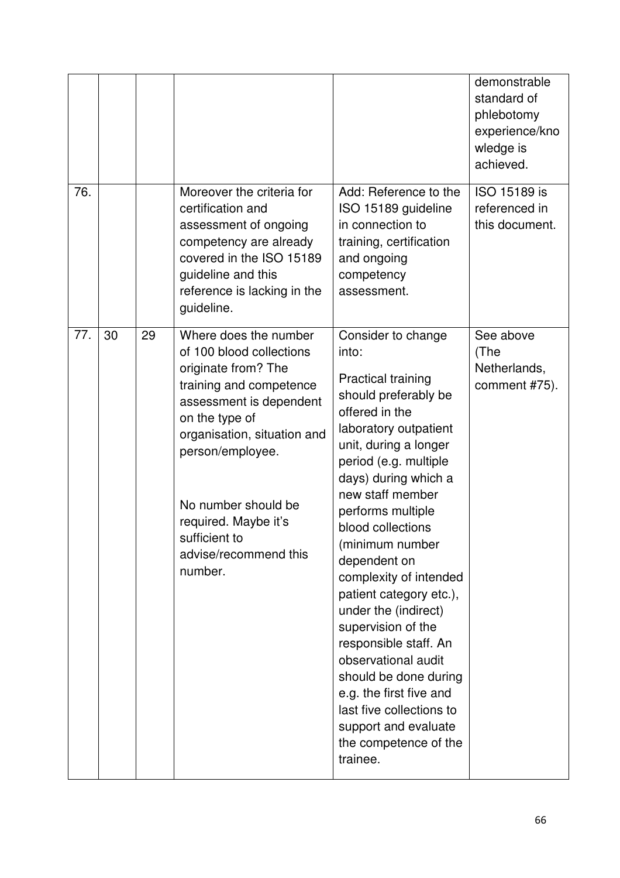| | | | | | |
|---|---|---|---|---|---|
| | | | | | demonstrable standard of phlebotomy experience/knowledge is achieved. |
| 76. | | | Moreover the criteria for certification and assessment of ongoing competency are already covered in the ISO 15189 guideline and this reference is lacking in the guideline. | Add: Reference to the ISO 15189 guideline in connection to training, certification and ongoing competency assessment. | ISO 15189 is referenced in this document. |
| 77. | 30 | 29 | Where does the number of 100 blood collections originate from? The training and competence assessment is dependent on the type of organisation, situation and person/employee.<br><br>No number should be required. Maybe it's sufficient to advise/recommend this number. | Consider to change into:<br><br>Practical training should preferably be offered in the laboratory outpatient unit, during a longer period (e.g. multiple days) during which a new staff member performs multiple blood collections (minimum number dependent on complexity of intended patient category etc.), under the (indirect) supervision of the responsible staff. An observational audit should be done during e.g. the first five and last five collections to support and evaluate the competence of the trainee. | See above (The Netherlands, comment #75). |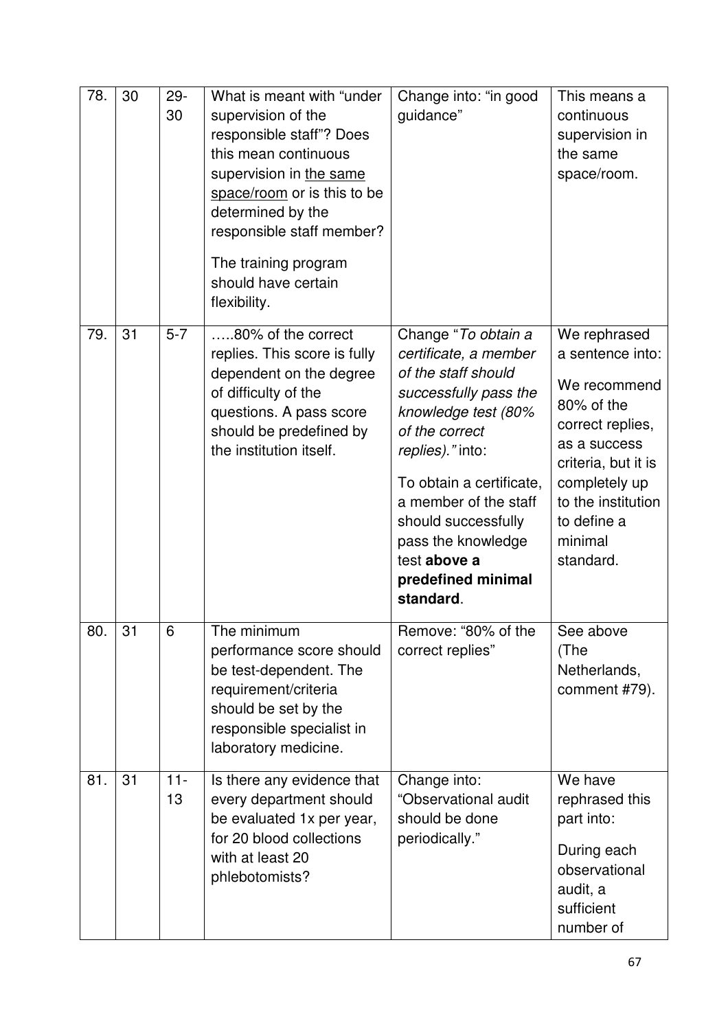| 78. | 30 | 29-30 | What is meant with "under supervision of the responsible staff"? Does this mean continuous supervision in <u>the same space/room</u> or is this to be determined by the responsible staff member?<br><br>The training program should have certain flexibility. | Change into: "in good guidance" | This means a continuous supervision in the same space/room. |
|---|---|---|---|---|---|
| 79. | 31 | 5-7 | …..80% of the correct replies. This score is fully dependent on the degree of difficulty of the questions. A pass score should be predefined by the institution itself. | Change "*To obtain a certificate, a member of the staff should successfully pass the knowledge test (80% of the correct replies).*" into:<br><br>To obtain a certificate, a member of the staff should successfully pass the knowledge test **above a predefined minimal standard**. | We rephrased a sentence into:<br><br>We recommend 80% of the correct replies, as a success criteria, but it is completely up to the institution to define a minimal standard. |
| 80. | 31 | 6 | The minimum performance score should be test-dependent. The requirement/criteria should be set by the responsible specialist in laboratory medicine. | Remove: "80% of the correct replies" | See above (The Netherlands, comment #79). |
| 81. | 31 | 11-13 | Is there any evidence that every department should be evaluated 1x per year, for 20 blood collections with at least 20 phlebotomists? | Change into: "Observational audit should be done periodically." | We have rephrased this part into:<br><br>During each observational audit, a sufficient number of |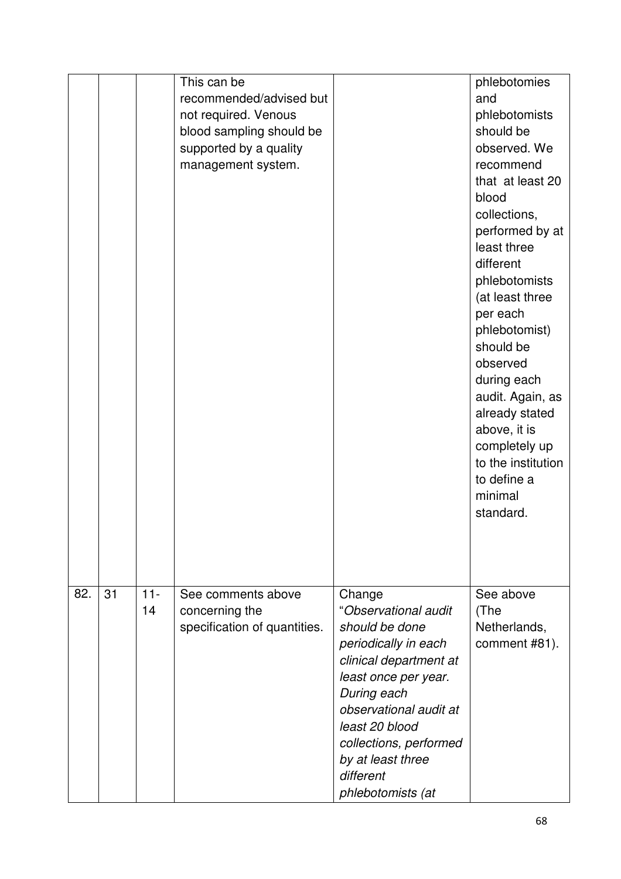| | | | | | |
|---|---|---|---|---|---|
| | | | This can be recommended/advised but not required. Venous blood sampling should be supported by a quality management system. | | phlebotomies and phlebotomists should be observed. We recommend that at least 20 blood collections, performed by at least three different phlebotomists (at least three per each phlebotomist) should be observed during each audit. Again, as already stated above, it is completely up to the institution to define a minimal standard. |
| 82. | 31 | 11-14 | See comments above concerning the specification of quantities. | Change "*Observational audit should be done periodically in each clinical department at least once per year. During each observational audit at least 20 blood collections, performed by at least three different phlebotomists (at* | See above (The Netherlands, comment #81). |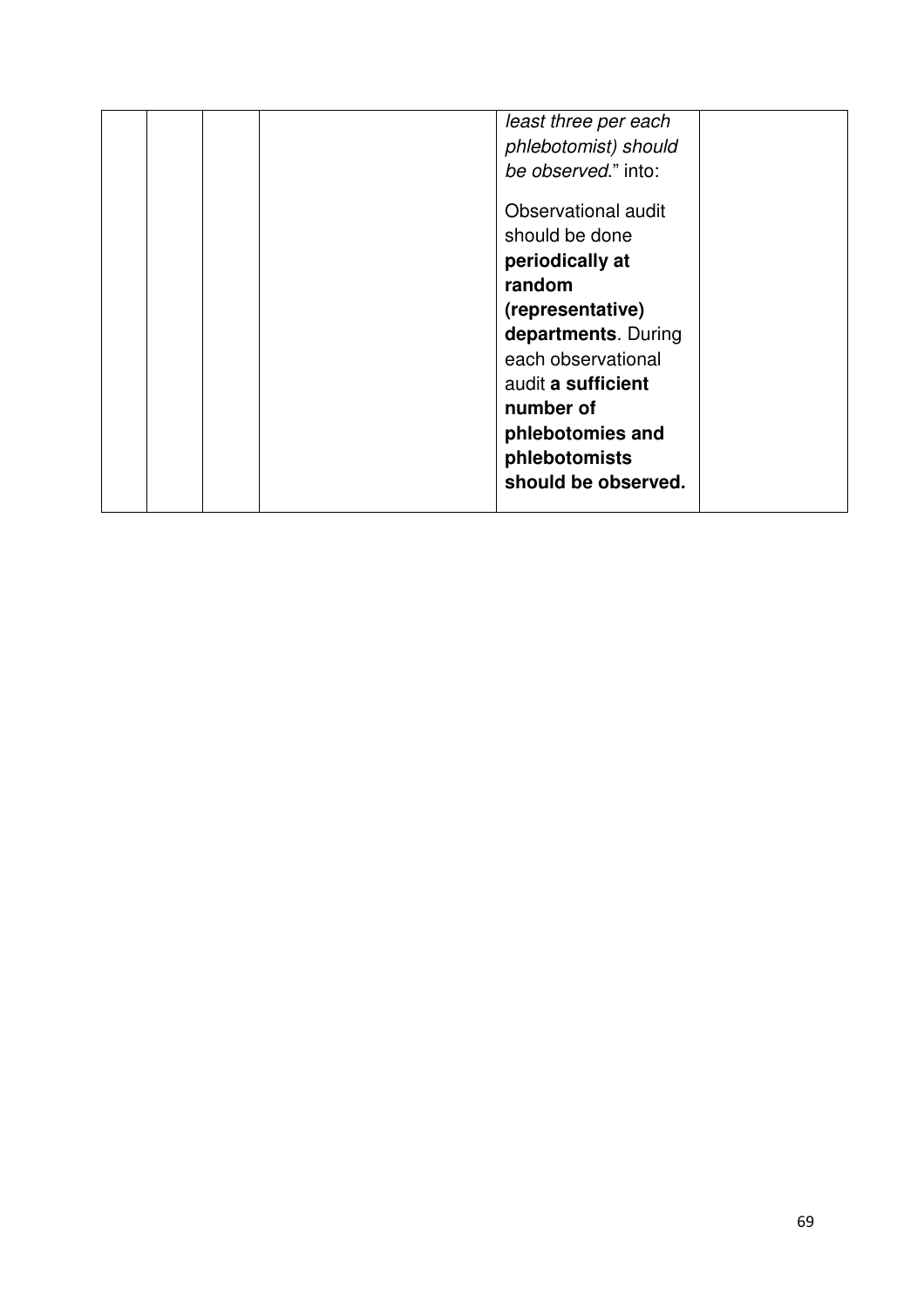| | | | | | |
|---|---|---|---|---|---|
| | | | | *least three per each phlebotomist) should be observed.*" into:<br><br>Observational audit should be done **periodically at random (representative) departments**. During each observational audit **a sufficient number of phlebotomies and phlebotomists should be observed.** | |